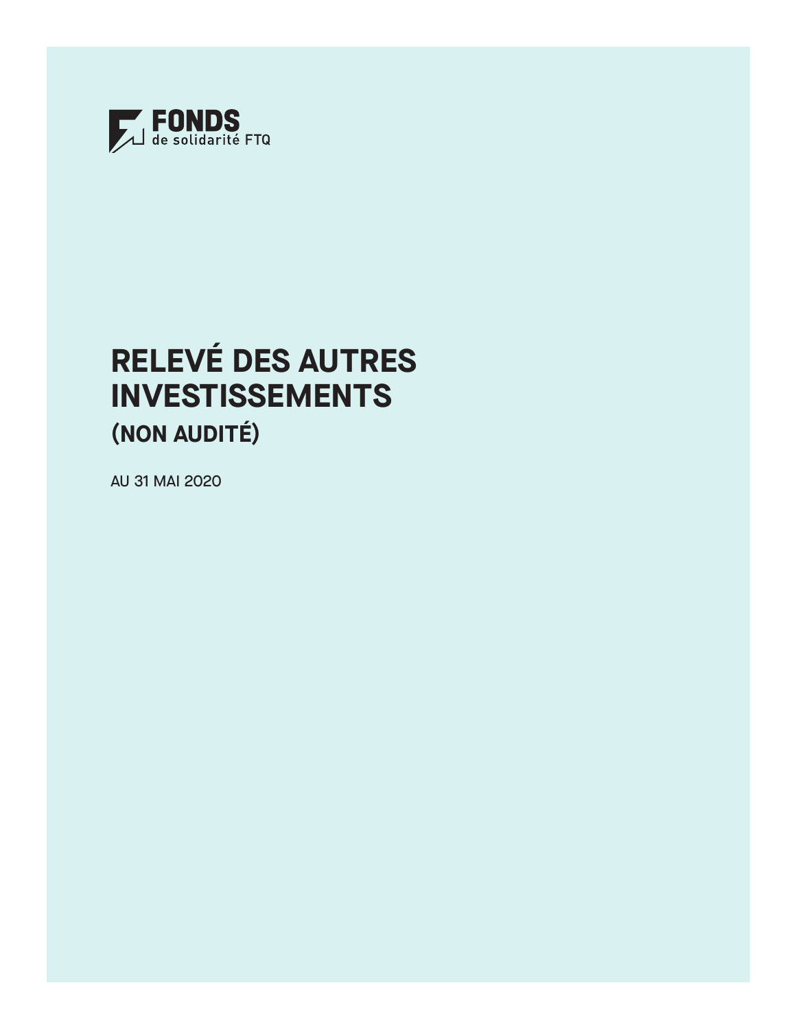FONDS
de solidarité FTQ

# RELEVÉ DES AUTRES INVESTISSEMENTS

## (NON AUDITÉ)

AU 31 MAI 2020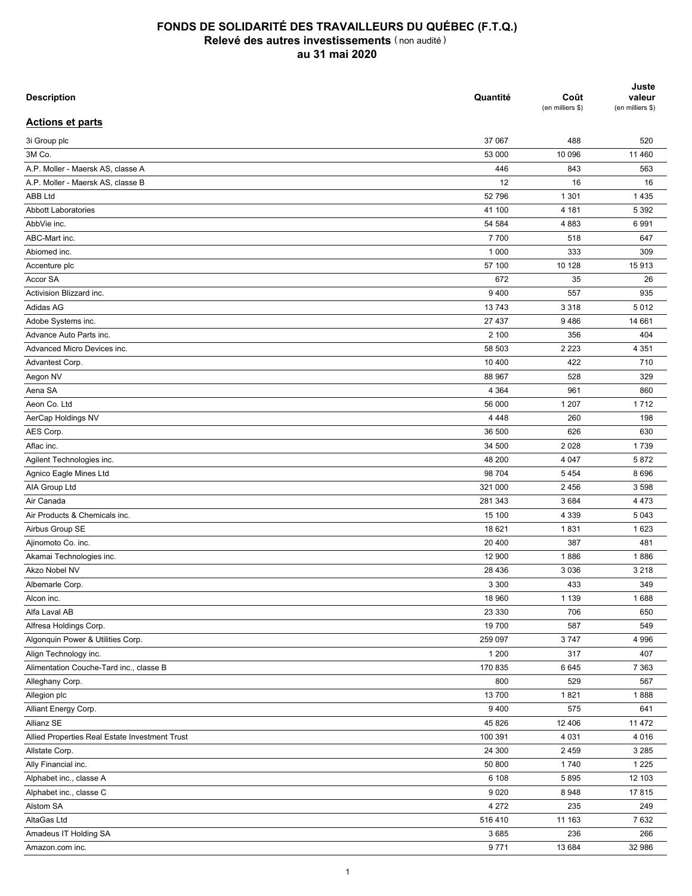# FONDS DE SOLIDARITÉ DES TRAVAILLEURS DU QUÉBEC (F.T.Q.)

## Relevé des autres investissements (non audité)

## au 31 mai 2020

| Description | Quantité | Coût (en milliers $) | Juste valeur (en milliers $) |
|---|---|---|---|
| **Actions et parts** | | | |
| 3i Group plc | 37 067 | 488 | 520 |
| 3M Co. | 53 000 | 10 096 | 11 460 |
| A.P. Moller - Maersk AS, classe A | 446 | 843 | 563 |
| A.P. Moller - Maersk AS, classe B | 12 | 16 | 16 |
| ABB Ltd | 52 796 | 1 301 | 1 435 |
| Abbott Laboratories | 41 100 | 4 181 | 5 392 |
| AbbVie inc. | 54 584 | 4 883 | 6 991 |
| ABC-Mart inc. | 7 700 | 518 | 647 |
| Abiomed inc. | 1 000 | 333 | 309 |
| Accenture plc | 57 100 | 10 128 | 15 913 |
| Accor SA | 672 | 35 | 26 |
| Activision Blizzard inc. | 9 400 | 557 | 935 |
| Adidas AG | 13 743 | 3 318 | 5 012 |
| Adobe Systems inc. | 27 437 | 9 486 | 14 661 |
| Advance Auto Parts inc. | 2 100 | 356 | 404 |
| Advanced Micro Devices inc. | 58 503 | 2 223 | 4 351 |
| Advantest Corp. | 10 400 | 422 | 710 |
| Aegon NV | 88 967 | 528 | 329 |
| Aena SA | 4 364 | 961 | 860 |
| Aeon Co. Ltd | 56 000 | 1 207 | 1 712 |
| AerCap Holdings NV | 4 448 | 260 | 198 |
| AES Corp. | 36 500 | 626 | 630 |
| Aflac inc. | 34 500 | 2 028 | 1 739 |
| Agilent Technologies inc. | 48 200 | 4 047 | 5 872 |
| Agnico Eagle Mines Ltd | 98 704 | 5 454 | 8 696 |
| AIA Group Ltd | 321 000 | 2 456 | 3 598 |
| Air Canada | 281 343 | 3 684 | 4 473 |
| Air Products & Chemicals inc. | 15 100 | 4 339 | 5 043 |
| Airbus Group SE | 18 621 | 1 831 | 1 623 |
| Ajinomoto Co. inc. | 20 400 | 387 | 481 |
| Akamai Technologies inc. | 12 900 | 1 886 | 1 886 |
| Akzo Nobel NV | 28 436 | 3 036 | 3 218 |
| Albemarle Corp. | 3 300 | 433 | 349 |
| Alcon inc. | 18 960 | 1 139 | 1 688 |
| Alfa Laval AB | 23 330 | 706 | 650 |
| Alfresa Holdings Corp. | 19 700 | 587 | 549 |
| Algonquin Power & Utilities Corp. | 259 097 | 3 747 | 4 996 |
| Align Technology inc. | 1 200 | 317 | 407 |
| Alimentation Couche-Tard inc., classe B | 170 835 | 6 645 | 7 363 |
| Alleghany Corp. | 800 | 529 | 567 |
| Allegion plc | 13 700 | 1 821 | 1 888 |
| Alliant Energy Corp. | 9 400 | 575 | 641 |
| Allianz SE | 45 826 | 12 406 | 11 472 |
| Allied Properties Real Estate Investment Trust | 100 391 | 4 031 | 4 016 |
| Allstate Corp. | 24 300 | 2 459 | 3 285 |
| Ally Financial inc. | 50 800 | 1 740 | 1 225 |
| Alphabet inc., classe A | 6 108 | 5 895 | 12 103 |
| Alphabet inc., classe C | 9 020 | 8 948 | 17 815 |
| Alstom SA | 4 272 | 235 | 249 |
| AltaGas Ltd | 516 410 | 11 163 | 7 632 |
| Amadeus IT Holding SA | 3 685 | 236 | 266 |
| Amazon.com inc. | 9 771 | 13 684 | 32 986 |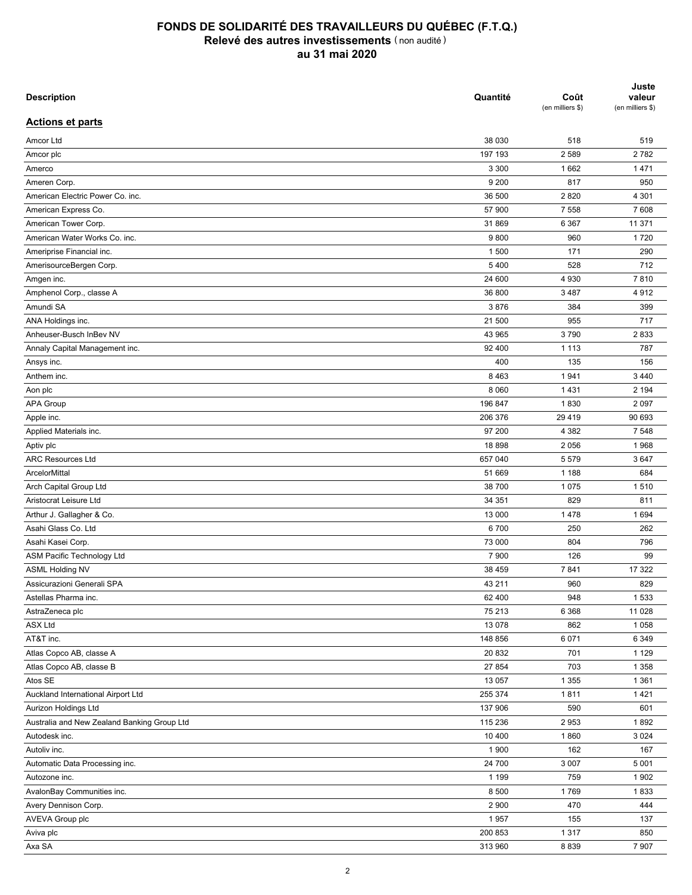# FONDS DE SOLIDARITÉ DES TRAVAILLEURS DU QUÉBEC (F.T.Q.)
## Relevé des autres investissements (non audité)
### au 31 mai 2020

| Description | Quantité | Coût (en milliers $) | Juste valeur (en milliers $) |
|---|---|---|---|
| **Actions et parts** | | | |
| Amcor Ltd | 38 030 | 518 | 519 |
| Amcor plc | 197 193 | 2 589 | 2 782 |
| Amerco | 3 300 | 1 662 | 1 471 |
| Ameren Corp. | 9 200 | 817 | 950 |
| American Electric Power Co. inc. | 36 500 | 2 820 | 4 301 |
| American Express Co. | 57 900 | 7 558 | 7 608 |
| American Tower Corp. | 31 869 | 6 367 | 11 371 |
| American Water Works Co. inc. | 9 800 | 960 | 1 720 |
| Ameriprise Financial inc. | 1 500 | 171 | 290 |
| AmerisourceBergen Corp. | 5 400 | 528 | 712 |
| Amgen inc. | 24 600 | 4 930 | 7 810 |
| Amphenol Corp., classe A | 36 800 | 3 487 | 4 912 |
| Amundi SA | 3 876 | 384 | 399 |
| ANA Holdings inc. | 21 500 | 955 | 717 |
| Anheuser-Busch InBev NV | 43 965 | 3 790 | 2 833 |
| Annaly Capital Management inc. | 92 400 | 1 113 | 787 |
| Ansys inc. | 400 | 135 | 156 |
| Anthem inc. | 8 463 | 1 941 | 3 440 |
| Aon plc | 8 060 | 1 431 | 2 194 |
| APA Group | 196 847 | 1 830 | 2 097 |
| Apple inc. | 206 376 | 29 419 | 90 693 |
| Applied Materials inc. | 97 200 | 4 382 | 7 548 |
| Aptiv plc | 18 898 | 2 056 | 1 968 |
| ARC Resources Ltd | 657 040 | 5 579 | 3 647 |
| ArcelorMittal | 51 669 | 1 188 | 684 |
| Arch Capital Group Ltd | 38 700 | 1 075 | 1 510 |
| Aristocrat Leisure Ltd | 34 351 | 829 | 811 |
| Arthur J. Gallagher & Co. | 13 000 | 1 478 | 1 694 |
| Asahi Glass Co. Ltd | 6 700 | 250 | 262 |
| Asahi Kasei Corp. | 73 000 | 804 | 796 |
| ASM Pacific Technology Ltd | 7 900 | 126 | 99 |
| ASML Holding NV | 38 459 | 7 841 | 17 322 |
| Assicurazioni Generali SPA | 43 211 | 960 | 829 |
| Astellas Pharma inc. | 62 400 | 948 | 1 533 |
| AstraZeneca plc | 75 213 | 6 368 | 11 028 |
| ASX Ltd | 13 078 | 862 | 1 058 |
| AT&T inc. | 148 856 | 6 071 | 6 349 |
| Atlas Copco AB, classe A | 20 832 | 701 | 1 129 |
| Atlas Copco AB, classe B | 27 854 | 703 | 1 358 |
| Atos SE | 13 057 | 1 355 | 1 361 |
| Auckland International Airport Ltd | 255 374 | 1 811 | 1 421 |
| Aurizon Holdings Ltd | 137 906 | 590 | 601 |
| Australia and New Zealand Banking Group Ltd | 115 236 | 2 953 | 1 892 |
| Autodesk inc. | 10 400 | 1 860 | 3 024 |
| Autoliv inc. | 1 900 | 162 | 167 |
| Automatic Data Processing inc. | 24 700 | 3 007 | 5 001 |
| Autozone inc. | 1 199 | 759 | 1 902 |
| AvalonBay Communities inc. | 8 500 | 1 769 | 1 833 |
| Avery Dennison Corp. | 2 900 | 470 | 444 |
| AVEVA Group plc | 1 957 | 155 | 137 |
| Aviva plc | 200 853 | 1 317 | 850 |
| Axa SA | 313 960 | 8 839 | 7 907 |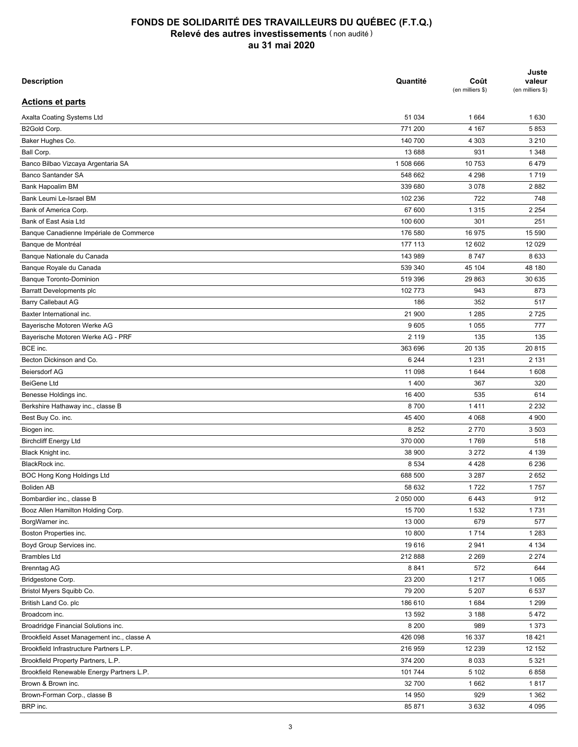# FONDS DE SOLIDARITÉ DES TRAVAILLEURS DU QUÉBEC (F.T.Q.)
## Relevé des autres investissements (non audité)
### au 31 mai 2020

| Description | Quantité | Coût (en milliers $) | Juste valeur (en milliers $) |
|---|---|---|---|
| **Actions et parts** | | | |
| Axalta Coating Systems Ltd | 51 034 | 1 664 | 1 630 |
| B2Gold Corp. | 771 200 | 4 167 | 5 853 |
| Baker Hughes Co. | 140 700 | 4 303 | 3 210 |
| Ball Corp. | 13 688 | 931 | 1 348 |
| Banco Bilbao Vizcaya Argentaria SA | 1 508 666 | 10 753 | 6 479 |
| Banco Santander SA | 548 662 | 4 298 | 1 719 |
| Bank Hapoalim BM | 339 680 | 3 078 | 2 882 |
| Bank Leumi Le-Israel BM | 102 236 | 722 | 748 |
| Bank of America Corp. | 67 600 | 1 315 | 2 254 |
| Bank of East Asia Ltd | 100 600 | 301 | 251 |
| Banque Canadienne Impériale de Commerce | 176 580 | 16 975 | 15 590 |
| Banque de Montréal | 177 113 | 12 602 | 12 029 |
| Banque Nationale du Canada | 143 989 | 8 747 | 8 633 |
| Banque Royale du Canada | 539 340 | 45 104 | 48 180 |
| Banque Toronto-Dominion | 519 396 | 29 863 | 30 635 |
| Barratt Developments plc | 102 773 | 943 | 873 |
| Barry Callebaut AG | 186 | 352 | 517 |
| Baxter International inc. | 21 900 | 1 285 | 2 725 |
| Bayerische Motoren Werke AG | 9 605 | 1 055 | 777 |
| Bayerische Motoren Werke AG - PRF | 2 119 | 135 | 135 |
| BCE inc. | 363 696 | 20 135 | 20 815 |
| Becton Dickinson and Co. | 6 244 | 1 231 | 2 131 |
| Beiersdorf AG | 11 098 | 1 644 | 1 608 |
| BeiGene Ltd | 1 400 | 367 | 320 |
| Benesse Holdings inc. | 16 400 | 535 | 614 |
| Berkshire Hathaway inc., classe B | 8 700 | 1 411 | 2 232 |
| Best Buy Co. inc. | 45 400 | 4 068 | 4 900 |
| Biogen inc. | 8 252 | 2 770 | 3 503 |
| Birchcliff Energy Ltd | 370 000 | 1 769 | 518 |
| Black Knight inc. | 38 900 | 3 272 | 4 139 |
| BlackRock inc. | 8 534 | 4 428 | 6 236 |
| BOC Hong Kong Holdings Ltd | 688 500 | 3 287 | 2 652 |
| Boliden AB | 58 632 | 1 722 | 1 757 |
| Bombardier inc., classe B | 2 050 000 | 6 443 | 912 |
| Booz Allen Hamilton Holding Corp. | 15 700 | 1 532 | 1 731 |
| BorgWarner inc. | 13 000 | 679 | 577 |
| Boston Properties inc. | 10 800 | 1 714 | 1 283 |
| Boyd Group Services inc. | 19 616 | 2 941 | 4 134 |
| Brambles Ltd | 212 888 | 2 269 | 2 274 |
| Brenntag AG | 8 841 | 572 | 644 |
| Bridgestone Corp. | 23 200 | 1 217 | 1 065 |
| Bristol Myers Squibb Co. | 79 200 | 5 207 | 6 537 |
| British Land Co. plc | 186 610 | 1 684 | 1 299 |
| Broadcom inc. | 13 592 | 3 188 | 5 472 |
| Broadridge Financial Solutions inc. | 8 200 | 989 | 1 373 |
| Brookfield Asset Management inc., classe A | 426 098 | 16 337 | 18 421 |
| Brookfield Infrastructure Partners L.P. | 216 959 | 12 239 | 12 152 |
| Brookfield Property Partners, L.P. | 374 200 | 8 033 | 5 321 |
| Brookfield Renewable Energy Partners L.P. | 101 744 | 5 102 | 6 858 |
| Brown & Brown inc. | 32 700 | 1 662 | 1 817 |
| Brown-Forman Corp., classe B | 14 950 | 929 | 1 362 |
| BRP inc. | 85 871 | 3 632 | 4 095 |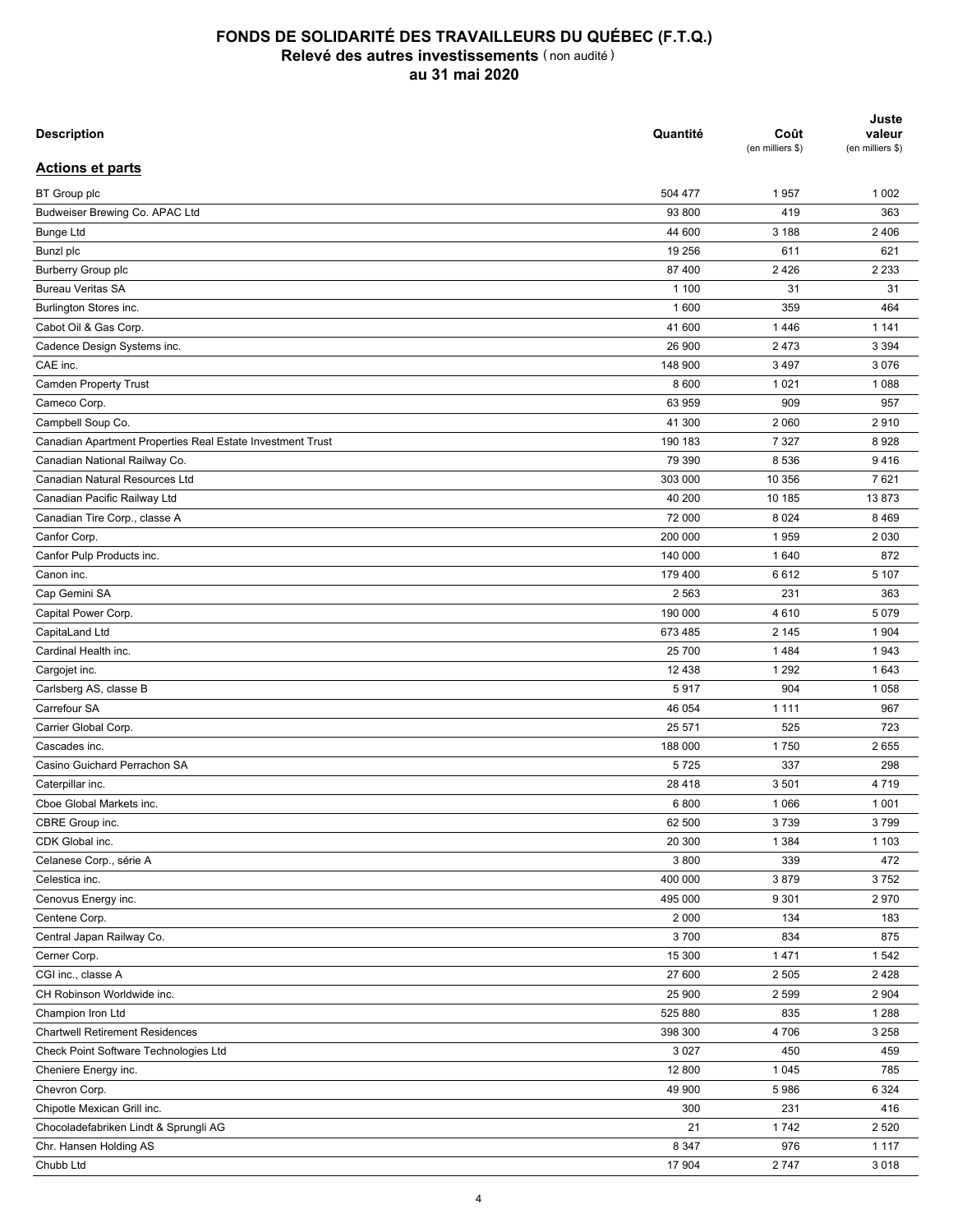# FONDS DE SOLIDARITÉ DES TRAVAILLEURS DU QUÉBEC (F.T.Q.)
## Relevé des autres investissements (non audité)
## au 31 mai 2020

| Description | Quantité | Coût (en milliers $) | Juste valeur (en milliers $) |
|---|---|---|---|
| **Actions et parts** | | | |
| BT Group plc | 504 477 | 1 957 | 1 002 |
| Budweiser Brewing Co. APAC Ltd | 93 800 | 419 | 363 |
| Bunge Ltd | 44 600 | 3 188 | 2 406 |
| Bunzl plc | 19 256 | 611 | 621 |
| Burberry Group plc | 87 400 | 2 426 | 2 233 |
| Bureau Veritas SA | 1 100 | 31 | 31 |
| Burlington Stores inc. | 1 600 | 359 | 464 |
| Cabot Oil & Gas Corp. | 41 600 | 1 446 | 1 141 |
| Cadence Design Systems inc. | 26 900 | 2 473 | 3 394 |
| CAE inc. | 148 900 | 3 497 | 3 076 |
| Camden Property Trust | 8 600 | 1 021 | 1 088 |
| Cameco Corp. | 63 959 | 909 | 957 |
| Campbell Soup Co. | 41 300 | 2 060 | 2 910 |
| Canadian Apartment Properties Real Estate Investment Trust | 190 183 | 7 327 | 8 928 |
| Canadian National Railway Co. | 79 390 | 8 536 | 9 416 |
| Canadian Natural Resources Ltd | 303 000 | 10 356 | 7 621 |
| Canadian Pacific Railway Ltd | 40 200 | 10 185 | 13 873 |
| Canadian Tire Corp., classe A | 72 000 | 8 024 | 8 469 |
| Canfor Corp. | 200 000 | 1 959 | 2 030 |
| Canfor Pulp Products inc. | 140 000 | 1 640 | 872 |
| Canon inc. | 179 400 | 6 612 | 5 107 |
| Cap Gemini SA | 2 563 | 231 | 363 |
| Capital Power Corp. | 190 000 | 4 610 | 5 079 |
| CapitaLand Ltd | 673 485 | 2 145 | 1 904 |
| Cardinal Health inc. | 25 700 | 1 484 | 1 943 |
| Cargojet inc. | 12 438 | 1 292 | 1 643 |
| Carlsberg AS, classe B | 5 917 | 904 | 1 058 |
| Carrefour SA | 46 054 | 1 111 | 967 |
| Carrier Global Corp. | 25 571 | 525 | 723 |
| Cascades inc. | 188 000 | 1 750 | 2 655 |
| Casino Guichard Perrachon SA | 5 725 | 337 | 298 |
| Caterpillar inc. | 28 418 | 3 501 | 4 719 |
| Cboe Global Markets inc. | 6 800 | 1 066 | 1 001 |
| CBRE Group inc. | 62 500 | 3 739 | 3 799 |
| CDK Global inc. | 20 300 | 1 384 | 1 103 |
| Celanese Corp., série A | 3 800 | 339 | 472 |
| Celestica inc. | 400 000 | 3 879 | 3 752 |
| Cenovus Energy inc. | 495 000 | 9 301 | 2 970 |
| Centene Corp. | 2 000 | 134 | 183 |
| Central Japan Railway Co. | 3 700 | 834 | 875 |
| Cerner Corp. | 15 300 | 1 471 | 1 542 |
| CGI inc., classe A | 27 600 | 2 505 | 2 428 |
| CH Robinson Worldwide inc. | 25 900 | 2 599 | 2 904 |
| Champion Iron Ltd | 525 880 | 835 | 1 288 |
| Chartwell Retirement Residences | 398 300 | 4 706 | 3 258 |
| Check Point Software Technologies Ltd | 3 027 | 450 | 459 |
| Cheniere Energy inc. | 12 800 | 1 045 | 785 |
| Chevron Corp. | 49 900 | 5 986 | 6 324 |
| Chipotle Mexican Grill inc. | 300 | 231 | 416 |
| Chocoladefabriken Lindt & Sprungli AG | 21 | 1 742 | 2 520 |
| Chr. Hansen Holding AS | 8 347 | 976 | 1 117 |
| Chubb Ltd | 17 904 | 2 747 | 3 018 |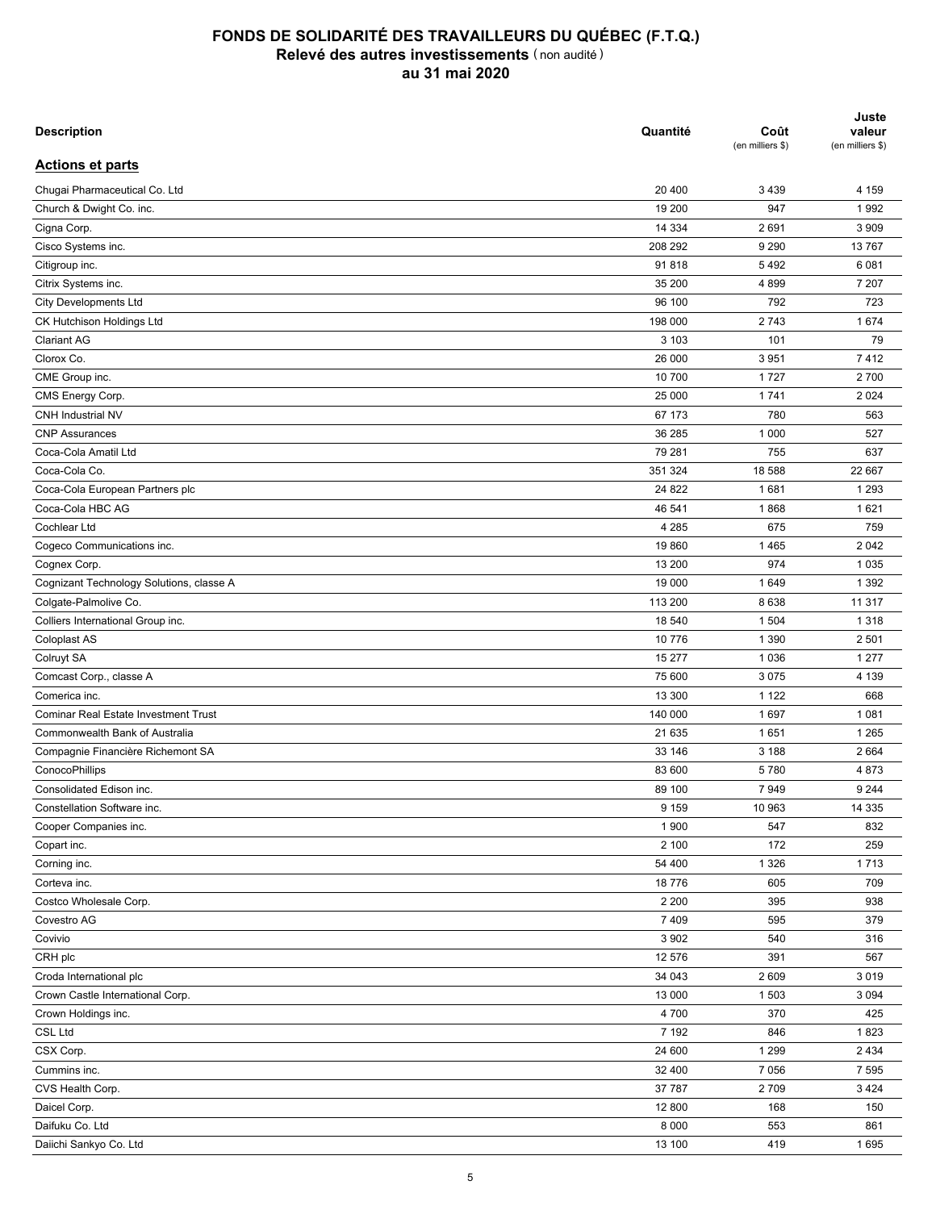# FONDS DE SOLIDARITÉ DES TRAVAILLEURS DU QUÉBEC (F.T.Q.)
## Relevé des autres investissements (non audité)
## au 31 mai 2020

| Description | Quantité | Coût (en milliers $) | Juste valeur (en milliers $) |
|---|---|---|---|
| **Actions et parts** | | | |
| Chugai Pharmaceutical Co. Ltd | 20 400 | 3 439 | 4 159 |
| Church & Dwight Co. inc. | 19 200 | 947 | 1 992 |
| Cigna Corp. | 14 334 | 2 691 | 3 909 |
| Cisco Systems inc. | 208 292 | 9 290 | 13 767 |
| Citigroup inc. | 91 818 | 5 492 | 6 081 |
| Citrix Systems inc. | 35 200 | 4 899 | 7 207 |
| City Developments Ltd | 96 100 | 792 | 723 |
| CK Hutchison Holdings Ltd | 198 000 | 2 743 | 1 674 |
| Clariant AG | 3 103 | 101 | 79 |
| Clorox Co. | 26 000 | 3 951 | 7 412 |
| CME Group inc. | 10 700 | 1 727 | 2 700 |
| CMS Energy Corp. | 25 000 | 1 741 | 2 024 |
| CNH Industrial NV | 67 173 | 780 | 563 |
| CNP Assurances | 36 285 | 1 000 | 527 |
| Coca-Cola Amatil Ltd | 79 281 | 755 | 637 |
| Coca-Cola Co. | 351 324 | 18 588 | 22 667 |
| Coca-Cola European Partners plc | 24 822 | 1 681 | 1 293 |
| Coca-Cola HBC AG | 46 541 | 1 868 | 1 621 |
| Cochlear Ltd | 4 285 | 675 | 759 |
| Cogeco Communications inc. | 19 860 | 1 465 | 2 042 |
| Cognex Corp. | 13 200 | 974 | 1 035 |
| Cognizant Technology Solutions, classe A | 19 000 | 1 649 | 1 392 |
| Colgate-Palmolive Co. | 113 200 | 8 638 | 11 317 |
| Colliers International Group inc. | 18 540 | 1 504 | 1 318 |
| Coloplast AS | 10 776 | 1 390 | 2 501 |
| Colruyt SA | 15 277 | 1 036 | 1 277 |
| Comcast Corp., classe A | 75 600 | 3 075 | 4 139 |
| Comerica inc. | 13 300 | 1 122 | 668 |
| Cominar Real Estate Investment Trust | 140 000 | 1 697 | 1 081 |
| Commonwealth Bank of Australia | 21 635 | 1 651 | 1 265 |
| Compagnie Financière Richemont SA | 33 146 | 3 188 | 2 664 |
| ConocoPhillips | 83 600 | 5 780 | 4 873 |
| Consolidated Edison inc. | 89 100 | 7 949 | 9 244 |
| Constellation Software inc. | 9 159 | 10 963 | 14 335 |
| Cooper Companies inc. | 1 900 | 547 | 832 |
| Copart inc. | 2 100 | 172 | 259 |
| Corning inc. | 54 400 | 1 326 | 1 713 |
| Corteva inc. | 18 776 | 605 | 709 |
| Costco Wholesale Corp. | 2 200 | 395 | 938 |
| Covestro AG | 7 409 | 595 | 379 |
| Covivio | 3 902 | 540 | 316 |
| CRH plc | 12 576 | 391 | 567 |
| Croda International plc | 34 043 | 2 609 | 3 019 |
| Crown Castle International Corp. | 13 000 | 1 503 | 3 094 |
| Crown Holdings inc. | 4 700 | 370 | 425 |
| CSL Ltd | 7 192 | 846 | 1 823 |
| CSX Corp. | 24 600 | 1 299 | 2 434 |
| Cummins inc. | 32 400 | 7 056 | 7 595 |
| CVS Health Corp. | 37 787 | 2 709 | 3 424 |
| Daicel Corp. | 12 800 | 168 | 150 |
| Daifuku Co. Ltd | 8 000 | 553 | 861 |
| Daiichi Sankyo Co. Ltd | 13 100 | 419 | 1 695 |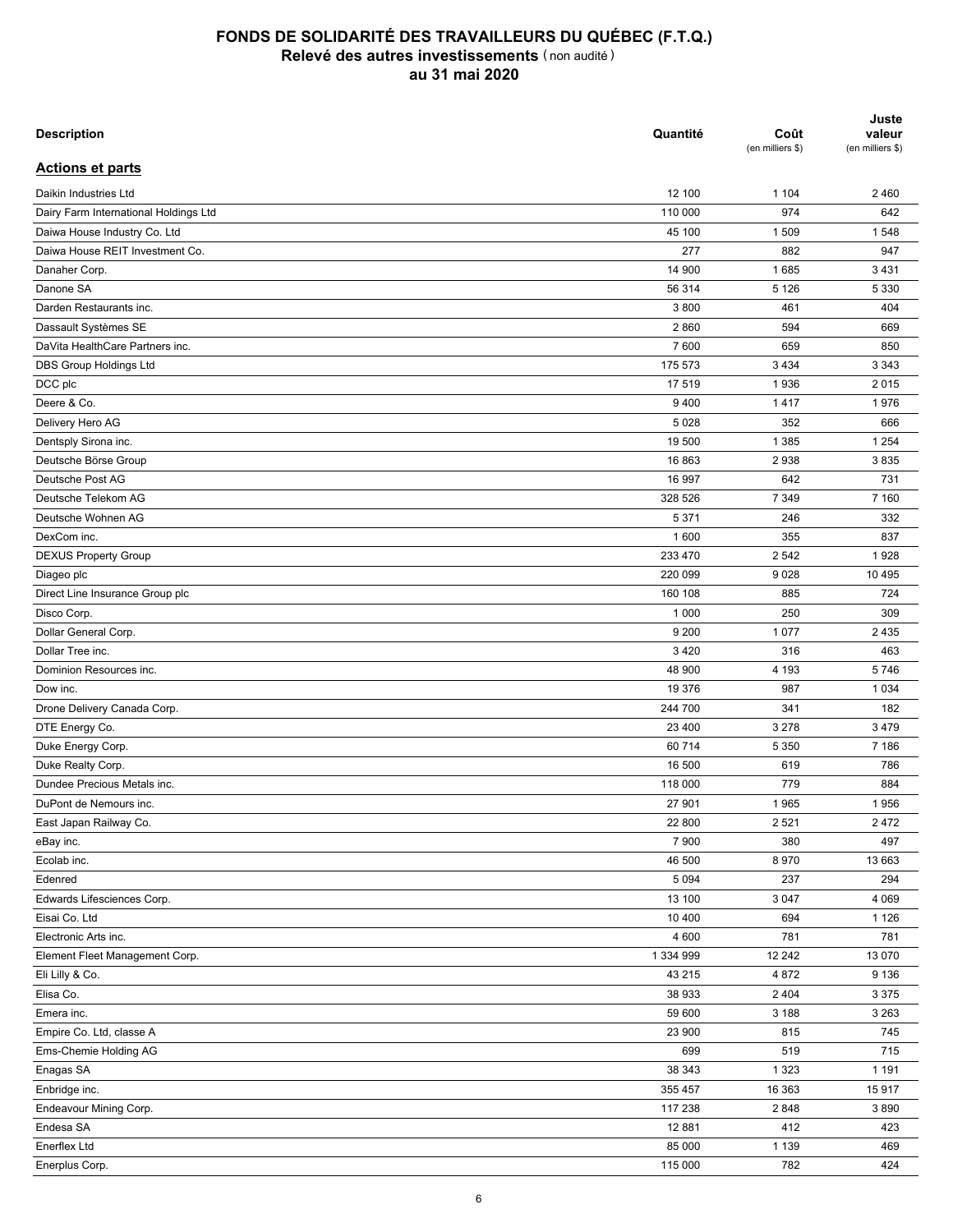# FONDS DE SOLIDARITÉ DES TRAVAILLEURS DU QUÉBEC (F.T.Q.)
## Relevé des autres investissements (non audité)
### au 31 mai 2020

| Description | Quantité | Coût (en milliers $) | Juste valeur (en milliers $) |
|---|---|---|---|
| **Actions et parts** | | | |
| Daikin Industries Ltd | 12 100 | 1 104 | 2 460 |
| Dairy Farm International Holdings Ltd | 110 000 | 974 | 642 |
| Daiwa House Industry Co. Ltd | 45 100 | 1 509 | 1 548 |
| Daiwa House REIT Investment Co. | 277 | 882 | 947 |
| Danaher Corp. | 14 900 | 1 685 | 3 431 |
| Danone SA | 56 314 | 5 126 | 5 330 |
| Darden Restaurants inc. | 3 800 | 461 | 404 |
| Dassault Systèmes SE | 2 860 | 594 | 669 |
| DaVita HealthCare Partners inc. | 7 600 | 659 | 850 |
| DBS Group Holdings Ltd | 175 573 | 3 434 | 3 343 |
| DCC plc | 17 519 | 1 936 | 2 015 |
| Deere & Co. | 9 400 | 1 417 | 1 976 |
| Delivery Hero AG | 5 028 | 352 | 666 |
| Dentsply Sirona inc. | 19 500 | 1 385 | 1 254 |
| Deutsche Börse Group | 16 863 | 2 938 | 3 835 |
| Deutsche Post AG | 16 997 | 642 | 731 |
| Deutsche Telekom AG | 328 526 | 7 349 | 7 160 |
| Deutsche Wohnen AG | 5 371 | 246 | 332 |
| DexCom inc. | 1 600 | 355 | 837 |
| DEXUS Property Group | 233 470 | 2 542 | 1 928 |
| Diageo plc | 220 099 | 9 028 | 10 495 |
| Direct Line Insurance Group plc | 160 108 | 885 | 724 |
| Disco Corp. | 1 000 | 250 | 309 |
| Dollar General Corp. | 9 200 | 1 077 | 2 435 |
| Dollar Tree inc. | 3 420 | 316 | 463 |
| Dominion Resources inc. | 48 900 | 4 193 | 5 746 |
| Dow inc. | 19 376 | 987 | 1 034 |
| Drone Delivery Canada Corp. | 244 700 | 341 | 182 |
| DTE Energy Co. | 23 400 | 3 278 | 3 479 |
| Duke Energy Corp. | 60 714 | 5 350 | 7 186 |
| Duke Realty Corp. | 16 500 | 619 | 786 |
| Dundee Precious Metals inc. | 118 000 | 779 | 884 |
| DuPont de Nemours inc. | 27 901 | 1 965 | 1 956 |
| East Japan Railway Co. | 22 800 | 2 521 | 2 472 |
| eBay inc. | 7 900 | 380 | 497 |
| Ecolab inc. | 46 500 | 8 970 | 13 663 |
| Edenred | 5 094 | 237 | 294 |
| Edwards Lifesciences Corp. | 13 100 | 3 047 | 4 069 |
| Eisai Co. Ltd | 10 400 | 694 | 1 126 |
| Electronic Arts inc. | 4 600 | 781 | 781 |
| Element Fleet Management Corp. | 1 334 999 | 12 242 | 13 070 |
| Eli Lilly & Co. | 43 215 | 4 872 | 9 136 |
| Elisa Co. | 38 933 | 2 404 | 3 375 |
| Emera inc. | 59 600 | 3 188 | 3 263 |
| Empire Co. Ltd, classe A | 23 900 | 815 | 745 |
| Ems-Chemie Holding AG | 699 | 519 | 715 |
| Enagas SA | 38 343 | 1 323 | 1 191 |
| Enbridge inc. | 355 457 | 16 363 | 15 917 |
| Endeavour Mining Corp. | 117 238 | 2 848 | 3 890 |
| Endesa SA | 12 881 | 412 | 423 |
| Enerflex Ltd | 85 000 | 1 139 | 469 |
| Enerplus Corp. | 115 000 | 782 | 424 |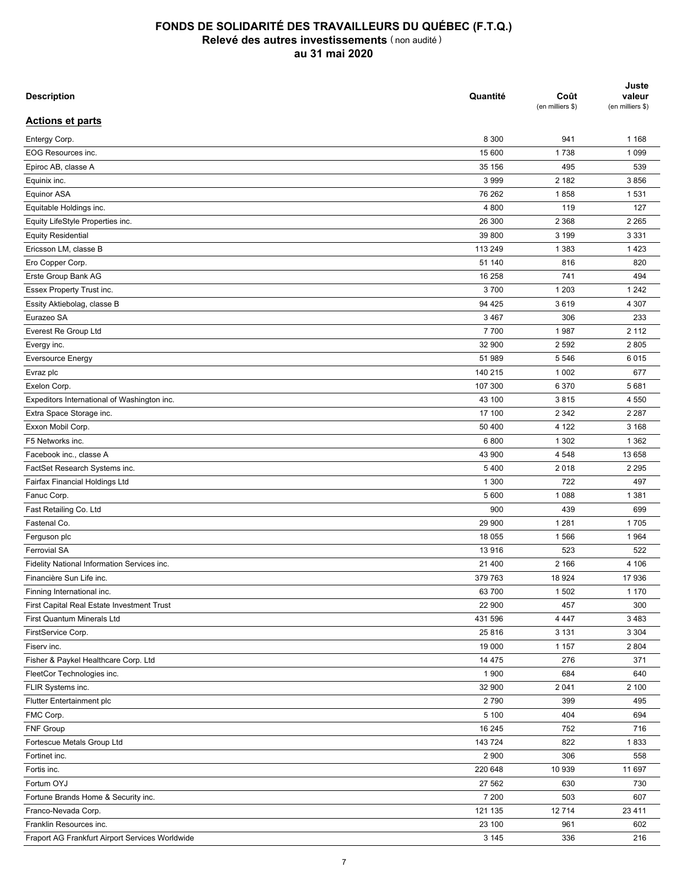# FONDS DE SOLIDARITÉ DES TRAVAILLEURS DU QUÉBEC (F.T.Q.)
## Relevé des autres investissements (non audité)
## au 31 mai 2020

| Description | Quantité | Coût (en milliers $) | Juste valeur (en milliers $) |
|---|---|---|---|
| **Actions et parts** | | | |
| Entergy Corp. | 8 300 | 941 | 1 168 |
| EOG Resources inc. | 15 600 | 1 738 | 1 099 |
| Epiroc AB, classe A | 35 156 | 495 | 539 |
| Equinix inc. | 3 999 | 2 182 | 3 856 |
| Equinor ASA | 76 262 | 1 858 | 1 531 |
| Equitable Holdings inc. | 4 800 | 119 | 127 |
| Equity LifeStyle Properties inc. | 26 300 | 2 368 | 2 265 |
| Equity Residential | 39 800 | 3 199 | 3 331 |
| Ericsson LM, classe B | 113 249 | 1 383 | 1 423 |
| Ero Copper Corp. | 51 140 | 816 | 820 |
| Erste Group Bank AG | 16 258 | 741 | 494 |
| Essex Property Trust inc. | 3 700 | 1 203 | 1 242 |
| Essity Aktiebolag, classe B | 94 425 | 3 619 | 4 307 |
| Eurazeo SA | 3 467 | 306 | 233 |
| Everest Re Group Ltd | 7 700 | 1 987 | 2 112 |
| Evergy inc. | 32 900 | 2 592 | 2 805 |
| Eversource Energy | 51 989 | 5 546 | 6 015 |
| Evraz plc | 140 215 | 1 002 | 677 |
| Exelon Corp. | 107 300 | 6 370 | 5 681 |
| Expeditors International of Washington inc. | 43 100 | 3 815 | 4 550 |
| Extra Space Storage inc. | 17 100 | 2 342 | 2 287 |
| Exxon Mobil Corp. | 50 400 | 4 122 | 3 168 |
| F5 Networks inc. | 6 800 | 1 302 | 1 362 |
| Facebook inc., classe A | 43 900 | 4 548 | 13 658 |
| FactSet Research Systems inc. | 5 400 | 2 018 | 2 295 |
| Fairfax Financial Holdings Ltd | 1 300 | 722 | 497 |
| Fanuc Corp. | 5 600 | 1 088 | 1 381 |
| Fast Retailing Co. Ltd | 900 | 439 | 699 |
| Fastenal Co. | 29 900 | 1 281 | 1 705 |
| Ferguson plc | 18 055 | 1 566 | 1 964 |
| Ferrovial SA | 13 916 | 523 | 522 |
| Fidelity National Information Services inc. | 21 400 | 2 166 | 4 106 |
| Financière Sun Life inc. | 379 763 | 18 924 | 17 936 |
| Finning International inc. | 63 700 | 1 502 | 1 170 |
| First Capital Real Estate Investment Trust | 22 900 | 457 | 300 |
| First Quantum Minerals Ltd | 431 596 | 4 447 | 3 483 |
| FirstService Corp. | 25 816 | 3 131 | 3 304 |
| Fiserv inc. | 19 000 | 1 157 | 2 804 |
| Fisher & Paykel Healthcare Corp. Ltd | 14 475 | 276 | 371 |
| FleetCor Technologies inc. | 1 900 | 684 | 640 |
| FLIR Systems inc. | 32 900 | 2 041 | 2 100 |
| Flutter Entertainment plc | 2 790 | 399 | 495 |
| FMC Corp. | 5 100 | 404 | 694 |
| FNF Group | 16 245 | 752 | 716 |
| Fortescue Metals Group Ltd | 143 724 | 822 | 1 833 |
| Fortinet inc. | 2 900 | 306 | 558 |
| Fortis inc. | 220 648 | 10 939 | 11 697 |
| Fortum OYJ | 27 562 | 630 | 730 |
| Fortune Brands Home & Security inc. | 7 200 | 503 | 607 |
| Franco-Nevada Corp. | 121 135 | 12 714 | 23 411 |
| Franklin Resources inc. | 23 100 | 961 | 602 |
| Fraport AG Frankfurt Airport Services Worldwide | 3 145 | 336 | 216 |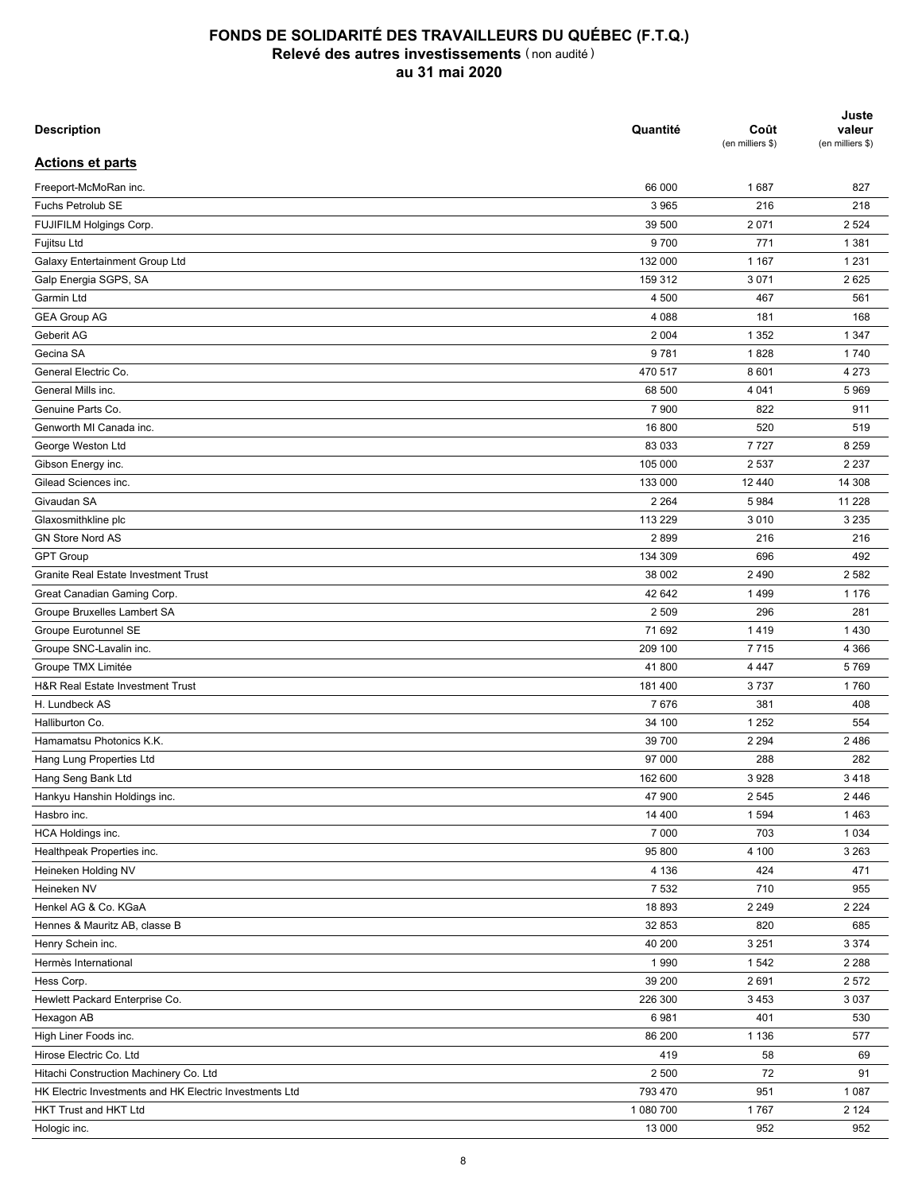# FONDS DE SOLIDARITÉ DES TRAVAILLEURS DU QUÉBEC (F.T.Q.)
## Relevé des autres investissements (non audité)
### au 31 mai 2020

| Description | Quantité | Coût (en milliers $) | Juste valeur (en milliers $) |
|---|---|---|---|
| **Actions et parts** | | | |
| Freeport-McMoRan inc. | 66 000 | 1 687 | 827 |
| Fuchs Petrolub SE | 3 965 | 216 | 218 |
| FUJIFILM Holgings Corp. | 39 500 | 2 071 | 2 524 |
| Fujitsu Ltd | 9 700 | 771 | 1 381 |
| Galaxy Entertainment Group Ltd | 132 000 | 1 167 | 1 231 |
| Galp Energia SGPS, SA | 159 312 | 3 071 | 2 625 |
| Garmin Ltd | 4 500 | 467 | 561 |
| GEA Group AG | 4 088 | 181 | 168 |
| Geberit AG | 2 004 | 1 352 | 1 347 |
| Gecina SA | 9 781 | 1 828 | 1 740 |
| General Electric Co. | 470 517 | 8 601 | 4 273 |
| General Mills inc. | 68 500 | 4 041 | 5 969 |
| Genuine Parts Co. | 7 900 | 822 | 911 |
| Genworth MI Canada inc. | 16 800 | 520 | 519 |
| George Weston Ltd | 83 033 | 7 727 | 8 259 |
| Gibson Energy inc. | 105 000 | 2 537 | 2 237 |
| Gilead Sciences inc. | 133 000 | 12 440 | 14 308 |
| Givaudan SA | 2 264 | 5 984 | 11 228 |
| Glaxosmithkline plc | 113 229 | 3 010 | 3 235 |
| GN Store Nord AS | 2 899 | 216 | 216 |
| GPT Group | 134 309 | 696 | 492 |
| Granite Real Estate Investment Trust | 38 002 | 2 490 | 2 582 |
| Great Canadian Gaming Corp. | 42 642 | 1 499 | 1 176 |
| Groupe Bruxelles Lambert SA | 2 509 | 296 | 281 |
| Groupe Eurotunnel SE | 71 692 | 1 419 | 1 430 |
| Groupe SNC-Lavalin inc. | 209 100 | 7 715 | 4 366 |
| Groupe TMX Limitée | 41 800 | 4 447 | 5 769 |
| H&R Real Estate Investment Trust | 181 400 | 3 737 | 1 760 |
| H. Lundbeck AS | 7 676 | 381 | 408 |
| Halliburton Co. | 34 100 | 1 252 | 554 |
| Hamamatsu Photonics K.K. | 39 700 | 2 294 | 2 486 |
| Hang Lung Properties Ltd | 97 000 | 288 | 282 |
| Hang Seng Bank Ltd | 162 600 | 3 928 | 3 418 |
| Hankyu Hanshin Holdings inc. | 47 900 | 2 545 | 2 446 |
| Hasbro inc. | 14 400 | 1 594 | 1 463 |
| HCA Holdings inc. | 7 000 | 703 | 1 034 |
| Healthpeak Properties inc. | 95 800 | 4 100 | 3 263 |
| Heineken Holding NV | 4 136 | 424 | 471 |
| Heineken NV | 7 532 | 710 | 955 |
| Henkel AG & Co. KGaA | 18 893 | 2 249 | 2 224 |
| Hennes & Mauritz AB, classe B | 32 853 | 820 | 685 |
| Henry Schein inc. | 40 200 | 3 251 | 3 374 |
| Hermès International | 1 990 | 1 542 | 2 288 |
| Hess Corp. | 39 200 | 2 691 | 2 572 |
| Hewlett Packard Enterprise Co. | 226 300 | 3 453 | 3 037 |
| Hexagon AB | 6 981 | 401 | 530 |
| High Liner Foods inc. | 86 200 | 1 136 | 577 |
| Hirose Electric Co. Ltd | 419 | 58 | 69 |
| Hitachi Construction Machinery Co. Ltd | 2 500 | 72 | 91 |
| HK Electric Investments and HK Electric Investments Ltd | 793 470 | 951 | 1 087 |
| HKT Trust and HKT Ltd | 1 080 700 | 1 767 | 2 124 |
| Hologic inc. | 13 000 | 952 | 952 |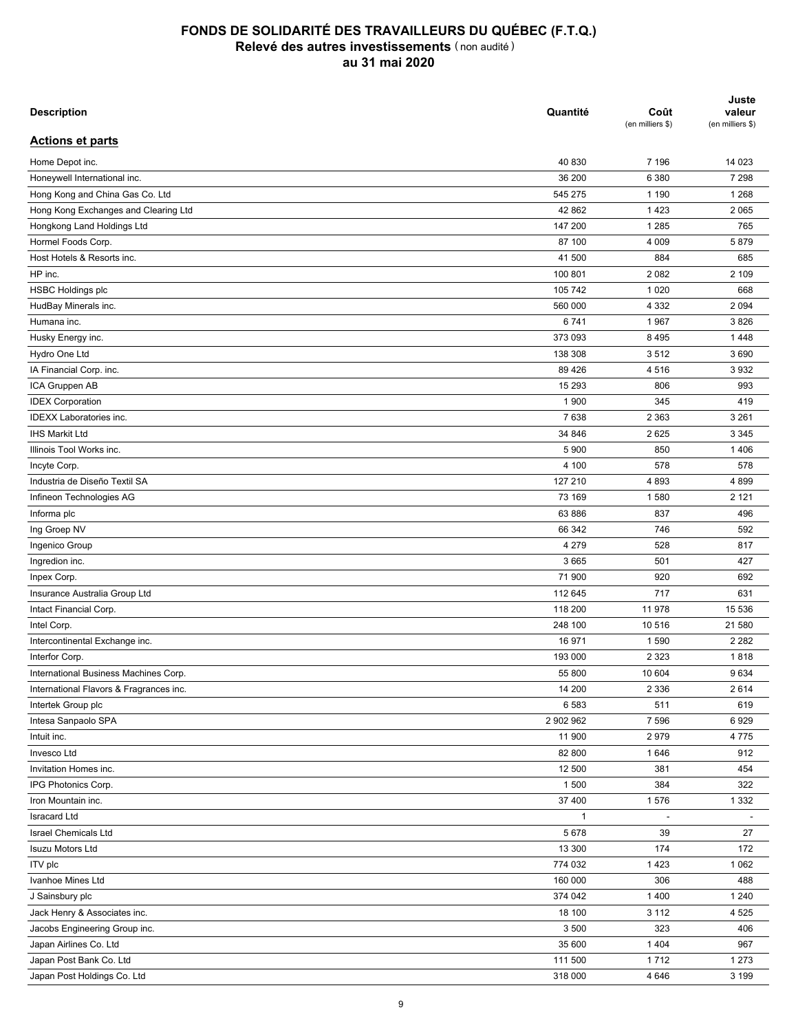# FONDS DE SOLIDARITÉ DES TRAVAILLEURS DU QUÉBEC (F.T.Q.)
## Relevé des autres investissements (non audité)
## au 31 mai 2020

| Description | Quantité | Coût (en milliers $) | Juste valeur (en milliers $) |
|---|---|---|---|
| **Actions et parts** | | | |
| Home Depot inc. | 40 830 | 7 196 | 14 023 |
| Honeywell International inc. | 36 200 | 6 380 | 7 298 |
| Hong Kong and China Gas Co. Ltd | 545 275 | 1 190 | 1 268 |
| Hong Kong Exchanges and Clearing Ltd | 42 862 | 1 423 | 2 065 |
| Hongkong Land Holdings Ltd | 147 200 | 1 285 | 765 |
| Hormel Foods Corp. | 87 100 | 4 009 | 5 879 |
| Host Hotels & Resorts inc. | 41 500 | 884 | 685 |
| HP inc. | 100 801 | 2 082 | 2 109 |
| HSBC Holdings plc | 105 742 | 1 020 | 668 |
| HudBay Minerals inc. | 560 000 | 4 332 | 2 094 |
| Humana inc. | 6 741 | 1 967 | 3 826 |
| Husky Energy inc. | 373 093 | 8 495 | 1 448 |
| Hydro One Ltd | 138 308 | 3 512 | 3 690 |
| IA Financial Corp. inc. | 89 426 | 4 516 | 3 932 |
| ICA Gruppen AB | 15 293 | 806 | 993 |
| IDEX Corporation | 1 900 | 345 | 419 |
| IDEXX Laboratories inc. | 7 638 | 2 363 | 3 261 |
| IHS Markit Ltd | 34 846 | 2 625 | 3 345 |
| Illinois Tool Works inc. | 5 900 | 850 | 1 406 |
| Incyte Corp. | 4 100 | 578 | 578 |
| Industria de Diseño Textil SA | 127 210 | 4 893 | 4 899 |
| Infineon Technologies AG | 73 169 | 1 580 | 2 121 |
| Informa plc | 63 886 | 837 | 496 |
| Ing Groep NV | 66 342 | 746 | 592 |
| Ingenico Group | 4 279 | 528 | 817 |
| Ingredion inc. | 3 665 | 501 | 427 |
| Inpex Corp. | 71 900 | 920 | 692 |
| Insurance Australia Group Ltd | 112 645 | 717 | 631 |
| Intact Financial Corp. | 118 200 | 11 978 | 15 536 |
| Intel Corp. | 248 100 | 10 516 | 21 580 |
| Intercontinental Exchange inc. | 16 971 | 1 590 | 2 282 |
| Interfor Corp. | 193 000 | 2 323 | 1 818 |
| International Business Machines Corp. | 55 800 | 10 604 | 9 634 |
| International Flavors & Fragrances inc. | 14 200 | 2 336 | 2 614 |
| Intertek Group plc | 6 583 | 511 | 619 |
| Intesa Sanpaolo SPA | 2 902 962 | 7 596 | 6 929 |
| Intuit inc. | 11 900 | 2 979 | 4 775 |
| Invesco Ltd | 82 800 | 1 646 | 912 |
| Invitation Homes inc. | 12 500 | 381 | 454 |
| IPG Photonics Corp. | 1 500 | 384 | 322 |
| Iron Mountain inc. | 37 400 | 1 576 | 1 332 |
| Isracard Ltd | 1 | - | - |
| Israel Chemicals Ltd | 5 678 | 39 | 27 |
| Isuzu Motors Ltd | 13 300 | 174 | 172 |
| ITV plc | 774 032 | 1 423 | 1 062 |
| Ivanhoe Mines Ltd | 160 000 | 306 | 488 |
| J Sainsbury plc | 374 042 | 1 400 | 1 240 |
| Jack Henry & Associates inc. | 18 100 | 3 112 | 4 525 |
| Jacobs Engineering Group inc. | 3 500 | 323 | 406 |
| Japan Airlines Co. Ltd | 35 600 | 1 404 | 967 |
| Japan Post Bank Co. Ltd | 111 500 | 1 712 | 1 273 |
| Japan Post Holdings Co. Ltd | 318 000 | 4 646 | 3 199 |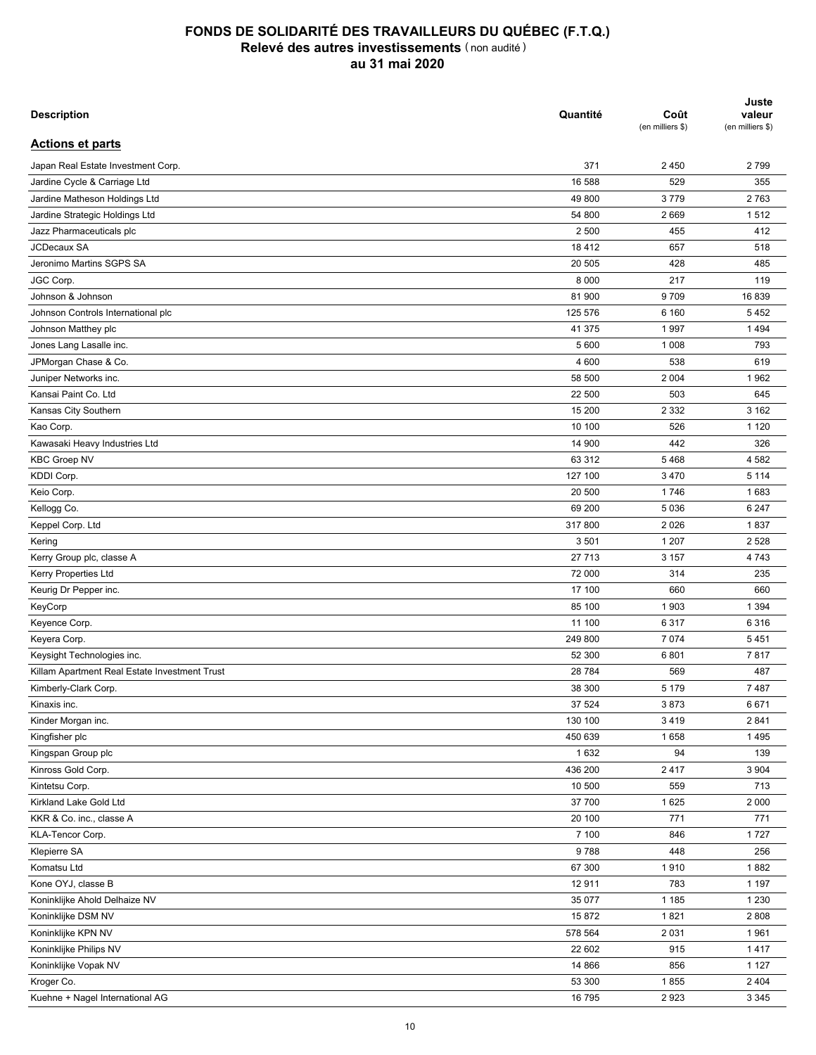# FONDS DE SOLIDARITÉ DES TRAVAILLEURS DU QUÉBEC (F.T.Q.)
## Relevé des autres investissements (non audité)
## au 31 mai 2020

| Description | Quantité | Coût (en milliers $) | Juste valeur (en milliers $) |
|---|---|---|---|
| **Actions et parts** | | | |
| Japan Real Estate Investment Corp. | 371 | 2 450 | 2 799 |
| Jardine Cycle & Carriage Ltd | 16 588 | 529 | 355 |
| Jardine Matheson Holdings Ltd | 49 800 | 3 779 | 2 763 |
| Jardine Strategic Holdings Ltd | 54 800 | 2 669 | 1 512 |
| Jazz Pharmaceuticals plc | 2 500 | 455 | 412 |
| JCDecaux SA | 18 412 | 657 | 518 |
| Jeronimo Martins SGPS SA | 20 505 | 428 | 485 |
| JGC Corp. | 8 000 | 217 | 119 |
| Johnson & Johnson | 81 900 | 9 709 | 16 839 |
| Johnson Controls International plc | 125 576 | 6 160 | 5 452 |
| Johnson Matthey plc | 41 375 | 1 997 | 1 494 |
| Jones Lang Lasalle inc. | 5 600 | 1 008 | 793 |
| JPMorgan Chase & Co. | 4 600 | 538 | 619 |
| Juniper Networks inc. | 58 500 | 2 004 | 1 962 |
| Kansai Paint Co. Ltd | 22 500 | 503 | 645 |
| Kansas City Southern | 15 200 | 2 332 | 3 162 |
| Kao Corp. | 10 100 | 526 | 1 120 |
| Kawasaki Heavy Industries Ltd | 14 900 | 442 | 326 |
| KBC Groep NV | 63 312 | 5 468 | 4 582 |
| KDDI Corp. | 127 100 | 3 470 | 5 114 |
| Keio Corp. | 20 500 | 1 746 | 1 683 |
| Kellogg Co. | 69 200 | 5 036 | 6 247 |
| Keppel Corp. Ltd | 317 800 | 2 026 | 1 837 |
| Kering | 3 501 | 1 207 | 2 528 |
| Kerry Group plc, classe A | 27 713 | 3 157 | 4 743 |
| Kerry Properties Ltd | 72 000 | 314 | 235 |
| Keurig Dr Pepper inc. | 17 100 | 660 | 660 |
| KeyCorp | 85 100 | 1 903 | 1 394 |
| Keyence Corp. | 11 100 | 6 317 | 6 316 |
| Keyera Corp. | 249 800 | 7 074 | 5 451 |
| Keysight Technologies inc. | 52 300 | 6 801 | 7 817 |
| Killam Apartment Real Estate Investment Trust | 28 784 | 569 | 487 |
| Kimberly-Clark Corp. | 38 300 | 5 179 | 7 487 |
| Kinaxis inc. | 37 524 | 3 873 | 6 671 |
| Kinder Morgan inc. | 130 100 | 3 419 | 2 841 |
| Kingfisher plc | 450 639 | 1 658 | 1 495 |
| Kingspan Group plc | 1 632 | 94 | 139 |
| Kinross Gold Corp. | 436 200 | 2 417 | 3 904 |
| Kintetsu Corp. | 10 500 | 559 | 713 |
| Kirkland Lake Gold Ltd | 37 700 | 1 625 | 2 000 |
| KKR & Co. inc., classe A | 20 100 | 771 | 771 |
| KLA-Tencor Corp. | 7 100 | 846 | 1 727 |
| Klepierre SA | 9 788 | 448 | 256 |
| Komatsu Ltd | 67 300 | 1 910 | 1 882 |
| Kone OYJ, classe B | 12 911 | 783 | 1 197 |
| Koninklijke Ahold Delhaize NV | 35 077 | 1 185 | 1 230 |
| Koninklijke DSM NV | 15 872 | 1 821 | 2 808 |
| Koninklijke KPN NV | 578 564 | 2 031 | 1 961 |
| Koninklijke Philips NV | 22 602 | 915 | 1 417 |
| Koninklijke Vopak NV | 14 866 | 856 | 1 127 |
| Kroger Co. | 53 300 | 1 855 | 2 404 |
| Kuehne + Nagel International AG | 16 795 | 2 923 | 3 345 |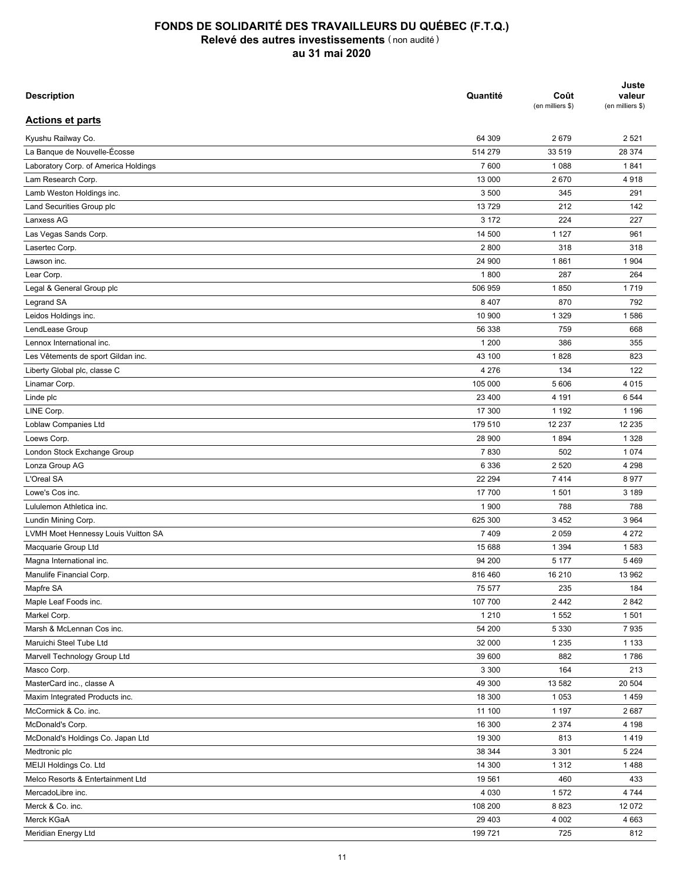# FONDS DE SOLIDARITÉ DES TRAVAILLEURS DU QUÉBEC (F.T.Q.)
## Relevé des autres investissements (non audité)
### au 31 mai 2020

| Description | Quantité | Coût (en milliers $) | Juste valeur (en milliers $) |
|---|---|---|---|
| **Actions et parts** | | | |
| Kyushu Railway Co. | 64 309 | 2 679 | 2 521 |
| La Banque de Nouvelle-Écosse | 514 279 | 33 519 | 28 374 |
| Laboratory Corp. of America Holdings | 7 600 | 1 088 | 1 841 |
| Lam Research Corp. | 13 000 | 2 670 | 4 918 |
| Lamb Weston Holdings inc. | 3 500 | 345 | 291 |
| Land Securities Group plc | 13 729 | 212 | 142 |
| Lanxess AG | 3 172 | 224 | 227 |
| Las Vegas Sands Corp. | 14 500 | 1 127 | 961 |
| Lasertec Corp. | 2 800 | 318 | 318 |
| Lawson inc. | 24 900 | 1 861 | 1 904 |
| Lear Corp. | 1 800 | 287 | 264 |
| Legal & General Group plc | 506 959 | 1 850 | 1 719 |
| Legrand SA | 8 407 | 870 | 792 |
| Leidos Holdings inc. | 10 900 | 1 329 | 1 586 |
| LendLease Group | 56 338 | 759 | 668 |
| Lennox International inc. | 1 200 | 386 | 355 |
| Les Vêtements de sport Gildan inc. | 43 100 | 1 828 | 823 |
| Liberty Global plc, classe C | 4 276 | 134 | 122 |
| Linamar Corp. | 105 000 | 5 606 | 4 015 |
| Linde plc | 23 400 | 4 191 | 6 544 |
| LINE Corp. | 17 300 | 1 192 | 1 196 |
| Loblaw Companies Ltd | 179 510 | 12 237 | 12 235 |
| Loews Corp. | 28 900 | 1 894 | 1 328 |
| London Stock Exchange Group | 7 830 | 502 | 1 074 |
| Lonza Group AG | 6 336 | 2 520 | 4 298 |
| L'Oreal SA | 22 294 | 7 414 | 8 977 |
| Lowe's Cos inc. | 17 700 | 1 501 | 3 189 |
| Lululemon Athletica inc. | 1 900 | 788 | 788 |
| Lundin Mining Corp. | 625 300 | 3 452 | 3 964 |
| LVMH Moet Hennessy Louis Vuitton SA | 7 409 | 2 059 | 4 272 |
| Macquarie Group Ltd | 15 688 | 1 394 | 1 583 |
| Magna International inc. | 94 200 | 5 177 | 5 469 |
| Manulife Financial Corp. | 816 460 | 16 210 | 13 962 |
| Mapfre SA | 75 577 | 235 | 184 |
| Maple Leaf Foods inc. | 107 700 | 2 442 | 2 842 |
| Markel Corp. | 1 210 | 1 552 | 1 501 |
| Marsh & McLennan Cos inc. | 54 200 | 5 330 | 7 935 |
| Maruichi Steel Tube Ltd | 32 000 | 1 235 | 1 133 |
| Marvell Technology Group Ltd | 39 600 | 882 | 1 786 |
| Masco Corp. | 3 300 | 164 | 213 |
| MasterCard inc., classe A | 49 300 | 13 582 | 20 504 |
| Maxim Integrated Products inc. | 18 300 | 1 053 | 1 459 |
| McCormick & Co. inc. | 11 100 | 1 197 | 2 687 |
| McDonald's Corp. | 16 300 | 2 374 | 4 198 |
| McDonald's Holdings Co. Japan Ltd | 19 300 | 813 | 1 419 |
| Medtronic plc | 38 344 | 3 301 | 5 224 |
| MEIJI Holdings Co. Ltd | 14 300 | 1 312 | 1 488 |
| Melco Resorts & Entertainment Ltd | 19 561 | 460 | 433 |
| MercadoLibre inc. | 4 030 | 1 572 | 4 744 |
| Merck & Co. inc. | 108 200 | 8 823 | 12 072 |
| Merck KGaA | 29 403 | 4 002 | 4 663 |
| Meridian Energy Ltd | 199 721 | 725 | 812 |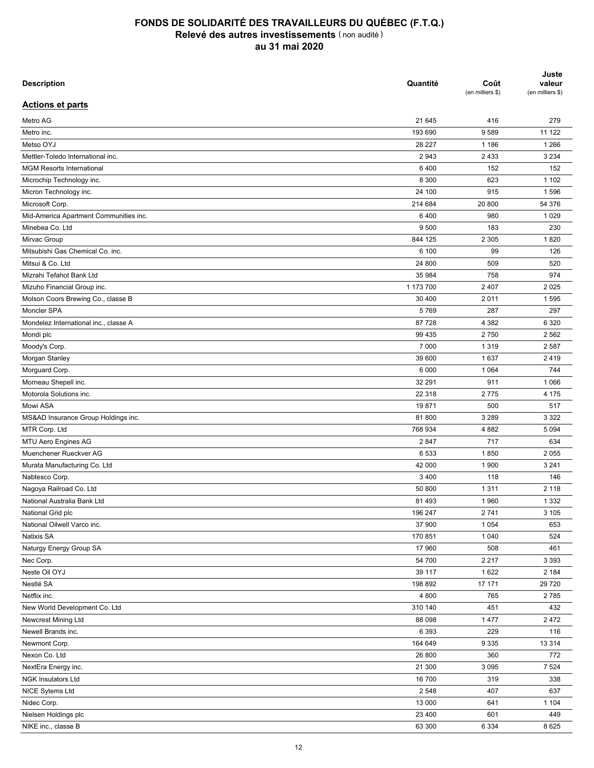# FONDS DE SOLIDARITÉ DES TRAVAILLEURS DU QUÉBEC (F.T.Q.)
## Relevé des autres investissements (non audité)
## au 31 mai 2020

| Description | Quantité | Coût (en milliers $) | Juste valeur (en milliers $) |
|---|---|---|---|
| **Actions et parts** | | | |
| Metro AG | 21 645 | 416 | 279 |
| Metro inc. | 193 690 | 9 589 | 11 122 |
| Metso OYJ | 28 227 | 1 186 | 1 266 |
| Mettler-Toledo International inc. | 2 943 | 2 433 | 3 234 |
| MGM Resorts International | 6 400 | 152 | 152 |
| Microchip Technology inc. | 8 300 | 623 | 1 102 |
| Micron Technology inc. | 24 100 | 915 | 1 596 |
| Microsoft Corp. | 214 684 | 20 800 | 54 376 |
| Mid-America Apartment Communities inc. | 6 400 | 980 | 1 029 |
| Minebea Co. Ltd | 9 500 | 183 | 230 |
| Mirvac Group | 844 125 | 2 305 | 1 820 |
| Mitsubishi Gas Chemical Co. inc. | 6 100 | 99 | 126 |
| Mitsui & Co. Ltd | 24 800 | 509 | 520 |
| Mizrahi Tefahot Bank Ltd | 35 984 | 758 | 974 |
| Mizuho Financial Group inc. | 1 173 700 | 2 407 | 2 025 |
| Molson Coors Brewing Co., classe B | 30 400 | 2 011 | 1 595 |
| Moncler SPA | 5 769 | 287 | 297 |
| Mondelez International inc., classe A | 87 728 | 4 382 | 6 320 |
| Mondi plc | 99 435 | 2 750 | 2 562 |
| Moody's Corp. | 7 000 | 1 319 | 2 587 |
| Morgan Stanley | 39 600 | 1 637 | 2 419 |
| Morguard Corp. | 6 000 | 1 064 | 744 |
| Morneau Shepell inc. | 32 291 | 911 | 1 066 |
| Motorola Solutions inc. | 22 318 | 2 775 | 4 175 |
| Mowi ASA | 19 871 | 500 | 517 |
| MS&AD Insurance Group Holdings inc. | 81 800 | 3 289 | 3 322 |
| MTR Corp. Ltd | 768 934 | 4 882 | 5 094 |
| MTU Aero Engines AG | 2 847 | 717 | 634 |
| Muenchener Rueckver AG | 6 533 | 1 850 | 2 055 |
| Murata Manufacturing Co. Ltd | 42 000 | 1 900 | 3 241 |
| Nabtesco Corp. | 3 400 | 118 | 146 |
| Nagoya Railroad Co. Ltd | 50 800 | 1 311 | 2 118 |
| National Australia Bank Ltd | 81 493 | 1 960 | 1 332 |
| National Grid plc | 196 247 | 2 741 | 3 105 |
| National Oilwell Varco inc. | 37 900 | 1 054 | 653 |
| Natixis SA | 170 851 | 1 040 | 524 |
| Naturgy Energy Group SA | 17 960 | 508 | 461 |
| Nec Corp. | 54 700 | 2 217 | 3 393 |
| Neste Oil OYJ | 39 117 | 1 622 | 2 184 |
| Nestlé SA | 198 892 | 17 171 | 29 720 |
| Netflix inc. | 4 800 | 765 | 2 785 |
| New World Development Co. Ltd | 310 140 | 451 | 432 |
| Newcrest Mining Ltd | 88 098 | 1 477 | 2 472 |
| Newell Brands inc. | 6 393 | 229 | 116 |
| Newmont Corp. | 164 649 | 9 335 | 13 314 |
| Nexon Co. Ltd | 26 800 | 360 | 772 |
| NextEra Energy inc. | 21 300 | 3 095 | 7 524 |
| NGK Insulators Ltd | 16 700 | 319 | 338 |
| NICE Sytems Ltd | 2 548 | 407 | 637 |
| Nidec Corp. | 13 000 | 641 | 1 104 |
| Nielsen Holdings plc | 23 400 | 601 | 449 |
| NIKE inc., classe B | 63 300 | 6 334 | 8 625 |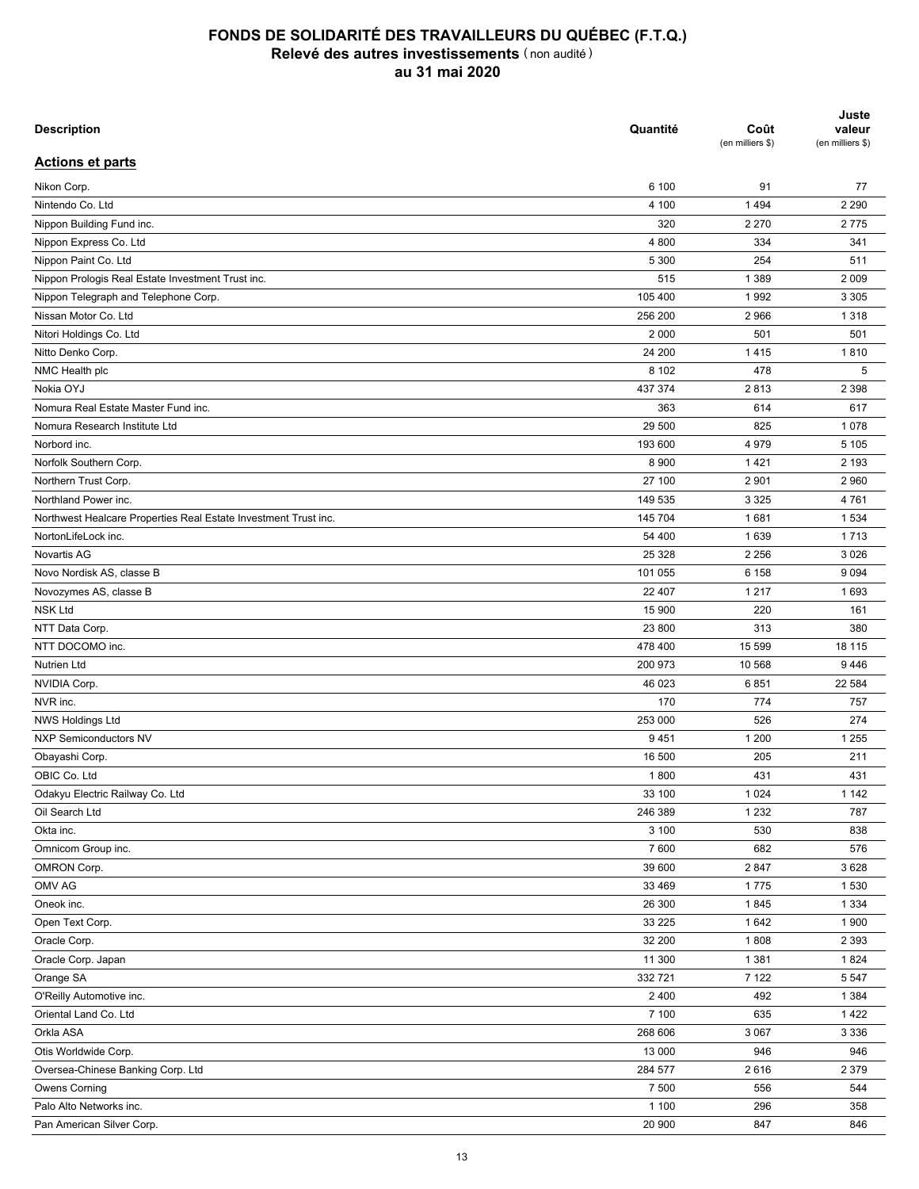# FONDS DE SOLIDARITÉ DES TRAVAILLEURS DU QUÉBEC (F.T.Q.)
## Relevé des autres investissements (non audité)
## au 31 mai 2020

| Description | Quantité | Coût (en milliers $) | Juste valeur (en milliers $) |
|---|---|---|---|
| **Actions et parts** | | | |
| Nikon Corp. | 6 100 | 91 | 77 |
| Nintendo Co. Ltd | 4 100 | 1 494 | 2 290 |
| Nippon Building Fund inc. | 320 | 2 270 | 2 775 |
| Nippon Express Co. Ltd | 4 800 | 334 | 341 |
| Nippon Paint Co. Ltd | 5 300 | 254 | 511 |
| Nippon Prologis Real Estate Investment Trust inc. | 515 | 1 389 | 2 009 |
| Nippon Telegraph and Telephone Corp. | 105 400 | 1 992 | 3 305 |
| Nissan Motor Co. Ltd | 256 200 | 2 966 | 1 318 |
| Nitori Holdings Co. Ltd | 2 000 | 501 | 501 |
| Nitto Denko Corp. | 24 200 | 1 415 | 1 810 |
| NMC Health plc | 8 102 | 478 | 5 |
| Nokia OYJ | 437 374 | 2 813 | 2 398 |
| Nomura Real Estate Master Fund inc. | 363 | 614 | 617 |
| Nomura Research Institute Ltd | 29 500 | 825 | 1 078 |
| Norbord inc. | 193 600 | 4 979 | 5 105 |
| Norfolk Southern Corp. | 8 900 | 1 421 | 2 193 |
| Northern Trust Corp. | 27 100 | 2 901 | 2 960 |
| Northland Power inc. | 149 535 | 3 325 | 4 761 |
| Northwest Healcare Properties Real Estate Investment Trust inc. | 145 704 | 1 681 | 1 534 |
| NortonLifeLock inc. | 54 400 | 1 639 | 1 713 |
| Novartis AG | 25 328 | 2 256 | 3 026 |
| Novo Nordisk AS, classe B | 101 055 | 6 158 | 9 094 |
| Novozymes AS, classe B | 22 407 | 1 217 | 1 693 |
| NSK Ltd | 15 900 | 220 | 161 |
| NTT Data Corp. | 23 800 | 313 | 380 |
| NTT DOCOMO inc. | 478 400 | 15 599 | 18 115 |
| Nutrien Ltd | 200 973 | 10 568 | 9 446 |
| NVIDIA Corp. | 46 023 | 6 851 | 22 584 |
| NVR inc. | 170 | 774 | 757 |
| NWS Holdings Ltd | 253 000 | 526 | 274 |
| NXP Semiconductors NV | 9 451 | 1 200 | 1 255 |
| Obayashi Corp. | 16 500 | 205 | 211 |
| OBIC Co. Ltd | 1 800 | 431 | 431 |
| Odakyu Electric Railway Co. Ltd | 33 100 | 1 024 | 1 142 |
| Oil Search Ltd | 246 389 | 1 232 | 787 |
| Okta inc. | 3 100 | 530 | 838 |
| Omnicom Group inc. | 7 600 | 682 | 576 |
| OMRON Corp. | 39 600 | 2 847 | 3 628 |
| OMV AG | 33 469 | 1 775 | 1 530 |
| Oneok inc. | 26 300 | 1 845 | 1 334 |
| Open Text Corp. | 33 225 | 1 642 | 1 900 |
| Oracle Corp. | 32 200 | 1 808 | 2 393 |
| Oracle Corp. Japan | 11 300 | 1 381 | 1 824 |
| Orange SA | 332 721 | 7 122 | 5 547 |
| O'Reilly Automotive inc. | 2 400 | 492 | 1 384 |
| Oriental Land Co. Ltd | 7 100 | 635 | 1 422 |
| Orkla ASA | 268 606 | 3 067 | 3 336 |
| Otis Worldwide Corp. | 13 000 | 946 | 946 |
| Oversea-Chinese Banking Corp. Ltd | 284 577 | 2 616 | 2 379 |
| Owens Corning | 7 500 | 556 | 544 |
| Palo Alto Networks inc. | 1 100 | 296 | 358 |
| Pan American Silver Corp. | 20 900 | 847 | 846 |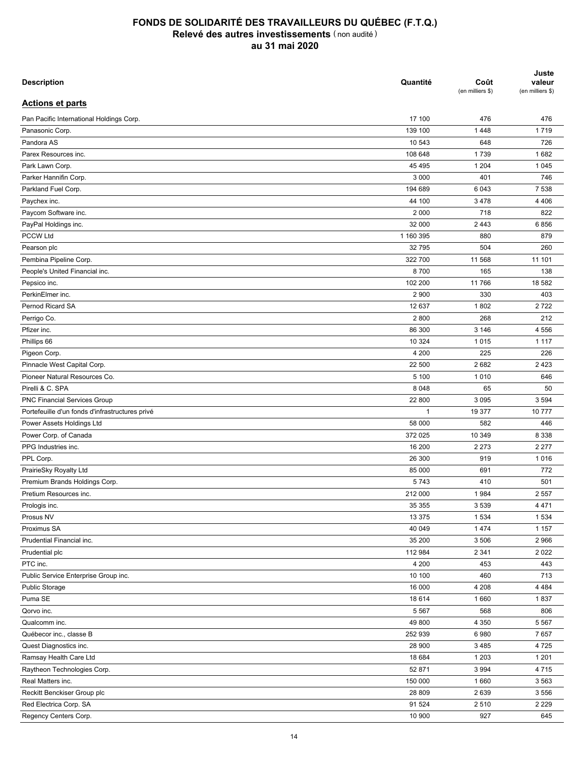# FONDS DE SOLIDARITÉ DES TRAVAILLEURS DU QUÉBEC (F.T.Q.)
## Relevé des autres investissements (non audité)
## au 31 mai 2020

| Description | Quantité | Coût (en milliers $) | Juste valeur (en milliers $) |
|---|---|---|---|
| **Actions et parts** | | | |
| Pan Pacific International Holdings Corp. | 17 100 | 476 | 476 |
| Panasonic Corp. | 139 100 | 1 448 | 1 719 |
| Pandora AS | 10 543 | 648 | 726 |
| Parex Resources inc. | 108 648 | 1 739 | 1 682 |
| Park Lawn Corp. | 45 495 | 1 204 | 1 045 |
| Parker Hannifin Corp. | 3 000 | 401 | 746 |
| Parkland Fuel Corp. | 194 689 | 6 043 | 7 538 |
| Paychex inc. | 44 100 | 3 478 | 4 406 |
| Paycom Software inc. | 2 000 | 718 | 822 |
| PayPal Holdings inc. | 32 000 | 2 443 | 6 856 |
| PCCW Ltd | 1 160 395 | 880 | 879 |
| Pearson plc | 32 795 | 504 | 260 |
| Pembina Pipeline Corp. | 322 700 | 11 568 | 11 101 |
| People's United Financial inc. | 8 700 | 165 | 138 |
| Pepsico inc. | 102 200 | 11 766 | 18 582 |
| PerkinElmer inc. | 2 900 | 330 | 403 |
| Pernod Ricard SA | 12 637 | 1 802 | 2 722 |
| Perrigo Co. | 2 800 | 268 | 212 |
| Pfizer inc. | 86 300 | 3 146 | 4 556 |
| Phillips 66 | 10 324 | 1 015 | 1 117 |
| Pigeon Corp. | 4 200 | 225 | 226 |
| Pinnacle West Capital Corp. | 22 500 | 2 682 | 2 423 |
| Pioneer Natural Resources Co. | 5 100 | 1 010 | 646 |
| Pirelli & C. SPA | 8 048 | 65 | 50 |
| PNC Financial Services Group | 22 800 | 3 095 | 3 594 |
| Portefeuille d'un fonds d'infrastructures privé | 1 | 19 377 | 10 777 |
| Power Assets Holdings Ltd | 58 000 | 582 | 446 |
| Power Corp. of Canada | 372 025 | 10 349 | 8 338 |
| PPG Industries inc. | 16 200 | 2 273 | 2 277 |
| PPL Corp. | 26 300 | 919 | 1 016 |
| PrairieSky Royalty Ltd | 85 000 | 691 | 772 |
| Premium Brands Holdings Corp. | 5 743 | 410 | 501 |
| Pretium Resources inc. | 212 000 | 1 984 | 2 557 |
| Prologis inc. | 35 355 | 3 539 | 4 471 |
| Prosus NV | 13 375 | 1 534 | 1 534 |
| Proximus SA | 40 049 | 1 474 | 1 157 |
| Prudential Financial inc. | 35 200 | 3 506 | 2 966 |
| Prudential plc | 112 984 | 2 341 | 2 022 |
| PTC inc. | 4 200 | 453 | 443 |
| Public Service Enterprise Group inc. | 10 100 | 460 | 713 |
| Public Storage | 16 000 | 4 208 | 4 484 |
| Puma SE | 18 614 | 1 660 | 1 837 |
| Qorvo inc. | 5 567 | 568 | 806 |
| Qualcomm inc. | 49 800 | 4 350 | 5 567 |
| Québecor inc., classe B | 252 939 | 6 980 | 7 657 |
| Quest Diagnostics inc. | 28 900 | 3 485 | 4 725 |
| Ramsay Health Care Ltd | 18 684 | 1 203 | 1 201 |
| Raytheon Technologies Corp. | 52 871 | 3 994 | 4 715 |
| Real Matters inc. | 150 000 | 1 660 | 3 563 |
| Reckitt Benckiser Group plc | 28 809 | 2 639 | 3 556 |
| Red Electrica Corp. SA | 91 524 | 2 510 | 2 229 |
| Regency Centers Corp. | 10 900 | 927 | 645 |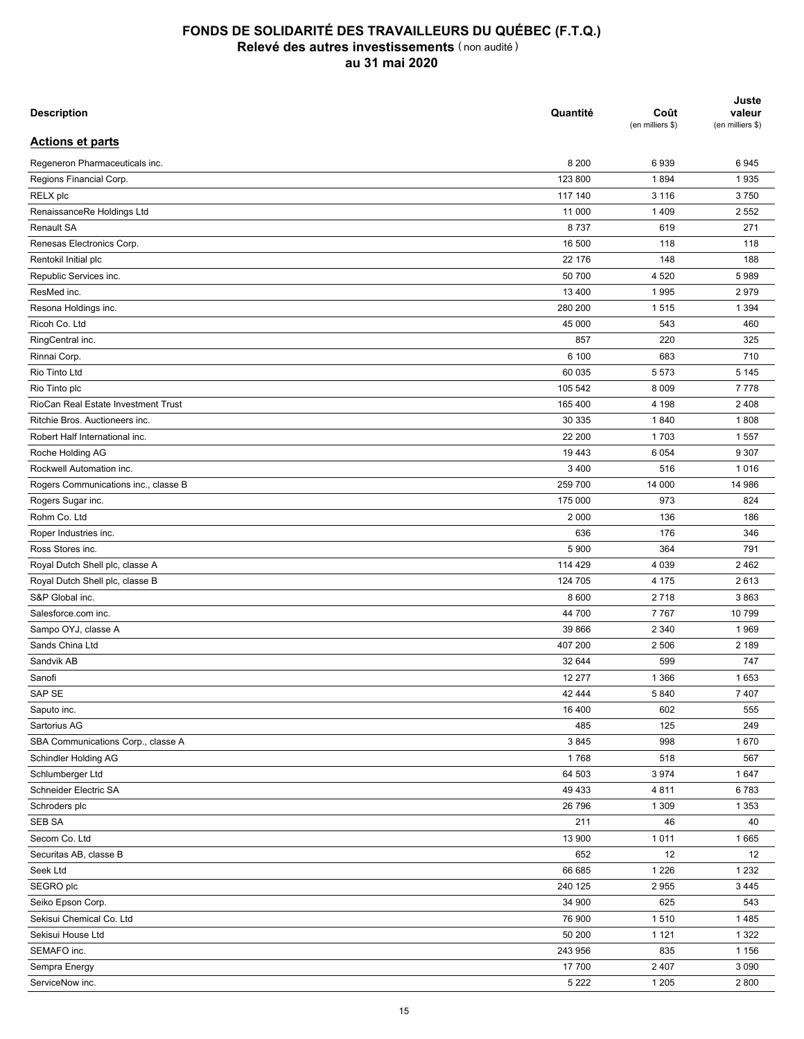# FONDS DE SOLIDARITÉ DES TRAVAILLEURS DU QUÉBEC (F.T.Q.)
## Relevé des autres investissements (non audité)
### au 31 mai 2020

| Description | Quantité | Coût (en milliers $) | Juste valeur (en milliers $) |
|---|---|---|---|
| **Actions et parts** | | | |
| Regeneron Pharmaceuticals inc. | 8 200 | 6 939 | 6 945 |
| Regions Financial Corp. | 123 800 | 1 894 | 1 935 |
| RELX plc | 117 140 | 3 116 | 3 750 |
| RenaissanceRe Holdings Ltd | 11 000 | 1 409 | 2 552 |
| Renault SA | 8 737 | 619 | 271 |
| Renesas Electronics Corp. | 16 500 | 118 | 118 |
| Rentokil Initial plc | 22 176 | 148 | 188 |
| Republic Services inc. | 50 700 | 4 520 | 5 989 |
| ResMed inc. | 13 400 | 1 995 | 2 979 |
| Resona Holdings inc. | 280 200 | 1 515 | 1 394 |
| Ricoh Co. Ltd | 45 000 | 543 | 460 |
| RingCentral inc. | 857 | 220 | 325 |
| Rinnai Corp. | 6 100 | 683 | 710 |
| Rio Tinto Ltd | 60 035 | 5 573 | 5 145 |
| Rio Tinto plc | 105 542 | 8 009 | 7 778 |
| RioCan Real Estate Investment Trust | 165 400 | 4 198 | 2 408 |
| Ritchie Bros. Auctioneers inc. | 30 335 | 1 840 | 1 808 |
| Robert Half International inc. | 22 200 | 1 703 | 1 557 |
| Roche Holding AG | 19 443 | 6 054 | 9 307 |
| Rockwell Automation inc. | 3 400 | 516 | 1 016 |
| Rogers Communications inc., classe B | 259 700 | 14 000 | 14 986 |
| Rogers Sugar inc. | 175 000 | 973 | 824 |
| Rohm Co. Ltd | 2 000 | 136 | 186 |
| Roper Industries inc. | 636 | 176 | 346 |
| Ross Stores inc. | 5 900 | 364 | 791 |
| Royal Dutch Shell plc, classe A | 114 429 | 4 039 | 2 462 |
| Royal Dutch Shell plc, classe B | 124 705 | 4 175 | 2 613 |
| S&P Global inc. | 8 600 | 2 718 | 3 863 |
| Salesforce.com inc. | 44 700 | 7 767 | 10 799 |
| Sampo OYJ, classe A | 39 866 | 2 340 | 1 969 |
| Sands China Ltd | 407 200 | 2 506 | 2 189 |
| Sandvik AB | 32 644 | 599 | 747 |
| Sanofi | 12 277 | 1 366 | 1 653 |
| SAP SE | 42 444 | 5 840 | 7 407 |
| Saputo inc. | 16 400 | 602 | 555 |
| Sartorius AG | 485 | 125 | 249 |
| SBA Communications Corp., classe A | 3 845 | 998 | 1 670 |
| Schindler Holding AG | 1 768 | 518 | 567 |
| Schlumberger Ltd | 64 503 | 3 974 | 1 647 |
| Schneider Electric SA | 49 433 | 4 811 | 6 783 |
| Schroders plc | 26 796 | 1 309 | 1 353 |
| SEB SA | 211 | 46 | 40 |
| Secom Co. Ltd | 13 900 | 1 011 | 1 665 |
| Securitas AB, classe B | 652 | 12 | 12 |
| Seek Ltd | 66 685 | 1 226 | 1 232 |
| SEGRO plc | 240 125 | 2 955 | 3 445 |
| Seiko Epson Corp. | 34 900 | 625 | 543 |
| Sekisui Chemical Co. Ltd | 76 900 | 1 510 | 1 485 |
| Sekisui House Ltd | 50 200 | 1 121 | 1 322 |
| SEMAFO inc. | 243 956 | 835 | 1 156 |
| Sempra Energy | 17 700 | 2 407 | 3 090 |
| ServiceNow inc. | 5 222 | 1 205 | 2 800 |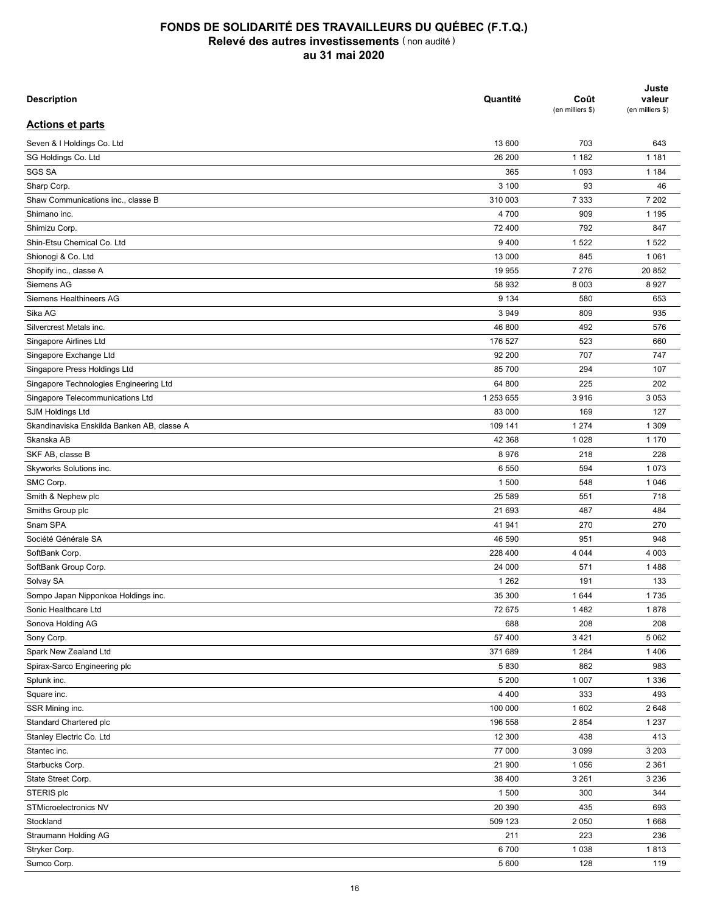# FONDS DE SOLIDARITÉ DES TRAVAILLEURS DU QUÉBEC (F.T.Q.)
## Relevé des autres investissements (non audité)
## au 31 mai 2020

| Description | Quantité | Coût (en milliers $) | Juste valeur (en milliers $) |
|---|---|---|---|
| **Actions et parts** | | | |
| Seven & I Holdings Co. Ltd | 13 600 | 703 | 643 |
| SG Holdings Co. Ltd | 26 200 | 1 182 | 1 181 |
| SGS SA | 365 | 1 093 | 1 184 |
| Sharp Corp. | 3 100 | 93 | 46 |
| Shaw Communications inc., classe B | 310 003 | 7 333 | 7 202 |
| Shimano inc. | 4 700 | 909 | 1 195 |
| Shimizu Corp. | 72 400 | 792 | 847 |
| Shin-Etsu Chemical Co. Ltd | 9 400 | 1 522 | 1 522 |
| Shionogi & Co. Ltd | 13 000 | 845 | 1 061 |
| Shopify inc., classe A | 19 955 | 7 276 | 20 852 |
| Siemens AG | 58 932 | 8 003 | 8 927 |
| Siemens Healthineers AG | 9 134 | 580 | 653 |
| Sika AG | 3 949 | 809 | 935 |
| Silvercrest Metals inc. | 46 800 | 492 | 576 |
| Singapore Airlines Ltd | 176 527 | 523 | 660 |
| Singapore Exchange Ltd | 92 200 | 707 | 747 |
| Singapore Press Holdings Ltd | 85 700 | 294 | 107 |
| Singapore Technologies Engineering Ltd | 64 800 | 225 | 202 |
| Singapore Telecommunications Ltd | 1 253 655 | 3 916 | 3 053 |
| SJM Holdings Ltd | 83 000 | 169 | 127 |
| Skandinaviska Enskilda Banken AB, classe A | 109 141 | 1 274 | 1 309 |
| Skanska AB | 42 368 | 1 028 | 1 170 |
| SKF AB, classe B | 8 976 | 218 | 228 |
| Skyworks Solutions inc. | 6 550 | 594 | 1 073 |
| SMC Corp. | 1 500 | 548 | 1 046 |
| Smith & Nephew plc | 25 589 | 551 | 718 |
| Smiths Group plc | 21 693 | 487 | 484 |
| Snam SPA | 41 941 | 270 | 270 |
| Société Générale SA | 46 590 | 951 | 948 |
| SoftBank Corp. | 228 400 | 4 044 | 4 003 |
| SoftBank Group Corp. | 24 000 | 571 | 1 488 |
| Solvay SA | 1 262 | 191 | 133 |
| Sompo Japan Nipponkoa Holdings inc. | 35 300 | 1 644 | 1 735 |
| Sonic Healthcare Ltd | 72 675 | 1 482 | 1 878 |
| Sonova Holding AG | 688 | 208 | 208 |
| Sony Corp. | 57 400 | 3 421 | 5 062 |
| Spark New Zealand Ltd | 371 689 | 1 284 | 1 406 |
| Spirax-Sarco Engineering plc | 5 830 | 862 | 983 |
| Splunk inc. | 5 200 | 1 007 | 1 336 |
| Square inc. | 4 400 | 333 | 493 |
| SSR Mining inc. | 100 000 | 1 602 | 2 648 |
| Standard Chartered plc | 196 558 | 2 854 | 1 237 |
| Stanley Electric Co. Ltd | 12 300 | 438 | 413 |
| Stantec inc. | 77 000 | 3 099 | 3 203 |
| Starbucks Corp. | 21 900 | 1 056 | 2 361 |
| State Street Corp. | 38 400 | 3 261 | 3 236 |
| STERIS plc | 1 500 | 300 | 344 |
| STMicroelectronics NV | 20 390 | 435 | 693 |
| Stockland | 509 123 | 2 050 | 1 668 |
| Straumann Holding AG | 211 | 223 | 236 |
| Stryker Corp. | 6 700 | 1 038 | 1 813 |
| Sumco Corp. | 5 600 | 128 | 119 |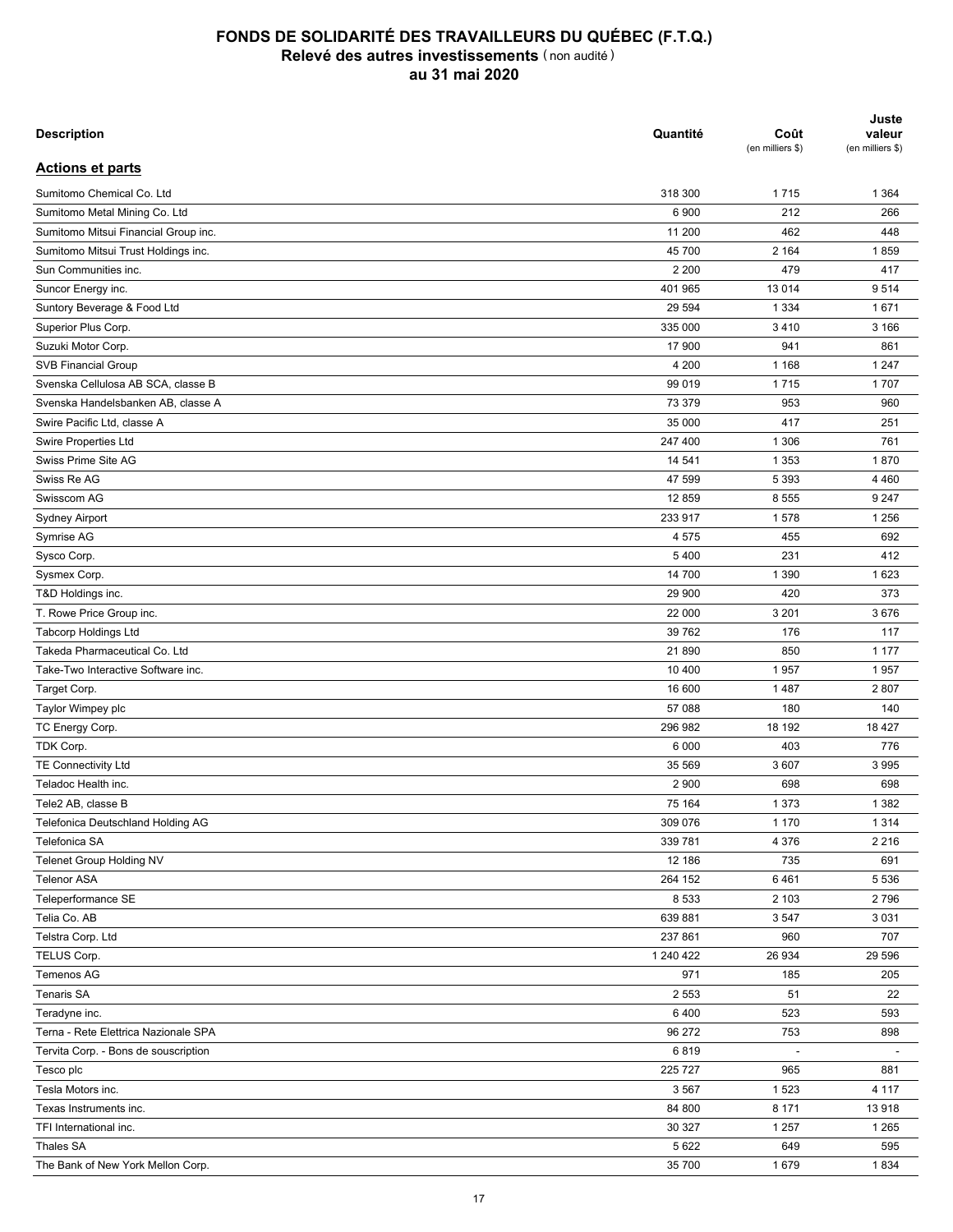# FONDS DE SOLIDARITÉ DES TRAVAILLEURS DU QUÉBEC (F.T.Q.)
## Relevé des autres investissements (non audité)
## au 31 mai 2020

| Description | Quantité | Coût (en milliers $) | Juste valeur (en milliers $) |
|---|---|---|---|
| **Actions et parts** | | | |
| Sumitomo Chemical Co. Ltd | 318 300 | 1 715 | 1 364 |
| Sumitomo Metal Mining Co. Ltd | 6 900 | 212 | 266 |
| Sumitomo Mitsui Financial Group inc. | 11 200 | 462 | 448 |
| Sumitomo Mitsui Trust Holdings inc. | 45 700 | 2 164 | 1 859 |
| Sun Communities inc. | 2 200 | 479 | 417 |
| Suncor Energy inc. | 401 965 | 13 014 | 9 514 |
| Suntory Beverage & Food Ltd | 29 594 | 1 334 | 1 671 |
| Superior Plus Corp. | 335 000 | 3 410 | 3 166 |
| Suzuki Motor Corp. | 17 900 | 941 | 861 |
| SVB Financial Group | 4 200 | 1 168 | 1 247 |
| Svenska Cellulosa AB SCA, classe B | 99 019 | 1 715 | 1 707 |
| Svenska Handelsbanken AB, classe A | 73 379 | 953 | 960 |
| Swire Pacific Ltd, classe A | 35 000 | 417 | 251 |
| Swire Properties Ltd | 247 400 | 1 306 | 761 |
| Swiss Prime Site AG | 14 541 | 1 353 | 1 870 |
| Swiss Re AG | 47 599 | 5 393 | 4 460 |
| Swisscom AG | 12 859 | 8 555 | 9 247 |
| Sydney Airport | 233 917 | 1 578 | 1 256 |
| Symrise AG | 4 575 | 455 | 692 |
| Sysco Corp. | 5 400 | 231 | 412 |
| Sysmex Corp. | 14 700 | 1 390 | 1 623 |
| T&D Holdings inc. | 29 900 | 420 | 373 |
| T. Rowe Price Group inc. | 22 000 | 3 201 | 3 676 |
| Tabcorp Holdings Ltd | 39 762 | 176 | 117 |
| Takeda Pharmaceutical Co. Ltd | 21 890 | 850 | 1 177 |
| Take-Two Interactive Software inc. | 10 400 | 1 957 | 1 957 |
| Target Corp. | 16 600 | 1 487 | 2 807 |
| Taylor Wimpey plc | 57 088 | 180 | 140 |
| TC Energy Corp. | 296 982 | 18 192 | 18 427 |
| TDK Corp. | 6 000 | 403 | 776 |
| TE Connectivity Ltd | 35 569 | 3 607 | 3 995 |
| Teladoc Health inc. | 2 900 | 698 | 698 |
| Tele2 AB, classe B | 75 164 | 1 373 | 1 382 |
| Telefonica Deutschland Holding AG | 309 076 | 1 170 | 1 314 |
| Telefonica SA | 339 781 | 4 376 | 2 216 |
| Telenet Group Holding NV | 12 186 | 735 | 691 |
| Telenor ASA | 264 152 | 6 461 | 5 536 |
| Teleperformance SE | 8 533 | 2 103 | 2 796 |
| Telia Co. AB | 639 881 | 3 547 | 3 031 |
| Telstra Corp. Ltd | 237 861 | 960 | 707 |
| TELUS Corp. | 1 240 422 | 26 934 | 29 596 |
| Temenos AG | 971 | 185 | 205 |
| Tenaris SA | 2 553 | 51 | 22 |
| Teradyne inc. | 6 400 | 523 | 593 |
| Terna - Rete Elettrica Nazionale SPA | 96 272 | 753 | 898 |
| Tervita Corp. - Bons de souscription | 6 819 | - | - |
| Tesco plc | 225 727 | 965 | 881 |
| Tesla Motors inc. | 3 567 | 1 523 | 4 117 |
| Texas Instruments inc. | 84 800 | 8 171 | 13 918 |
| TFI International inc. | 30 327 | 1 257 | 1 265 |
| Thales SA | 5 622 | 649 | 595 |
| The Bank of New York Mellon Corp. | 35 700 | 1 679 | 1 834 |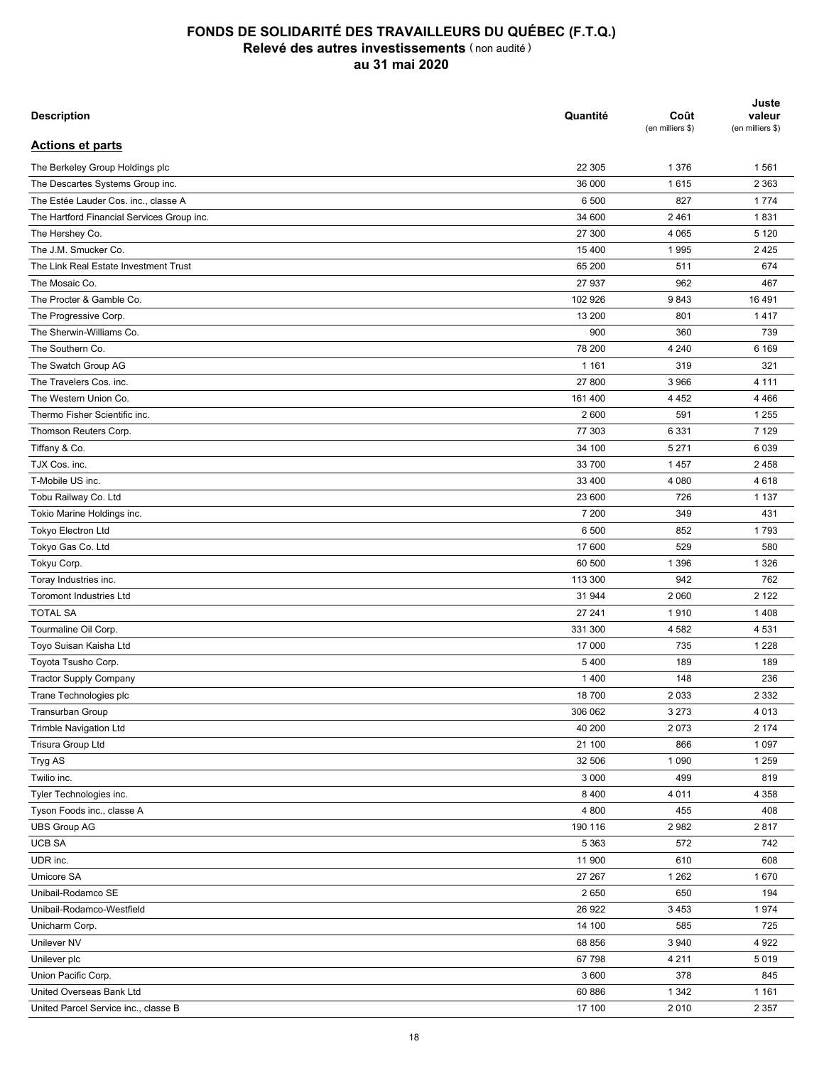# FONDS DE SOLIDARITÉ DES TRAVAILLEURS DU QUÉBEC (F.T.Q.)
## Relevé des autres investissements (non audité)
## au 31 mai 2020

| Description | Quantité | Coût (en milliers $) | Juste valeur (en milliers $) |
|---|---|---|---|
| **Actions et parts** | | | |
| The Berkeley Group Holdings plc | 22 305 | 1 376 | 1 561 |
| The Descartes Systems Group inc. | 36 000 | 1 615 | 2 363 |
| The Estée Lauder Cos. inc., classe A | 6 500 | 827 | 1 774 |
| The Hartford Financial Services Group inc. | 34 600 | 2 461 | 1 831 |
| The Hershey Co. | 27 300 | 4 065 | 5 120 |
| The J.M. Smucker Co. | 15 400 | 1 995 | 2 425 |
| The Link Real Estate Investment Trust | 65 200 | 511 | 674 |
| The Mosaic Co. | 27 937 | 962 | 467 |
| The Procter & Gamble Co. | 102 926 | 9 843 | 16 491 |
| The Progressive Corp. | 13 200 | 801 | 1 417 |
| The Sherwin-Williams Co. | 900 | 360 | 739 |
| The Southern Co. | 78 200 | 4 240 | 6 169 |
| The Swatch Group AG | 1 161 | 319 | 321 |
| The Travelers Cos. inc. | 27 800 | 3 966 | 4 111 |
| The Western Union Co. | 161 400 | 4 452 | 4 466 |
| Thermo Fisher Scientific inc. | 2 600 | 591 | 1 255 |
| Thomson Reuters Corp. | 77 303 | 6 331 | 7 129 |
| Tiffany & Co. | 34 100 | 5 271 | 6 039 |
| TJX Cos. inc. | 33 700 | 1 457 | 2 458 |
| T-Mobile US inc. | 33 400 | 4 080 | 4 618 |
| Tobu Railway Co. Ltd | 23 600 | 726 | 1 137 |
| Tokio Marine Holdings inc. | 7 200 | 349 | 431 |
| Tokyo Electron Ltd | 6 500 | 852 | 1 793 |
| Tokyo Gas Co. Ltd | 17 600 | 529 | 580 |
| Tokyu Corp. | 60 500 | 1 396 | 1 326 |
| Toray Industries inc. | 113 300 | 942 | 762 |
| Toromont Industries Ltd | 31 944 | 2 060 | 2 122 |
| TOTAL SA | 27 241 | 1 910 | 1 408 |
| Tourmaline Oil Corp. | 331 300 | 4 582 | 4 531 |
| Toyo Suisan Kaisha Ltd | 17 000 | 735 | 1 228 |
| Toyota Tsusho Corp. | 5 400 | 189 | 189 |
| Tractor Supply Company | 1 400 | 148 | 236 |
| Trane Technologies plc | 18 700 | 2 033 | 2 332 |
| Transurban Group | 306 062 | 3 273 | 4 013 |
| Trimble Navigation Ltd | 40 200 | 2 073 | 2 174 |
| Trisura Group Ltd | 21 100 | 866 | 1 097 |
| Tryg AS | 32 506 | 1 090 | 1 259 |
| Twilio inc. | 3 000 | 499 | 819 |
| Tyler Technologies inc. | 8 400 | 4 011 | 4 358 |
| Tyson Foods inc., classe A | 4 800 | 455 | 408 |
| UBS Group AG | 190 116 | 2 982 | 2 817 |
| UCB SA | 5 363 | 572 | 742 |
| UDR inc. | 11 900 | 610 | 608 |
| Umicore SA | 27 267 | 1 262 | 1 670 |
| Unibail-Rodamco SE | 2 650 | 650 | 194 |
| Unibail-Rodamco-Westfield | 26 922 | 3 453 | 1 974 |
| Unicharm Corp. | 14 100 | 585 | 725 |
| Unilever NV | 68 856 | 3 940 | 4 922 |
| Unilever plc | 67 798 | 4 211 | 5 019 |
| Union Pacific Corp. | 3 600 | 378 | 845 |
| United Overseas Bank Ltd | 60 886 | 1 342 | 1 161 |
| United Parcel Service inc., classe B | 17 100 | 2 010 | 2 357 |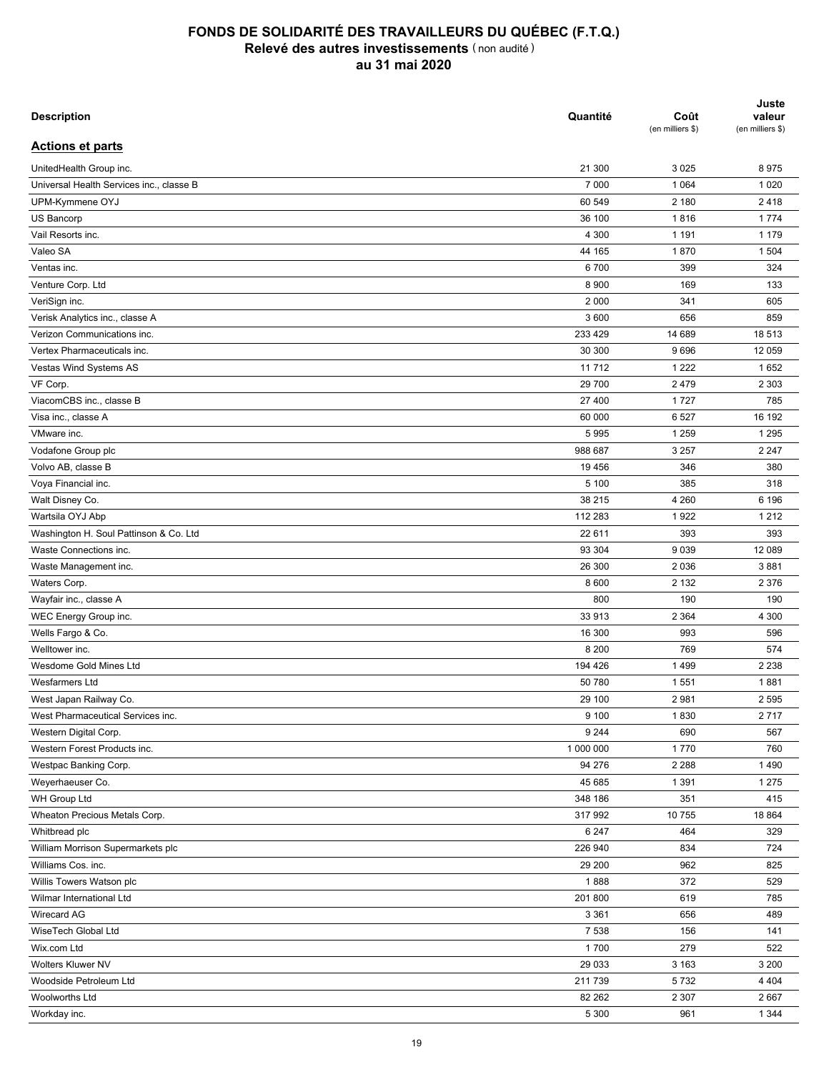# FONDS DE SOLIDARITÉ DES TRAVAILLEURS DU QUÉBEC (F.T.Q.)
## Relevé des autres investissements (non audité)
## au 31 mai 2020

| Description | Quantité | Coût (en milliers $) | Juste valeur (en milliers $) |
|---|---|---|---|
| **Actions et parts** | | | |
| UnitedHealth Group inc. | 21 300 | 3 025 | 8 975 |
| Universal Health Services inc., classe B | 7 000 | 1 064 | 1 020 |
| UPM-Kymmene OYJ | 60 549 | 2 180 | 2 418 |
| US Bancorp | 36 100 | 1 816 | 1 774 |
| Vail Resorts inc. | 4 300 | 1 191 | 1 179 |
| Valeo SA | 44 165 | 1 870 | 1 504 |
| Ventas inc. | 6 700 | 399 | 324 |
| Venture Corp. Ltd | 8 900 | 169 | 133 |
| VeriSign inc. | 2 000 | 341 | 605 |
| Verisk Analytics inc., classe A | 3 600 | 656 | 859 |
| Verizon Communications inc. | 233 429 | 14 689 | 18 513 |
| Vertex Pharmaceuticals inc. | 30 300 | 9 696 | 12 059 |
| Vestas Wind Systems AS | 11 712 | 1 222 | 1 652 |
| VF Corp. | 29 700 | 2 479 | 2 303 |
| ViacomCBS inc., classe B | 27 400 | 1 727 | 785 |
| Visa inc., classe A | 60 000 | 6 527 | 16 192 |
| VMware inc. | 5 995 | 1 259 | 1 295 |
| Vodafone Group plc | 988 687 | 3 257 | 2 247 |
| Volvo AB, classe B | 19 456 | 346 | 380 |
| Voya Financial inc. | 5 100 | 385 | 318 |
| Walt Disney Co. | 38 215 | 4 260 | 6 196 |
| Wartsila OYJ Abp | 112 283 | 1 922 | 1 212 |
| Washington H. Soul Pattinson & Co. Ltd | 22 611 | 393 | 393 |
| Waste Connections inc. | 93 304 | 9 039 | 12 089 |
| Waste Management inc. | 26 300 | 2 036 | 3 881 |
| Waters Corp. | 8 600 | 2 132 | 2 376 |
| Wayfair inc., classe A | 800 | 190 | 190 |
| WEC Energy Group inc. | 33 913 | 2 364 | 4 300 |
| Wells Fargo & Co. | 16 300 | 993 | 596 |
| Welltower inc. | 8 200 | 769 | 574 |
| Wesdome Gold Mines Ltd | 194 426 | 1 499 | 2 238 |
| Wesfarmers Ltd | 50 780 | 1 551 | 1 881 |
| West Japan Railway Co. | 29 100 | 2 981 | 2 595 |
| West Pharmaceutical Services inc. | 9 100 | 1 830 | 2 717 |
| Western Digital Corp. | 9 244 | 690 | 567 |
| Western Forest Products inc. | 1 000 000 | 1 770 | 760 |
| Westpac Banking Corp. | 94 276 | 2 288 | 1 490 |
| Weyerhaeuser Co. | 45 685 | 1 391 | 1 275 |
| WH Group Ltd | 348 186 | 351 | 415 |
| Wheaton Precious Metals Corp. | 317 992 | 10 755 | 18 864 |
| Whitbread plc | 6 247 | 464 | 329 |
| William Morrison Supermarkets plc | 226 940 | 834 | 724 |
| Williams Cos. inc. | 29 200 | 962 | 825 |
| Willis Towers Watson plc | 1 888 | 372 | 529 |
| Wilmar International Ltd | 201 800 | 619 | 785 |
| Wirecard AG | 3 361 | 656 | 489 |
| WiseTech Global Ltd | 7 538 | 156 | 141 |
| Wix.com Ltd | 1 700 | 279 | 522 |
| Wolters Kluwer NV | 29 033 | 3 163 | 3 200 |
| Woodside Petroleum Ltd | 211 739 | 5 732 | 4 404 |
| Woolworths Ltd | 82 262 | 2 307 | 2 667 |
| Workday inc. | 5 300 | 961 | 1 344 |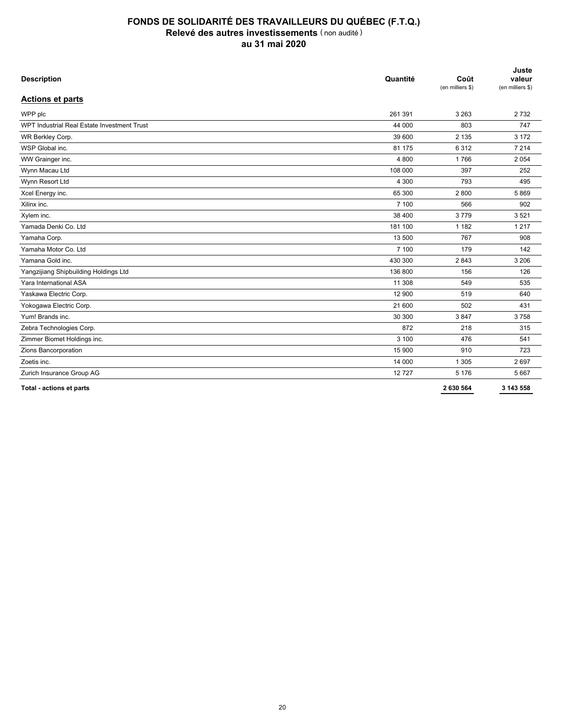# FONDS DE SOLIDARITÉ DES TRAVAILLEURS DU QUÉBEC (F.T.Q.)
## Relevé des autres investissements (non audité)
## au 31 mai 2020

| Description | Quantité | Coût (en milliers $) | Juste valeur (en milliers $) |
|---|---|---|---|
| **Actions et parts** | | | |
| WPP plc | 261 391 | 3 263 | 2 732 |
| WPT Industrial Real Estate Investment Trust | 44 000 | 803 | 747 |
| WR Berkley Corp. | 39 600 | 2 135 | 3 172 |
| WSP Global inc. | 81 175 | 6 312 | 7 214 |
| WW Grainger inc. | 4 800 | 1 766 | 2 054 |
| Wynn Macau Ltd | 108 000 | 397 | 252 |
| Wynn Resort Ltd | 4 300 | 793 | 495 |
| Xcel Energy inc. | 65 300 | 2 800 | 5 869 |
| Xilinx inc. | 7 100 | 566 | 902 |
| Xylem inc. | 38 400 | 3 779 | 3 521 |
| Yamada Denki Co. Ltd | 181 100 | 1 182 | 1 217 |
| Yamaha Corp. | 13 500 | 767 | 908 |
| Yamaha Motor Co. Ltd | 7 100 | 179 | 142 |
| Yamana Gold inc. | 430 300 | 2 843 | 3 206 |
| Yangzijiang Shipbuilding Holdings Ltd | 136 800 | 156 | 126 |
| Yara International ASA | 11 308 | 549 | 535 |
| Yaskawa Electric Corp. | 12 900 | 519 | 640 |
| Yokogawa Electric Corp. | 21 600 | 502 | 431 |
| Yum! Brands inc. | 30 300 | 3 847 | 3 758 |
| Zebra Technologies Corp. | 872 | 218 | 315 |
| Zimmer Biomet Holdings inc. | 3 100 | 476 | 541 |
| Zions Bancorporation | 15 900 | 910 | 723 |
| Zoetis inc. | 14 000 | 1 305 | 2 697 |
| Zurich Insurance Group AG | 12 727 | 5 176 | 5 667 |
| **Total - actions et parts** | | **2 630 564** | **3 143 558** |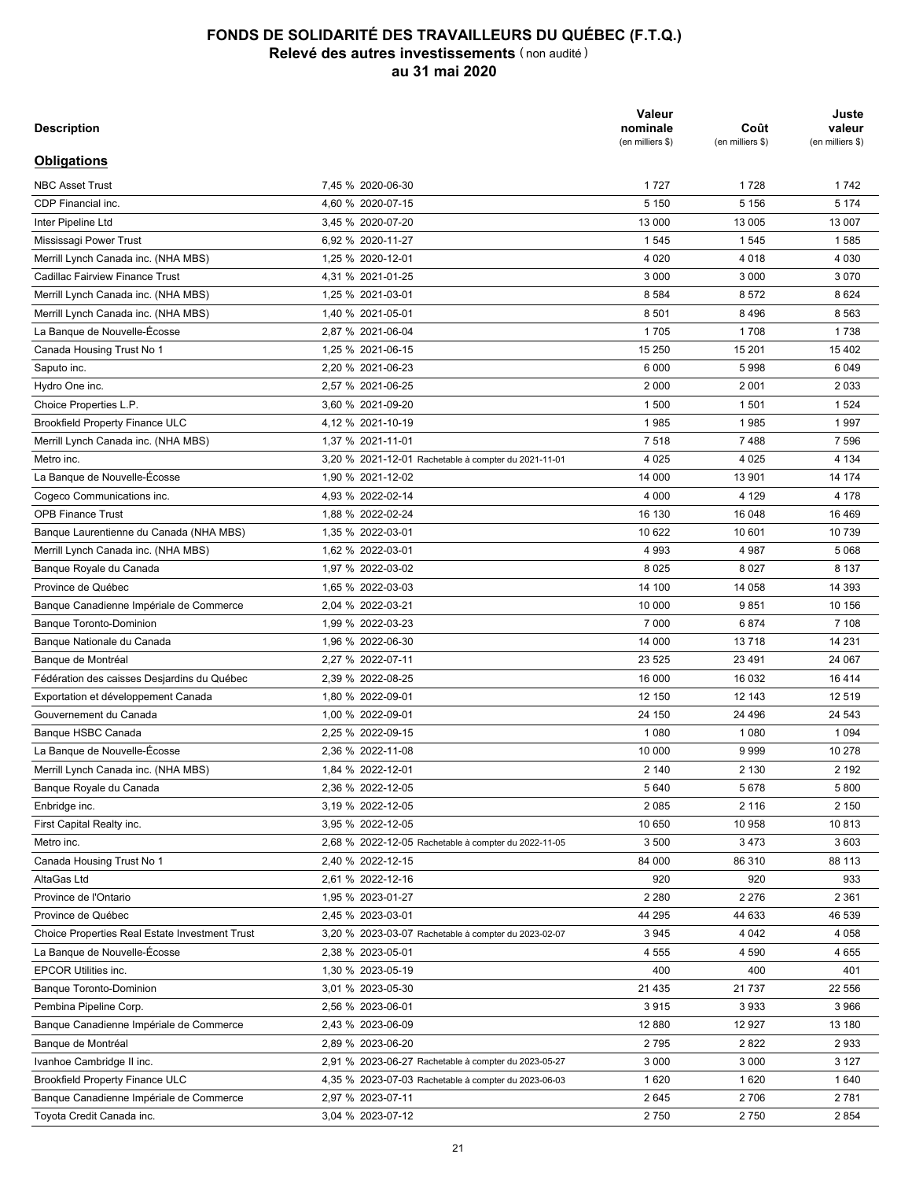# FONDS DE SOLIDARITÉ DES TRAVAILLEURS DU QUÉBEC (F.T.Q.)
## Relevé des autres investissements (non audité)
## au 31 mai 2020

| Description | | Valeur nominale (en milliers $) | Coût (en milliers $) | Juste valeur (en milliers $) |
|---|---|---|---|---|
| **Obligations** | | | | |
| NBC Asset Trust | 7,45 % 2020-06-30 | 1 727 | 1 728 | 1 742 |
| CDP Financial inc. | 4,60 % 2020-07-15 | 5 150 | 5 156 | 5 174 |
| Inter Pipeline Ltd | 3,45 % 2020-07-20 | 13 000 | 13 005 | 13 007 |
| Mississagi Power Trust | 6,92 % 2020-11-27 | 1 545 | 1 545 | 1 585 |
| Merrill Lynch Canada inc. (NHA MBS) | 1,25 % 2020-12-01 | 4 020 | 4 018 | 4 030 |
| Cadillac Fairview Finance Trust | 4,31 % 2021-01-25 | 3 000 | 3 000 | 3 070 |
| Merrill Lynch Canada inc. (NHA MBS) | 1,25 % 2021-03-01 | 8 584 | 8 572 | 8 624 |
| Merrill Lynch Canada inc. (NHA MBS) | 1,40 % 2021-05-01 | 8 501 | 8 496 | 8 563 |
| La Banque de Nouvelle-Écosse | 2,87 % 2021-06-04 | 1 705 | 1 708 | 1 738 |
| Canada Housing Trust No 1 | 1,25 % 2021-06-15 | 15 250 | 15 201 | 15 402 |
| Saputo inc. | 2,20 % 2021-06-23 | 6 000 | 5 998 | 6 049 |
| Hydro One inc. | 2,57 % 2021-06-25 | 2 000 | 2 001 | 2 033 |
| Choice Properties L.P. | 3,60 % 2021-09-20 | 1 500 | 1 501 | 1 524 |
| Brookfield Property Finance ULC | 4,12 % 2021-10-19 | 1 985 | 1 985 | 1 997 |
| Merrill Lynch Canada inc. (NHA MBS) | 1,37 % 2021-11-01 | 7 518 | 7 488 | 7 596 |
| Metro inc. | 3,20 % 2021-12-01 Rachetable à compter du 2021-11-01 | 4 025 | 4 025 | 4 134 |
| La Banque de Nouvelle-Écosse | 1,90 % 2021-12-02 | 14 000 | 13 901 | 14 174 |
| Cogeco Communications inc. | 4,93 % 2022-02-14 | 4 000 | 4 129 | 4 178 |
| OPB Finance Trust | 1,88 % 2022-02-24 | 16 130 | 16 048 | 16 469 |
| Banque Laurentienne du Canada (NHA MBS) | 1,35 % 2022-03-01 | 10 622 | 10 601 | 10 739 |
| Merrill Lynch Canada inc. (NHA MBS) | 1,62 % 2022-03-01 | 4 993 | 4 987 | 5 068 |
| Banque Royale du Canada | 1,97 % 2022-03-02 | 8 025 | 8 027 | 8 137 |
| Province de Québec | 1,65 % 2022-03-03 | 14 100 | 14 058 | 14 393 |
| Banque Canadienne Impériale de Commerce | 2,04 % 2022-03-21 | 10 000 | 9 851 | 10 156 |
| Banque Toronto-Dominion | 1,99 % 2022-03-23 | 7 000 | 6 874 | 7 108 |
| Banque Nationale du Canada | 1,96 % 2022-06-30 | 14 000 | 13 718 | 14 231 |
| Banque de Montréal | 2,27 % 2022-07-11 | 23 525 | 23 491 | 24 067 |
| Fédération des caisses Desjardins du Québec | 2,39 % 2022-08-25 | 16 000 | 16 032 | 16 414 |
| Exportation et développement Canada | 1,80 % 2022-09-01 | 12 150 | 12 143 | 12 519 |
| Gouvernement du Canada | 1,00 % 2022-09-01 | 24 150 | 24 496 | 24 543 |
| Banque HSBC Canada | 2,25 % 2022-09-15 | 1 080 | 1 080 | 1 094 |
| La Banque de Nouvelle-Écosse | 2,36 % 2022-11-08 | 10 000 | 9 999 | 10 278 |
| Merrill Lynch Canada inc. (NHA MBS) | 1,84 % 2022-12-01 | 2 140 | 2 130 | 2 192 |
| Banque Royale du Canada | 2,36 % 2022-12-05 | 5 640 | 5 678 | 5 800 |
| Enbridge inc. | 3,19 % 2022-12-05 | 2 085 | 2 116 | 2 150 |
| First Capital Realty inc. | 3,95 % 2022-12-05 | 10 650 | 10 958 | 10 813 |
| Metro inc. | 2,68 % 2022-12-05 Rachetable à compter du 2022-11-05 | 3 500 | 3 473 | 3 603 |
| Canada Housing Trust No 1 | 2,40 % 2022-12-15 | 84 000 | 86 310 | 88 113 |
| AltaGas Ltd | 2,61 % 2022-12-16 | 920 | 920 | 933 |
| Province de l'Ontario | 1,95 % 2023-01-27 | 2 280 | 2 276 | 2 361 |
| Province de Québec | 2,45 % 2023-03-01 | 44 295 | 44 633 | 46 539 |
| Choice Properties Real Estate Investment Trust | 3,20 % 2023-03-07 Rachetable à compter du 2023-02-07 | 3 945 | 4 042 | 4 058 |
| La Banque de Nouvelle-Écosse | 2,38 % 2023-05-01 | 4 555 | 4 590 | 4 655 |
| EPCOR Utilities inc. | 1,30 % 2023-05-19 | 400 | 400 | 401 |
| Banque Toronto-Dominion | 3,01 % 2023-05-30 | 21 435 | 21 737 | 22 556 |
| Pembina Pipeline Corp. | 2,56 % 2023-06-01 | 3 915 | 3 933 | 3 966 |
| Banque Canadienne Impériale de Commerce | 2,43 % 2023-06-09 | 12 880 | 12 927 | 13 180 |
| Banque de Montréal | 2,89 % 2023-06-20 | 2 795 | 2 822 | 2 933 |
| Ivanhoe Cambridge II inc. | 2,91 % 2023-06-27 Rachetable à compter du 2023-05-27 | 3 000 | 3 000 | 3 127 |
| Brookfield Property Finance ULC | 4,35 % 2023-07-03 Rachetable à compter du 2023-06-03 | 1 620 | 1 620 | 1 640 |
| Banque Canadienne Impériale de Commerce | 2,97 % 2023-07-11 | 2 645 | 2 706 | 2 781 |
| Toyota Credit Canada inc. | 3,04 % 2023-07-12 | 2 750 | 2 750 | 2 854 |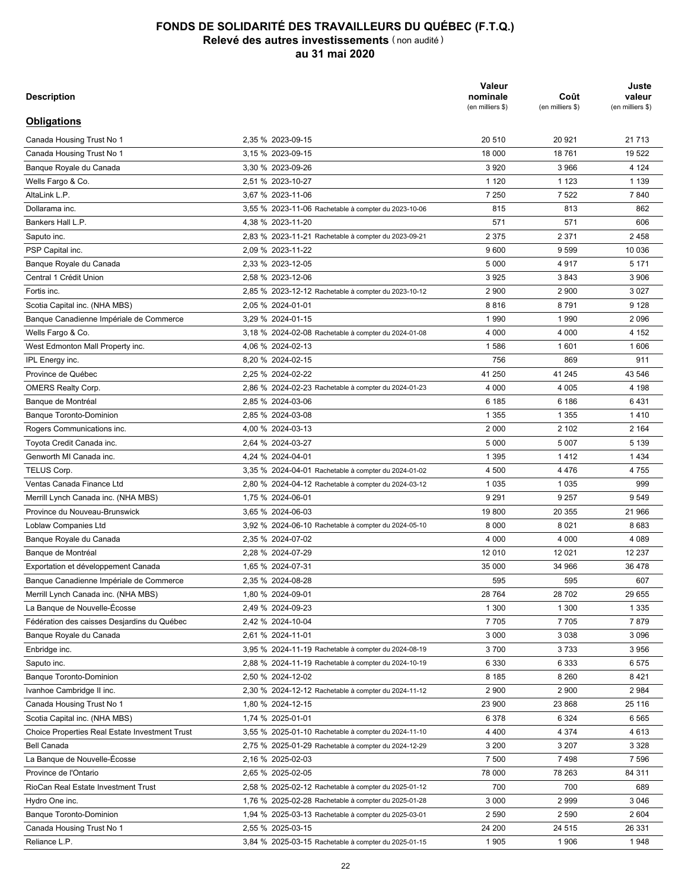# FONDS DE SOLIDARITÉ DES TRAVAILLEURS DU QUÉBEC (F.T.Q.)

## Relevé des autres investissements (non audité)

## au 31 mai 2020

| Description | | Valeur nominale (en milliers $) | Coût (en milliers $) | Juste valeur (en milliers $) |
|---|---|---|---|---|
| **Obligations** | | | | |
| Canada Housing Trust No 1 | 2,35 % 2023-09-15 | 20 510 | 20 921 | 21 713 |
| Canada Housing Trust No 1 | 3,15 % 2023-09-15 | 18 000 | 18 761 | 19 522 |
| Banque Royale du Canada | 3,30 % 2023-09-26 | 3 920 | 3 966 | 4 124 |
| Wells Fargo & Co. | 2,51 % 2023-10-27 | 1 120 | 1 123 | 1 139 |
| AltaLink L.P. | 3,67 % 2023-11-06 | 7 250 | 7 522 | 7 840 |
| Dollarama inc. | 3,55 % 2023-11-06 Rachetable à compter du 2023-10-06 | 815 | 813 | 862 |
| Bankers Hall L.P. | 4,38 % 2023-11-20 | 571 | 571 | 606 |
| Saputo inc. | 2,83 % 2023-11-21 Rachetable à compter du 2023-09-21 | 2 375 | 2 371 | 2 458 |
| PSP Capital inc. | 2,09 % 2023-11-22 | 9 600 | 9 599 | 10 036 |
| Banque Royale du Canada | 2,33 % 2023-12-05 | 5 000 | 4 917 | 5 171 |
| Central 1 Crédit Union | 2,58 % 2023-12-06 | 3 925 | 3 843 | 3 906 |
| Fortis inc. | 2,85 % 2023-12-12 Rachetable à compter du 2023-10-12 | 2 900 | 2 900 | 3 027 |
| Scotia Capital inc. (NHA MBS) | 2,05 % 2024-01-01 | 8 816 | 8 791 | 9 128 |
| Banque Canadienne Impériale de Commerce | 3,29 % 2024-01-15 | 1 990 | 1 990 | 2 096 |
| Wells Fargo & Co. | 3,18 % 2024-02-08 Rachetable à compter du 2024-01-08 | 4 000 | 4 000 | 4 152 |
| West Edmonton Mall Property inc. | 4,06 % 2024-02-13 | 1 586 | 1 601 | 1 606 |
| IPL Energy inc. | 8,20 % 2024-02-15 | 756 | 869 | 911 |
| Province de Québec | 2,25 % 2024-02-22 | 41 250 | 41 245 | 43 546 |
| OMERS Realty Corp. | 2,86 % 2024-02-23 Rachetable à compter du 2024-01-23 | 4 000 | 4 005 | 4 198 |
| Banque de Montréal | 2,85 % 2024-03-06 | 6 185 | 6 186 | 6 431 |
| Banque Toronto-Dominion | 2,85 % 2024-03-08 | 1 355 | 1 355 | 1 410 |
| Rogers Communications inc. | 4,00 % 2024-03-13 | 2 000 | 2 102 | 2 164 |
| Toyota Credit Canada inc. | 2,64 % 2024-03-27 | 5 000 | 5 007 | 5 139 |
| Genworth MI Canada inc. | 4,24 % 2024-04-01 | 1 395 | 1 412 | 1 434 |
| TELUS Corp. | 3,35 % 2024-04-01 Rachetable à compter du 2024-01-02 | 4 500 | 4 476 | 4 755 |
| Ventas Canada Finance Ltd | 2,80 % 2024-04-12 Rachetable à compter du 2024-03-12 | 1 035 | 1 035 | 999 |
| Merrill Lynch Canada inc. (NHA MBS) | 1,75 % 2024-06-01 | 9 291 | 9 257 | 9 549 |
| Province du Nouveau-Brunswick | 3,65 % 2024-06-03 | 19 800 | 20 355 | 21 966 |
| Loblaw Companies Ltd | 3,92 % 2024-06-10 Rachetable à compter du 2024-05-10 | 8 000 | 8 021 | 8 683 |
| Banque Royale du Canada | 2,35 % 2024-07-02 | 4 000 | 4 000 | 4 089 |
| Banque de Montréal | 2,28 % 2024-07-29 | 12 010 | 12 021 | 12 237 |
| Exportation et développement Canada | 1,65 % 2024-07-31 | 35 000 | 34 966 | 36 478 |
| Banque Canadienne Impériale de Commerce | 2,35 % 2024-08-28 | 595 | 595 | 607 |
| Merrill Lynch Canada inc. (NHA MBS) | 1,80 % 2024-09-01 | 28 764 | 28 702 | 29 655 |
| La Banque de Nouvelle-Écosse | 2,49 % 2024-09-23 | 1 300 | 1 300 | 1 335 |
| Fédération des caisses Desjardins du Québec | 2,42 % 2024-10-04 | 7 705 | 7 705 | 7 879 |
| Banque Royale du Canada | 2,61 % 2024-11-01 | 3 000 | 3 038 | 3 096 |
| Enbridge inc. | 3,95 % 2024-11-19 Rachetable à compter du 2024-08-19 | 3 700 | 3 733 | 3 956 |
| Saputo inc. | 2,88 % 2024-11-19 Rachetable à compter du 2024-10-19 | 6 330 | 6 333 | 6 575 |
| Banque Toronto-Dominion | 2,50 % 2024-12-02 | 8 185 | 8 260 | 8 421 |
| Ivanhoe Cambridge II inc. | 2,30 % 2024-12-12 Rachetable à compter du 2024-11-12 | 2 900 | 2 900 | 2 984 |
| Canada Housing Trust No 1 | 1,80 % 2024-12-15 | 23 900 | 23 868 | 25 116 |
| Scotia Capital inc. (NHA MBS) | 1,74 % 2025-01-01 | 6 378 | 6 324 | 6 565 |
| Choice Properties Real Estate Investment Trust | 3,55 % 2025-01-10 Rachetable à compter du 2024-11-10 | 4 400 | 4 374 | 4 613 |
| Bell Canada | 2,75 % 2025-01-29 Rachetable à compter du 2024-12-29 | 3 200 | 3 207 | 3 328 |
| La Banque de Nouvelle-Écosse | 2,16 % 2025-02-03 | 7 500 | 7 498 | 7 596 |
| Province de l'Ontario | 2,65 % 2025-02-05 | 78 000 | 78 263 | 84 311 |
| RioCan Real Estate Investment Trust | 2,58 % 2025-02-12 Rachetable à compter du 2025-01-12 | 700 | 700 | 689 |
| Hydro One inc. | 1,76 % 2025-02-28 Rachetable à compter du 2025-01-28 | 3 000 | 2 999 | 3 046 |
| Banque Toronto-Dominion | 1,94 % 2025-03-13 Rachetable à compter du 2025-03-01 | 2 590 | 2 590 | 2 604 |
| Canada Housing Trust No 1 | 2,55 % 2025-03-15 | 24 200 | 24 515 | 26 331 |
| Reliance L.P. | 3,84 % 2025-03-15 Rachetable à compter du 2025-01-15 | 1 905 | 1 906 | 1 948 |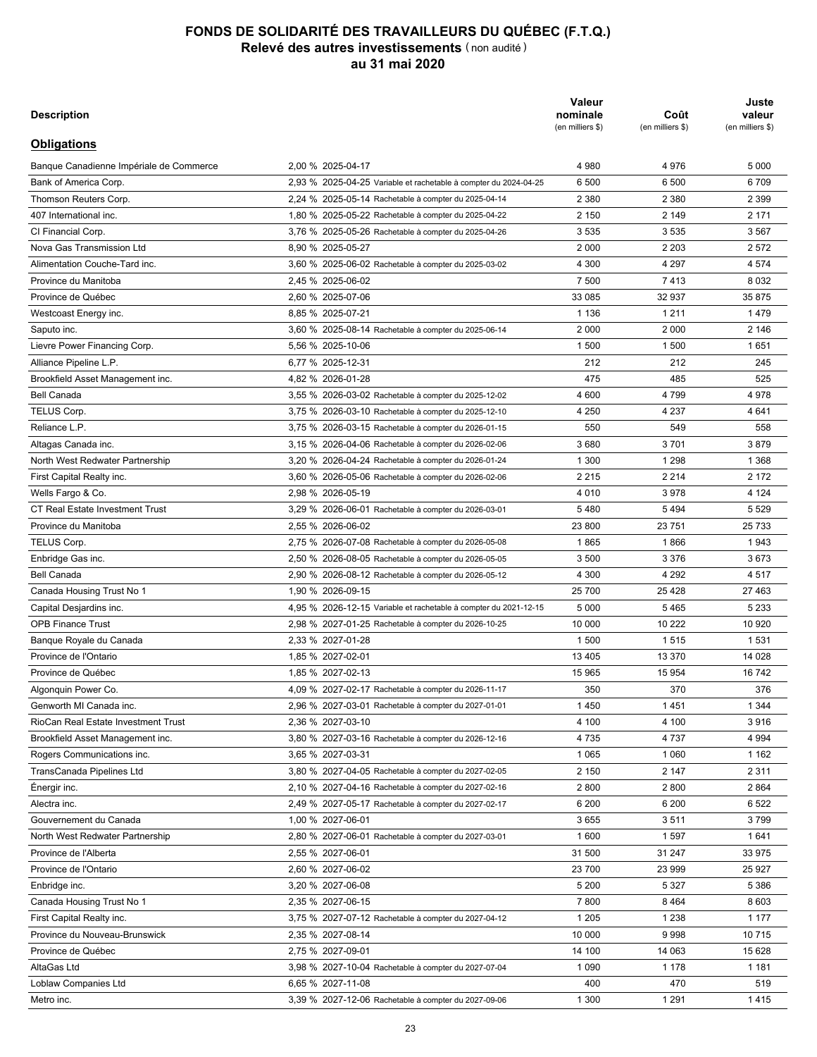# FONDS DE SOLIDARITÉ DES TRAVAILLEURS DU QUÉBEC (F.T.Q.)

## Relevé des autres investissements (non audité)

## au 31 mai 2020

| Description | | Valeur nominale (en milliers $) | Coût (en milliers $) | Juste valeur (en milliers $) |
|---|---|---|---|---|
| **Obligations** | | | | |
| Banque Canadienne Impériale de Commerce | 2,00 % 2025-04-17 | 4 980 | 4 976 | 5 000 |
| Bank of America Corp. | 2,93 % 2025-04-25 Variable et rachetable à compter du 2024-04-25 | 6 500 | 6 500 | 6 709 |
| Thomson Reuters Corp. | 2,24 % 2025-05-14 Rachetable à compter du 2025-04-14 | 2 380 | 2 380 | 2 399 |
| 407 International inc. | 1,80 % 2025-05-22 Rachetable à compter du 2025-04-22 | 2 150 | 2 149 | 2 171 |
| CI Financial Corp. | 3,76 % 2025-05-26 Rachetable à compter du 2025-04-26 | 3 535 | 3 535 | 3 567 |
| Nova Gas Transmission Ltd | 8,90 % 2025-05-27 | 2 000 | 2 203 | 2 572 |
| Alimentation Couche-Tard inc. | 3,60 % 2025-06-02 Rachetable à compter du 2025-03-02 | 4 300 | 4 297 | 4 574 |
| Province du Manitoba | 2,45 % 2025-06-02 | 7 500 | 7 413 | 8 032 |
| Province de Québec | 2,60 % 2025-07-06 | 33 085 | 32 937 | 35 875 |
| Westcoast Energy inc. | 8,85 % 2025-07-21 | 1 136 | 1 211 | 1 479 |
| Saputo inc. | 3,60 % 2025-08-14 Rachetable à compter du 2025-06-14 | 2 000 | 2 000 | 2 146 |
| Lievre Power Financing Corp. | 5,56 % 2025-10-06 | 1 500 | 1 500 | 1 651 |
| Alliance Pipeline L.P. | 6,77 % 2025-12-31 | 212 | 212 | 245 |
| Brookfield Asset Management inc. | 4,82 % 2026-01-28 | 475 | 485 | 525 |
| Bell Canada | 3,55 % 2026-03-02 Rachetable à compter du 2025-12-02 | 4 600 | 4 799 | 4 978 |
| TELUS Corp. | 3,75 % 2026-03-10 Rachetable à compter du 2025-12-10 | 4 250 | 4 237 | 4 641 |
| Reliance L.P. | 3,75 % 2026-03-15 Rachetable à compter du 2026-01-15 | 550 | 549 | 558 |
| Altagas Canada inc. | 3,15 % 2026-04-06 Rachetable à compter du 2026-02-06 | 3 680 | 3 701 | 3 879 |
| North West Redwater Partnership | 3,20 % 2026-04-24 Rachetable à compter du 2026-01-24 | 1 300 | 1 298 | 1 368 |
| First Capital Realty inc. | 3,60 % 2026-05-06 Rachetable à compter du 2026-02-06 | 2 215 | 2 214 | 2 172 |
| Wells Fargo & Co. | 2,98 % 2026-05-19 | 4 010 | 3 978 | 4 124 |
| CT Real Estate Investment Trust | 3,29 % 2026-06-01 Rachetable à compter du 2026-03-01 | 5 480 | 5 494 | 5 529 |
| Province du Manitoba | 2,55 % 2026-06-02 | 23 800 | 23 751 | 25 733 |
| TELUS Corp. | 2,75 % 2026-07-08 Rachetable à compter du 2026-05-08 | 1 865 | 1 866 | 1 943 |
| Enbridge Gas inc. | 2,50 % 2026-08-05 Rachetable à compter du 2026-05-05 | 3 500 | 3 376 | 3 673 |
| Bell Canada | 2,90 % 2026-08-12 Rachetable à compter du 2026-05-12 | 4 300 | 4 292 | 4 517 |
| Canada Housing Trust No 1 | 1,90 % 2026-09-15 | 25 700 | 25 428 | 27 463 |
| Capital Desjardins inc. | 4,95 % 2026-12-15 Variable et rachetable à compter du 2021-12-15 | 5 000 | 5 465 | 5 233 |
| OPB Finance Trust | 2,98 % 2027-01-25 Rachetable à compter du 2026-10-25 | 10 000 | 10 222 | 10 920 |
| Banque Royale du Canada | 2,33 % 2027-01-28 | 1 500 | 1 515 | 1 531 |
| Province de l'Ontario | 1,85 % 2027-02-01 | 13 405 | 13 370 | 14 028 |
| Province de Québec | 1,85 % 2027-02-13 | 15 965 | 15 954 | 16 742 |
| Algonquin Power Co. | 4,09 % 2027-02-17 Rachetable à compter du 2026-11-17 | 350 | 370 | 376 |
| Genworth MI Canada inc. | 2,96 % 2027-03-01 Rachetable à compter du 2027-01-01 | 1 450 | 1 451 | 1 344 |
| RioCan Real Estate Investment Trust | 2,36 % 2027-03-10 | 4 100 | 4 100 | 3 916 |
| Brookfield Asset Management inc. | 3,80 % 2027-03-16 Rachetable à compter du 2026-12-16 | 4 735 | 4 737 | 4 994 |
| Rogers Communications inc. | 3,65 % 2027-03-31 | 1 065 | 1 060 | 1 162 |
| TransCanada Pipelines Ltd | 3,80 % 2027-04-05 Rachetable à compter du 2027-02-05 | 2 150 | 2 147 | 2 311 |
| Énergir inc. | 2,10 % 2027-04-16 Rachetable à compter du 2027-02-16 | 2 800 | 2 800 | 2 864 |
| Alectra inc. | 2,49 % 2027-05-17 Rachetable à compter du 2027-02-17 | 6 200 | 6 200 | 6 522 |
| Gouvernement du Canada | 1,00 % 2027-06-01 | 3 655 | 3 511 | 3 799 |
| North West Redwater Partnership | 2,80 % 2027-06-01 Rachetable à compter du 2027-03-01 | 1 600 | 1 597 | 1 641 |
| Province de l'Alberta | 2,55 % 2027-06-01 | 31 500 | 31 247 | 33 975 |
| Province de l'Ontario | 2,60 % 2027-06-02 | 23 700 | 23 999 | 25 927 |
| Enbridge inc. | 3,20 % 2027-06-08 | 5 200 | 5 327 | 5 386 |
| Canada Housing Trust No 1 | 2,35 % 2027-06-15 | 7 800 | 8 464 | 8 603 |
| First Capital Realty inc. | 3,75 % 2027-07-12 Rachetable à compter du 2027-04-12 | 1 205 | 1 238 | 1 177 |
| Province du Nouveau-Brunswick | 2,35 % 2027-08-14 | 10 000 | 9 998 | 10 715 |
| Province de Québec | 2,75 % 2027-09-01 | 14 100 | 14 063 | 15 628 |
| AltaGas Ltd | 3,98 % 2027-10-04 Rachetable à compter du 2027-07-04 | 1 090 | 1 178 | 1 181 |
| Loblaw Companies Ltd | 6,65 % 2027-11-08 | 400 | 470 | 519 |
| Metro inc. | 3,39 % 2027-12-06 Rachetable à compter du 2027-09-06 | 1 300 | 1 291 | 1 415 |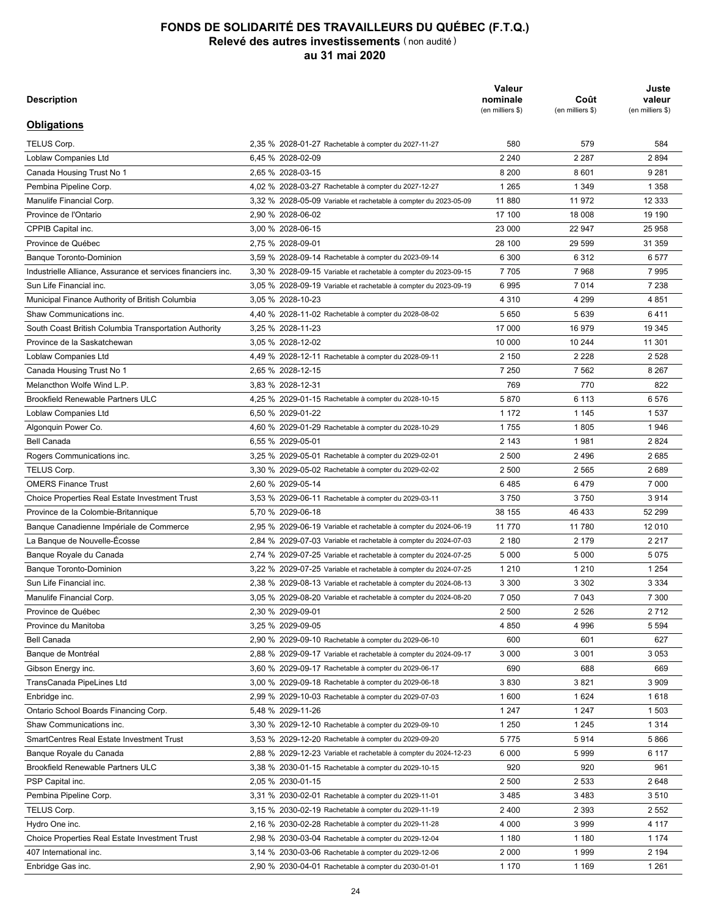# FONDS DE SOLIDARITÉ DES TRAVAILLEURS DU QUÉBEC (F.T.Q.)

## Relevé des autres investissements (non audité)

## au 31 mai 2020

| Description | | Valeur nominale (en milliers $) | Coût (en milliers $) | Juste valeur (en milliers $) |
|---|---|---|---|---|
| **Obligations** | | | | |
| TELUS Corp. | 2,35 % 2028-01-27 Rachetable à compter du 2027-11-27 | 580 | 579 | 584 |
| Loblaw Companies Ltd | 6,45 % 2028-02-09 | 2 240 | 2 287 | 2 894 |
| Canada Housing Trust No 1 | 2,65 % 2028-03-15 | 8 200 | 8 601 | 9 281 |
| Pembina Pipeline Corp. | 4,02 % 2028-03-27 Rachetable à compter du 2027-12-27 | 1 265 | 1 349 | 1 358 |
| Manulife Financial Corp. | 3,32 % 2028-05-09 Variable et rachetable à compter du 2023-05-09 | 11 880 | 11 972 | 12 333 |
| Province de l'Ontario | 2,90 % 2028-06-02 | 17 100 | 18 008 | 19 190 |
| CPPIB Capital inc. | 3,00 % 2028-06-15 | 23 000 | 22 947 | 25 958 |
| Province de Québec | 2,75 % 2028-09-01 | 28 100 | 29 599 | 31 359 |
| Banque Toronto-Dominion | 3,59 % 2028-09-14 Rachetable à compter du 2023-09-14 | 6 300 | 6 312 | 6 577 |
| Industrielle Alliance, Assurance et services financiers inc. | 3,30 % 2028-09-15 Variable et rachetable à compter du 2023-09-15 | 7 705 | 7 968 | 7 995 |
| Sun Life Financial inc. | 3,05 % 2028-09-19 Variable et rachetable à compter du 2023-09-19 | 6 995 | 7 014 | 7 238 |
| Municipal Finance Authority of British Columbia | 3,05 % 2028-10-23 | 4 310 | 4 299 | 4 851 |
| Shaw Communications inc. | 4,40 % 2028-11-02 Rachetable à compter du 2028-08-02 | 5 650 | 5 639 | 6 411 |
| South Coast British Columbia Transportation Authority | 3,25 % 2028-11-23 | 17 000 | 16 979 | 19 345 |
| Province de la Saskatchewan | 3,05 % 2028-12-02 | 10 000 | 10 244 | 11 301 |
| Loblaw Companies Ltd | 4,49 % 2028-12-11 Rachetable à compter du 2028-09-11 | 2 150 | 2 228 | 2 528 |
| Canada Housing Trust No 1 | 2,65 % 2028-12-15 | 7 250 | 7 562 | 8 267 |
| Melancthon Wolfe Wind L.P. | 3,83 % 2028-12-31 | 769 | 770 | 822 |
| Brookfield Renewable Partners ULC | 4,25 % 2029-01-15 Rachetable à compter du 2028-10-15 | 5 870 | 6 113 | 6 576 |
| Loblaw Companies Ltd | 6,50 % 2029-01-22 | 1 172 | 1 145 | 1 537 |
| Algonquin Power Co. | 4,60 % 2029-01-29 Rachetable à compter du 2028-10-29 | 1 755 | 1 805 | 1 946 |
| Bell Canada | 6,55 % 2029-05-01 | 2 143 | 1 981 | 2 824 |
| Rogers Communications inc. | 3,25 % 2029-05-01 Rachetable à compter du 2029-02-01 | 2 500 | 2 496 | 2 685 |
| TELUS Corp. | 3,30 % 2029-05-02 Rachetable à compter du 2029-02-02 | 2 500 | 2 565 | 2 689 |
| OMERS Finance Trust | 2,60 % 2029-05-14 | 6 485 | 6 479 | 7 000 |
| Choice Properties Real Estate Investment Trust | 3,53 % 2029-06-11 Rachetable à compter du 2029-03-11 | 3 750 | 3 750 | 3 914 |
| Province de la Colombie-Britannique | 5,70 % 2029-06-18 | 38 155 | 46 433 | 52 299 |
| Banque Canadienne Impériale de Commerce | 2,95 % 2029-06-19 Variable et rachetable à compter du 2024-06-19 | 11 770 | 11 780 | 12 010 |
| La Banque de Nouvelle-Écosse | 2,84 % 2029-07-03 Variable et rachetable à compter du 2024-07-03 | 2 180 | 2 179 | 2 217 |
| Banque Royale du Canada | 2,74 % 2029-07-25 Variable et rachetable à compter du 2024-07-25 | 5 000 | 5 000 | 5 075 |
| Banque Toronto-Dominion | 3,22 % 2029-07-25 Variable et rachetable à compter du 2024-07-25 | 1 210 | 1 210 | 1 254 |
| Sun Life Financial inc. | 2,38 % 2029-08-13 Variable et rachetable à compter du 2024-08-13 | 3 300 | 3 302 | 3 334 |
| Manulife Financial Corp. | 3,05 % 2029-08-20 Variable et rachetable à compter du 2024-08-20 | 7 050 | 7 043 | 7 300 |
| Province de Québec | 2,30 % 2029-09-01 | 2 500 | 2 526 | 2 712 |
| Province du Manitoba | 3,25 % 2029-09-05 | 4 850 | 4 996 | 5 594 |
| Bell Canada | 2,90 % 2029-09-10 Rachetable à compter du 2029-06-10 | 600 | 601 | 627 |
| Banque de Montréal | 2,88 % 2029-09-17 Variable et rachetable à compter du 2024-09-17 | 3 000 | 3 001 | 3 053 |
| Gibson Energy inc. | 3,60 % 2029-09-17 Rachetable à compter du 2029-06-17 | 690 | 688 | 669 |
| TransCanada PipeLines Ltd | 3,00 % 2029-09-18 Rachetable à compter du 2029-06-18 | 3 830 | 3 821 | 3 909 |
| Enbridge inc. | 2,99 % 2029-10-03 Rachetable à compter du 2029-07-03 | 1 600 | 1 624 | 1 618 |
| Ontario School Boards Financing Corp. | 5,48 % 2029-11-26 | 1 247 | 1 247 | 1 503 |
| Shaw Communications inc. | 3,30 % 2029-12-10 Rachetable à compter du 2029-09-10 | 1 250 | 1 245 | 1 314 |
| SmartCentres Real Estate Investment Trust | 3,53 % 2029-12-20 Rachetable à compter du 2029-09-20 | 5 775 | 5 914 | 5 866 |
| Banque Royale du Canada | 2,88 % 2029-12-23 Variable et rachetable à compter du 2024-12-23 | 6 000 | 5 999 | 6 117 |
| Brookfield Renewable Partners ULC | 3,38 % 2030-01-15 Rachetable à compter du 2029-10-15 | 920 | 920 | 961 |
| PSP Capital inc. | 2,05 % 2030-01-15 | 2 500 | 2 533 | 2 648 |
| Pembina Pipeline Corp. | 3,31 % 2030-02-01 Rachetable à compter du 2029-11-01 | 3 485 | 3 483 | 3 510 |
| TELUS Corp. | 3,15 % 2030-02-19 Rachetable à compter du 2029-11-19 | 2 400 | 2 393 | 2 552 |
| Hydro One inc. | 2,16 % 2030-02-28 Rachetable à compter du 2029-11-28 | 4 000 | 3 999 | 4 117 |
| Choice Properties Real Estate Investment Trust | 2,98 % 2030-03-04 Rachetable à compter du 2029-12-04 | 1 180 | 1 180 | 1 174 |
| 407 International inc. | 3,14 % 2030-03-06 Rachetable à compter du 2029-12-06 | 2 000 | 1 999 | 2 194 |
| Enbridge Gas inc. | 2,90 % 2030-04-01 Rachetable à compter du 2030-01-01 | 1 170 | 1 169 | 1 261 |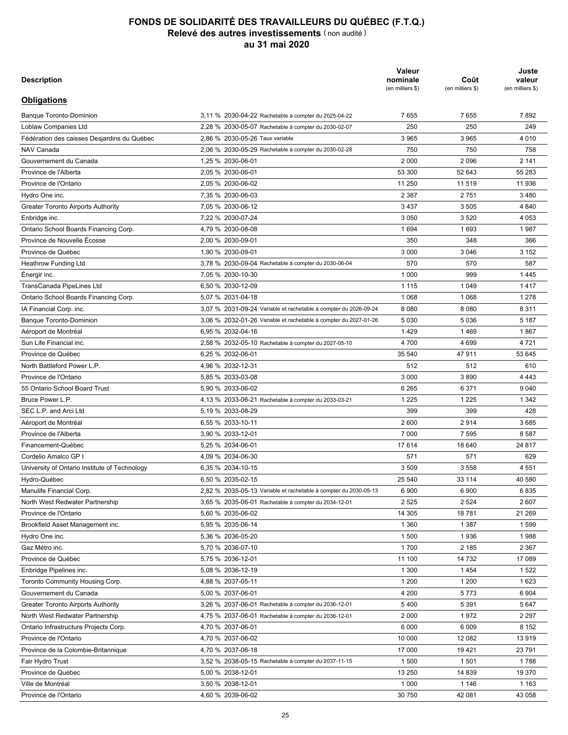# FONDS DE SOLIDARITÉ DES TRAVAILLEURS DU QUÉBEC (F.T.Q.)

## Relevé des autres investissements (non audité)

## au 31 mai 2020

| Description | | Valeur nominale (en milliers $) | Coût (en milliers $) | Juste valeur (en milliers $) |
|---|---|---|---|---|
| **Obligations** | | | | |
| Banque Toronto-Dominion | 3,11 % 2030-04-22 Rachetable à compter du 2025-04-22 | 7 655 | 7 655 | 7 892 |
| Loblaw Companies Ltd | 2,28 % 2030-05-07 Rachetable à compter du 2030-02-07 | 250 | 250 | 249 |
| Fédération des caisses Desjardins du Québec | 2,86 % 2030-05-26 Taux variable | 3 965 | 3 965 | 4 010 |
| NAV Canada | 2,06 % 2030-05-29 Rachetable à compter du 2030-02-28 | 750 | 750 | 758 |
| Gouvernement du Canada | 1,25 % 2030-06-01 | 2 000 | 2 096 | 2 141 |
| Province de l'Alberta | 2,05 % 2030-06-01 | 53 300 | 52 643 | 55 283 |
| Province de l'Ontario | 2,05 % 2030-06-02 | 11 250 | 11 519 | 11 936 |
| Hydro One inc. | 7,35 % 2030-06-03 | 2 387 | 2 751 | 3 480 |
| Greater Toronto Airports Authority | 7,05 % 2030-06-12 | 3 437 | 3 505 | 4 840 |
| Enbridge inc. | 7,22 % 2030-07-24 | 3 050 | 3 520 | 4 053 |
| Ontario School Boards Financing Corp. | 4,79 % 2030-08-08 | 1 694 | 1 693 | 1 987 |
| Province de Nouvelle Écosse | 2,00 % 2030-09-01 | 350 | 348 | 366 |
| Province de Québec | 1,90 % 2030-09-01 | 3 000 | 3 046 | 3 152 |
| Heathrow Funding Ltd | 3,78 % 2030-09-04 Rachetable à compter du 2030-06-04 | 570 | 570 | 587 |
| Énergir inc. | 7,05 % 2030-10-30 | 1 000 | 999 | 1 445 |
| TransCanada PipeLines Ltd | 6,50 % 2030-12-09 | 1 115 | 1 049 | 1 417 |
| Ontario School Boards Financing Corp. | 5,07 % 2031-04-18 | 1 068 | 1 068 | 1 278 |
| IA Financial Corp. inc. | 3,07 % 2031-09-24 Variable et rachetable à compter du 2026-09-24 | 8 080 | 8 080 | 8 311 |
| Banque Toronto-Dominion | 3,06 % 2032-01-26 Variable et rachetable à compter du 2027-01-26 | 5 030 | 5 036 | 5 187 |
| Aéroport de Montréal | 6,95 % 2032-04-16 | 1 429 | 1 469 | 1 867 |
| Sun Life Financial inc. | 2,58 % 2032-05-10 Rachetable à compter du 2027-05-10 | 4 700 | 4 699 | 4 721 |
| Province de Québec | 6,25 % 2032-06-01 | 35 540 | 47 911 | 53 645 |
| North Battleford Power L.P. | 4,96 % 2032-12-31 | 512 | 512 | 610 |
| Province de l'Ontario | 5,85 % 2033-03-08 | 3 000 | 3 890 | 4 443 |
| 55 Ontario School Board Trust | 5,90 % 2033-06-02 | 6 265 | 6 371 | 9 040 |
| Bruce Power L.P. | 4,13 % 2033-06-21 Rachetable à compter du 2033-03-21 | 1 225 | 1 225 | 1 342 |
| SEC L.P. and Arci Ltd | 5,19 % 2033-08-29 | 399 | 399 | 428 |
| Aéroport de Montréal | 6,55 % 2033-10-11 | 2 600 | 2 914 | 3 685 |
| Province de l'Alberta | 3,90 % 2033-12-01 | 7 000 | 7 595 | 8 587 |
| Financement-Québec | 5,25 % 2034-06-01 | 17 614 | 18 640 | 24 817 |
| Cordelio Amalco GP I | 4,09 % 2034-06-30 | 571 | 571 | 629 |
| University of Ontario Institute of Technology | 6,35 % 2034-10-15 | 3 509 | 3 558 | 4 551 |
| Hydro-Québec | 6,50 % 2035-02-15 | 25 540 | 33 114 | 40 580 |
| Manulife Financial Corp. | 2,82 % 2035-05-13 Variable et rachetable à compter du 2030-05-13 | 6 900 | 6 900 | 6 835 |
| North West Redwater Partnership | 3,65 % 2035-06-01 Rachetable à compter du 2034-12-01 | 2 525 | 2 524 | 2 607 |
| Province de l'Ontario | 5,60 % 2035-06-02 | 14 305 | 18 781 | 21 269 |
| Brookfield Asset Management inc. | 5,95 % 2035-06-14 | 1 360 | 1 387 | 1 599 |
| Hydro One inc. | 5,36 % 2036-05-20 | 1 500 | 1 936 | 1 988 |
| Gaz Métro inc. | 5,70 % 2036-07-10 | 1 700 | 2 185 | 2 367 |
| Province de Québec | 5,75 % 2036-12-01 | 11 100 | 14 732 | 17 089 |
| Enbridge Pipelines inc. | 5,08 % 2036-12-19 | 1 300 | 1 454 | 1 522 |
| Toronto Community Housing Corp. | 4,88 % 2037-05-11 | 1 200 | 1 200 | 1 623 |
| Gouvernement du Canada | 5,00 % 2037-06-01 | 4 200 | 5 773 | 6 904 |
| Greater Toronto Airports Authority | 3,26 % 2037-06-01 Rachetable à compter du 2036-12-01 | 5 400 | 5 391 | 5 647 |
| North West Redwater Partnership | 4,75 % 2037-06-01 Rachetable à compter du 2036-12-01 | 2 000 | 1 972 | 2 297 |
| Ontario Infrastructure Projects Corp. | 4,70 % 2037-06-01 | 6 000 | 6 009 | 8 152 |
| Province de l'Ontario | 4,70 % 2037-06-02 | 10 000 | 12 082 | 13 919 |
| Province de la Colombie-Britannique | 4,70 % 2037-06-18 | 17 000 | 19 421 | 23 791 |
| Fair Hydro Trust | 3,52 % 2038-05-15 Rachetable à compter du 2037-11-15 | 1 500 | 1 501 | 1 788 |
| Province de Québec | 5,00 % 2038-12-01 | 13 250 | 14 839 | 19 370 |
| Ville de Montréal | 3,50 % 2038-12-01 | 1 000 | 1 146 | 1 163 |
| Province de l'Ontario | 4,60 % 2039-06-02 | 30 750 | 42 081 | 43 058 |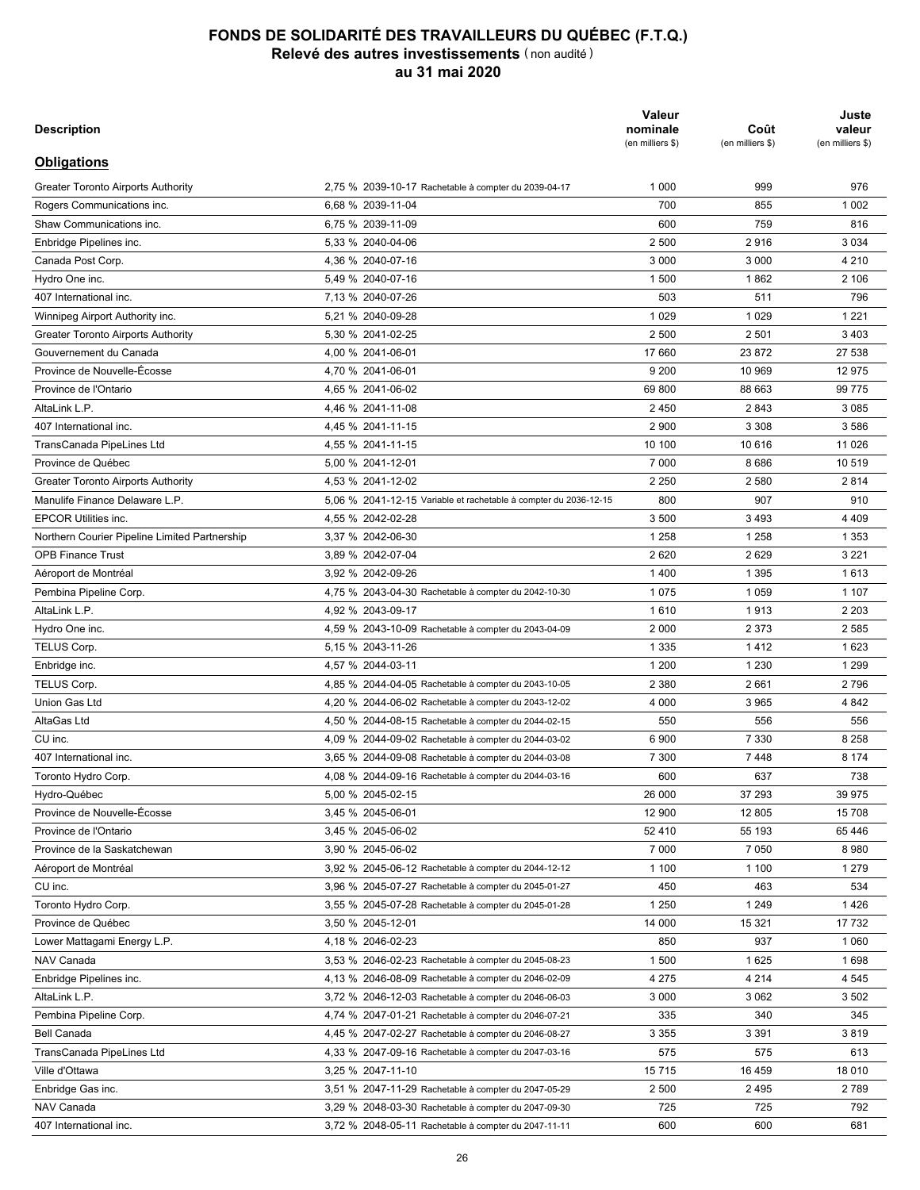# FONDS DE SOLIDARITÉ DES TRAVAILLEURS DU QUÉBEC (F.T.Q.)

## Relevé des autres investissements (non audité)

## au 31 mai 2020

| Description | | Valeur nominale (en milliers $) | Coût (en milliers $) | Juste valeur (en milliers $) |
|---|---|---|---|---|
| **Obligations** | | | | |
| Greater Toronto Airports Authority | 2,75 % 2039-10-17 Rachetable à compter du 2039-04-17 | 1 000 | 999 | 976 |
| Rogers Communications inc. | 6,68 % 2039-11-04 | 700 | 855 | 1 002 |
| Shaw Communications inc. | 6,75 % 2039-11-09 | 600 | 759 | 816 |
| Enbridge Pipelines inc. | 5,33 % 2040-04-06 | 2 500 | 2 916 | 3 034 |
| Canada Post Corp. | 4,36 % 2040-07-16 | 3 000 | 3 000 | 4 210 |
| Hydro One inc. | 5,49 % 2040-07-16 | 1 500 | 1 862 | 2 106 |
| 407 International inc. | 7,13 % 2040-07-26 | 503 | 511 | 796 |
| Winnipeg Airport Authority inc. | 5,21 % 2040-09-28 | 1 029 | 1 029 | 1 221 |
| Greater Toronto Airports Authority | 5,30 % 2041-02-25 | 2 500 | 2 501 | 3 403 |
| Gouvernement du Canada | 4,00 % 2041-06-01 | 17 660 | 23 872 | 27 538 |
| Province de Nouvelle-Écosse | 4,70 % 2041-06-01 | 9 200 | 10 969 | 12 975 |
| Province de l'Ontario | 4,65 % 2041-06-02 | 69 800 | 88 663 | 99 775 |
| AltaLink L.P. | 4,46 % 2041-11-08 | 2 450 | 2 843 | 3 085 |
| 407 International inc. | 4,45 % 2041-11-15 | 2 900 | 3 308 | 3 586 |
| TransCanada PipeLines Ltd | 4,55 % 2041-11-15 | 10 100 | 10 616 | 11 026 |
| Province de Québec | 5,00 % 2041-12-01 | 7 000 | 8 686 | 10 519 |
| Greater Toronto Airports Authority | 4,53 % 2041-12-02 | 2 250 | 2 580 | 2 814 |
| Manulife Finance Delaware L.P. | 5,06 % 2041-12-15 Variable et rachetable à compter du 2036-12-15 | 800 | 907 | 910 |
| EPCOR Utilities inc. | 4,55 % 2042-02-28 | 3 500 | 3 493 | 4 409 |
| Northern Courier Pipeline Limited Partnership | 3,37 % 2042-06-30 | 1 258 | 1 258 | 1 353 |
| OPB Finance Trust | 3,89 % 2042-07-04 | 2 620 | 2 629 | 3 221 |
| Aéroport de Montréal | 3,92 % 2042-09-26 | 1 400 | 1 395 | 1 613 |
| Pembina Pipeline Corp. | 4,75 % 2043-04-30 Rachetable à compter du 2042-10-30 | 1 075 | 1 059 | 1 107 |
| AltaLink L.P. | 4,92 % 2043-09-17 | 1 610 | 1 913 | 2 203 |
| Hydro One inc. | 4,59 % 2043-10-09 Rachetable à compter du 2043-04-09 | 2 000 | 2 373 | 2 585 |
| TELUS Corp. | 5,15 % 2043-11-26 | 1 335 | 1 412 | 1 623 |
| Enbridge inc. | 4,57 % 2044-03-11 | 1 200 | 1 230 | 1 299 |
| TELUS Corp. | 4,85 % 2044-04-05 Rachetable à compter du 2043-10-05 | 2 380 | 2 661 | 2 796 |
| Union Gas Ltd | 4,20 % 2044-06-02 Rachetable à compter du 2043-12-02 | 4 000 | 3 965 | 4 842 |
| AltaGas Ltd | 4,50 % 2044-08-15 Rachetable à compter du 2044-02-15 | 550 | 556 | 556 |
| CU inc. | 4,09 % 2044-09-02 Rachetable à compter du 2044-03-02 | 6 900 | 7 330 | 8 258 |
| 407 International inc. | 3,65 % 2044-09-08 Rachetable à compter du 2044-03-08 | 7 300 | 7 448 | 8 174 |
| Toronto Hydro Corp. | 4,08 % 2044-09-16 Rachetable à compter du 2044-03-16 | 600 | 637 | 738 |
| Hydro-Québec | 5,00 % 2045-02-15 | 26 000 | 37 293 | 39 975 |
| Province de Nouvelle-Écosse | 3,45 % 2045-06-01 | 12 900 | 12 805 | 15 708 |
| Province de l'Ontario | 3,45 % 2045-06-02 | 52 410 | 55 193 | 65 446 |
| Province de la Saskatchewan | 3,90 % 2045-06-02 | 7 000 | 7 050 | 8 980 |
| Aéroport de Montréal | 3,92 % 2045-06-12 Rachetable à compter du 2044-12-12 | 1 100 | 1 100 | 1 279 |
| CU inc. | 3,96 % 2045-07-27 Rachetable à compter du 2045-01-27 | 450 | 463 | 534 |
| Toronto Hydro Corp. | 3,55 % 2045-07-28 Rachetable à compter du 2045-01-28 | 1 250 | 1 249 | 1 426 |
| Province de Québec | 3,50 % 2045-12-01 | 14 000 | 15 321 | 17 732 |
| Lower Mattagami Energy L.P. | 4,18 % 2046-02-23 | 850 | 937 | 1 060 |
| NAV Canada | 3,53 % 2046-02-23 Rachetable à compter du 2045-08-23 | 1 500 | 1 625 | 1 698 |
| Enbridge Pipelines inc. | 4,13 % 2046-08-09 Rachetable à compter du 2046-02-09 | 4 275 | 4 214 | 4 545 |
| AltaLink L.P. | 3,72 % 2046-12-03 Rachetable à compter du 2046-06-03 | 3 000 | 3 062 | 3 502 |
| Pembina Pipeline Corp. | 4,74 % 2047-01-21 Rachetable à compter du 2046-07-21 | 335 | 340 | 345 |
| Bell Canada | 4,45 % 2047-02-27 Rachetable à compter du 2046-08-27 | 3 355 | 3 391 | 3 819 |
| TransCanada PipeLines Ltd | 4,33 % 2047-09-16 Rachetable à compter du 2047-03-16 | 575 | 575 | 613 |
| Ville d'Ottawa | 3,25 % 2047-11-10 | 15 715 | 16 459 | 18 010 |
| Enbridge Gas inc. | 3,51 % 2047-11-29 Rachetable à compter du 2047-05-29 | 2 500 | 2 495 | 2 789 |
| NAV Canada | 3,29 % 2048-03-30 Rachetable à compter du 2047-09-30 | 725 | 725 | 792 |
| 407 International inc. | 3,72 % 2048-05-11 Rachetable à compter du 2047-11-11 | 600 | 600 | 681 |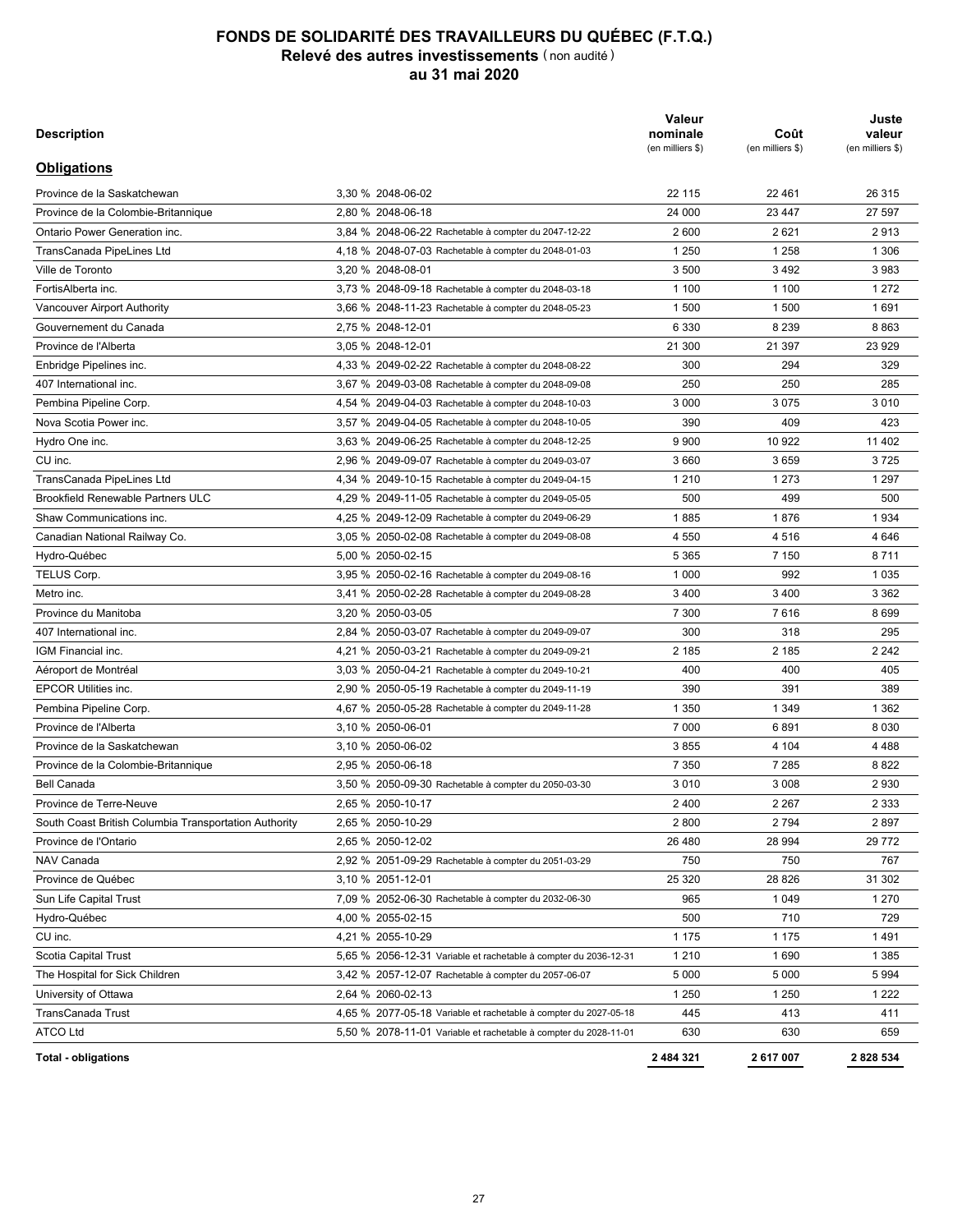# FONDS DE SOLIDARITÉ DES TRAVAILLEURS DU QUÉBEC (F.T.Q.)
## Relevé des autres investissements (non audité)
### au 31 mai 2020

| Description | | Valeur nominale (en milliers $) | Coût (en milliers $) | Juste valeur (en milliers $) |
|---|---|---|---|---|
| **Obligations** | | | | |
| Province de la Saskatchewan | 3,30 % 2048-06-02 | 22 115 | 22 461 | 26 315 |
| Province de la Colombie-Britannique | 2,80 % 2048-06-18 | 24 000 | 23 447 | 27 597 |
| Ontario Power Generation inc. | 3,84 % 2048-06-22 Rachetable à compter du 2047-12-22 | 2 600 | 2 621 | 2 913 |
| TransCanada PipeLines Ltd | 4,18 % 2048-07-03 Rachetable à compter du 2048-01-03 | 1 250 | 1 258 | 1 306 |
| Ville de Toronto | 3,20 % 2048-08-01 | 3 500 | 3 492 | 3 983 |
| FortisAlberta inc. | 3,73 % 2048-09-18 Rachetable à compter du 2048-03-18 | 1 100 | 1 100 | 1 272 |
| Vancouver Airport Authority | 3,66 % 2048-11-23 Rachetable à compter du 2048-05-23 | 1 500 | 1 500 | 1 691 |
| Gouvernement du Canada | 2,75 % 2048-12-01 | 6 330 | 8 239 | 8 863 |
| Province de l'Alberta | 3,05 % 2048-12-01 | 21 300 | 21 397 | 23 929 |
| Enbridge Pipelines inc. | 4,33 % 2049-02-22 Rachetable à compter du 2048-08-22 | 300 | 294 | 329 |
| 407 International inc. | 3,67 % 2049-03-08 Rachetable à compter du 2048-09-08 | 250 | 250 | 285 |
| Pembina Pipeline Corp. | 4,54 % 2049-04-03 Rachetable à compter du 2048-10-03 | 3 000 | 3 075 | 3 010 |
| Nova Scotia Power inc. | 3,57 % 2049-04-05 Rachetable à compter du 2048-10-05 | 390 | 409 | 423 |
| Hydro One inc. | 3,63 % 2049-06-25 Rachetable à compter du 2048-12-25 | 9 900 | 10 922 | 11 402 |
| CU inc. | 2,96 % 2049-09-07 Rachetable à compter du 2049-03-07 | 3 660 | 3 659 | 3 725 |
| TransCanada PipeLines Ltd | 4,34 % 2049-10-15 Rachetable à compter du 2049-04-15 | 1 210 | 1 273 | 1 297 |
| Brookfield Renewable Partners ULC | 4,29 % 2049-11-05 Rachetable à compter du 2049-05-05 | 500 | 499 | 500 |
| Shaw Communications inc. | 4,25 % 2049-12-09 Rachetable à compter du 2049-06-29 | 1 885 | 1 876 | 1 934 |
| Canadian National Railway Co. | 3,05 % 2050-02-08 Rachetable à compter du 2049-08-08 | 4 550 | 4 516 | 4 646 |
| Hydro-Québec | 5,00 % 2050-02-15 | 5 365 | 7 150 | 8 711 |
| TELUS Corp. | 3,95 % 2050-02-16 Rachetable à compter du 2049-08-16 | 1 000 | 992 | 1 035 |
| Metro inc. | 3,41 % 2050-02-28 Rachetable à compter du 2049-08-28 | 3 400 | 3 400 | 3 362 |
| Province du Manitoba | 3,20 % 2050-03-05 | 7 300 | 7 616 | 8 699 |
| 407 International inc. | 2,84 % 2050-03-07 Rachetable à compter du 2049-09-07 | 300 | 318 | 295 |
| IGM Financial inc. | 4,21 % 2050-03-21 Rachetable à compter du 2049-09-21 | 2 185 | 2 185 | 2 242 |
| Aéroport de Montréal | 3,03 % 2050-04-21 Rachetable à compter du 2049-10-21 | 400 | 400 | 405 |
| EPCOR Utilities inc. | 2,90 % 2050-05-19 Rachetable à compter du 2049-11-19 | 390 | 391 | 389 |
| Pembina Pipeline Corp. | 4,67 % 2050-05-28 Rachetable à compter du 2049-11-28 | 1 350 | 1 349 | 1 362 |
| Province de l'Alberta | 3,10 % 2050-06-01 | 7 000 | 6 891 | 8 030 |
| Province de la Saskatchewan | 3,10 % 2050-06-02 | 3 855 | 4 104 | 4 488 |
| Province de la Colombie-Britannique | 2,95 % 2050-06-18 | 7 350 | 7 285 | 8 822 |
| Bell Canada | 3,50 % 2050-09-30 Rachetable à compter du 2050-03-30 | 3 010 | 3 008 | 2 930 |
| Province de Terre-Neuve | 2,65 % 2050-10-17 | 2 400 | 2 267 | 2 333 |
| South Coast British Columbia Transportation Authority | 2,65 % 2050-10-29 | 2 800 | 2 794 | 2 897 |
| Province de l'Ontario | 2,65 % 2050-12-02 | 26 480 | 28 994 | 29 772 |
| NAV Canada | 2,92 % 2051-09-29 Rachetable à compter du 2051-03-29 | 750 | 750 | 767 |
| Province de Québec | 3,10 % 2051-12-01 | 25 320 | 28 826 | 31 302 |
| Sun Life Capital Trust | 7,09 % 2052-06-30 Rachetable à compter du 2032-06-30 | 965 | 1 049 | 1 270 |
| Hydro-Québec | 4,00 % 2055-02-15 | 500 | 710 | 729 |
| CU inc. | 4,21 % 2055-10-29 | 1 175 | 1 175 | 1 491 |
| Scotia Capital Trust | 5,65 % 2056-12-31 Variable et rachetable à compter du 2036-12-31 | 1 210 | 1 690 | 1 385 |
| The Hospital for Sick Children | 3,42 % 2057-12-07 Rachetable à compter du 2057-06-07 | 5 000 | 5 000 | 5 994 |
| University of Ottawa | 2,64 % 2060-02-13 | 1 250 | 1 250 | 1 222 |
| TransCanada Trust | 4,65 % 2077-05-18 Variable et rachetable à compter du 2027-05-18 | 445 | 413 | 411 |
| ATCO Ltd | 5,50 % 2078-11-01 Variable et rachetable à compter du 2028-11-01 | 630 | 630 | 659 |
| **Total - obligations** | | **2 484 321** | **2 617 007** | **2 828 534** |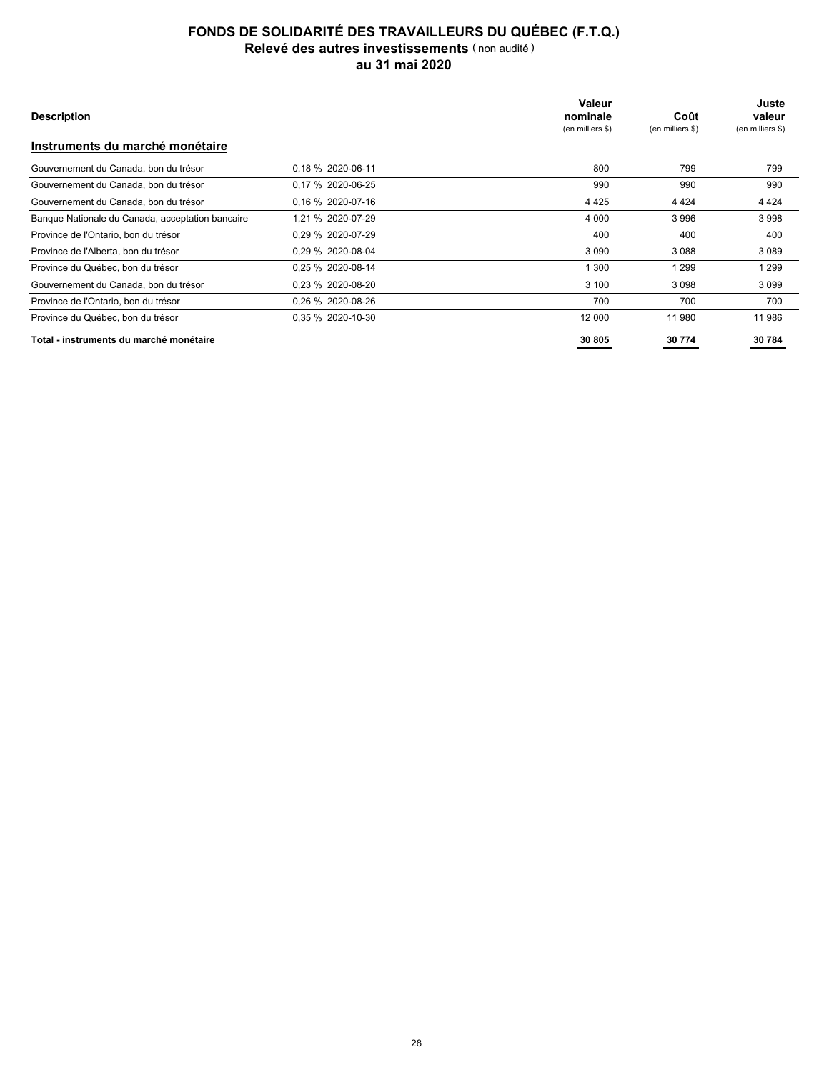# FONDS DE SOLIDARITÉ DES TRAVAILLEURS DU QUÉBEC (F.T.Q.)

## Relevé des autres investissements (non audité)

### au 31 mai 2020

| Description | | Valeur nominale (en milliers $) | Coût (en milliers $) | Juste valeur (en milliers $) |
|---|---|---|---|---|
| **Instruments du marché monétaire** | | | | |
| Gouvernement du Canada, bon du trésor | 0,18 % 2020-06-11 | 800 | 799 | 799 |
| Gouvernement du Canada, bon du trésor | 0,17 % 2020-06-25 | 990 | 990 | 990 |
| Gouvernement du Canada, bon du trésor | 0,16 % 2020-07-16 | 4 425 | 4 424 | 4 424 |
| Banque Nationale du Canada, acceptation bancaire | 1,21 % 2020-07-29 | 4 000 | 3 996 | 3 998 |
| Province de l'Ontario, bon du trésor | 0,29 % 2020-07-29 | 400 | 400 | 400 |
| Province de l'Alberta, bon du trésor | 0,29 % 2020-08-04 | 3 090 | 3 088 | 3 089 |
| Province du Québec, bon du trésor | 0,25 % 2020-08-14 | 1 300 | 1 299 | 1 299 |
| Gouvernement du Canada, bon du trésor | 0,23 % 2020-08-20 | 3 100 | 3 098 | 3 099 |
| Province de l'Ontario, bon du trésor | 0,26 % 2020-08-26 | 700 | 700 | 700 |
| Province du Québec, bon du trésor | 0,35 % 2020-10-30 | 12 000 | 11 980 | 11 986 |
| **Total - instruments du marché monétaire** | | **30 805** | **30 774** | **30 784** |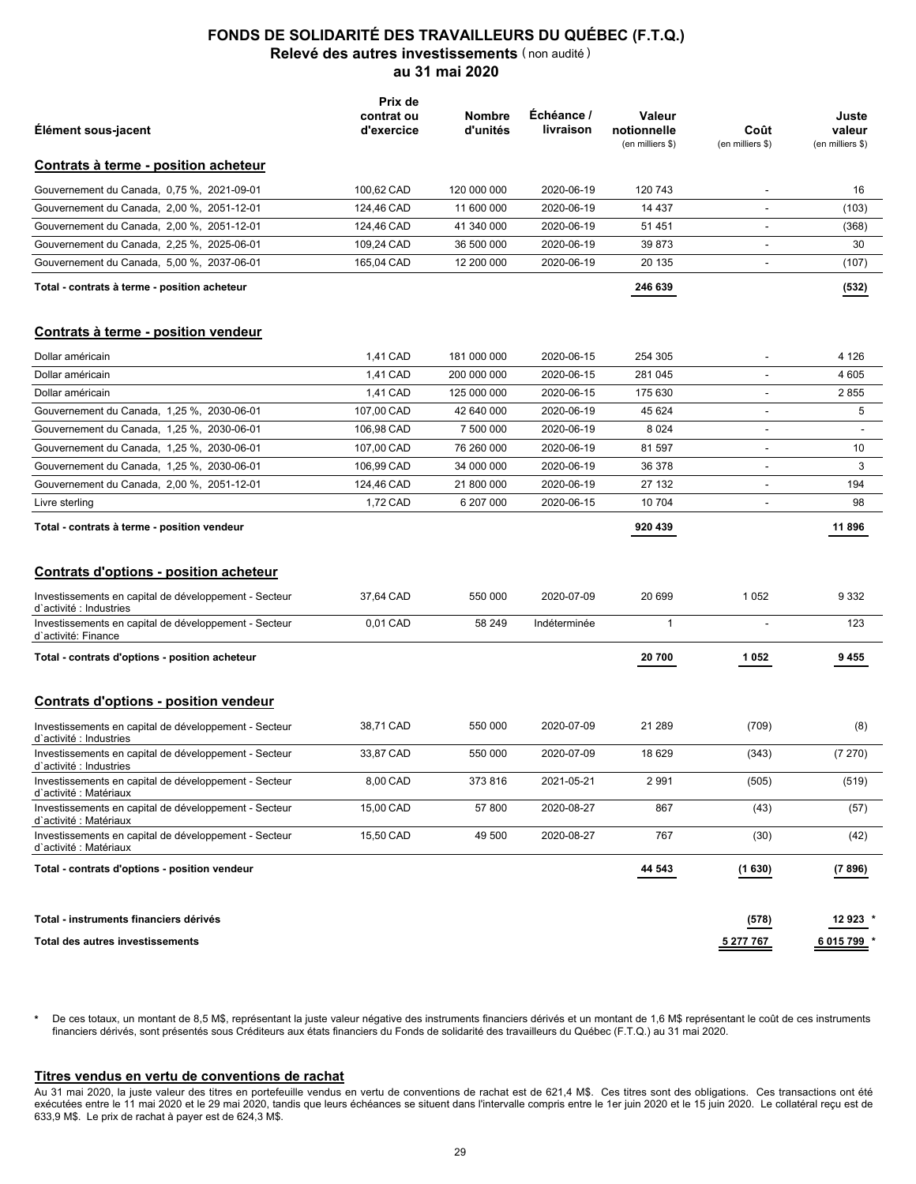# FONDS DE SOLIDARITÉ DES TRAVAILLEURS DU QUÉBEC (F.T.Q.)

**Relevé des autres investissements** (non audité)

**au 31 mai 2020**

| Élément sous-jacent | Prix de contrat ou d'exercice | Nombre d'unités | Échéance / livraison | Valeur notionnelle (en milliers $) | Coût (en milliers $) | Juste valeur (en milliers $) |
|---|---|---|---|---|---|---|
| **Contrats à terme - position acheteur** | | | | | | |
| Gouvernement du Canada, 0,75 %, 2021-09-01 | 100,62 CAD | 120 000 000 | 2020-06-19 | 120 743 | - | 16 |
| Gouvernement du Canada, 2,00 %, 2051-12-01 | 124,46 CAD | 11 600 000 | 2020-06-19 | 14 437 | - | (103) |
| Gouvernement du Canada, 2,00 %, 2051-12-01 | 124,46 CAD | 41 340 000 | 2020-06-19 | 51 451 | - | (368) |
| Gouvernement du Canada, 2,25 %, 2025-06-01 | 109,24 CAD | 36 500 000 | 2020-06-19 | 39 873 | - | 30 |
| Gouvernement du Canada, 5,00 %, 2037-06-01 | 165,04 CAD | 12 200 000 | 2020-06-19 | 20 135 | - | (107) |
| **Total - contrats à terme - position acheteur** | | | | **246 639** | | **(532)** |
| **Contrats à terme - position vendeur** | | | | | | |
| Dollar américain | 1,41 CAD | 181 000 000 | 2020-06-15 | 254 305 | - | 4 126 |
| Dollar américain | 1,41 CAD | 200 000 000 | 2020-06-15 | 281 045 | - | 4 605 |
| Dollar américain | 1,41 CAD | 125 000 000 | 2020-06-15 | 175 630 | - | 2 855 |
| Gouvernement du Canada, 1,25 %, 2030-06-01 | 107,00 CAD | 42 640 000 | 2020-06-19 | 45 624 | - | 5 |
| Gouvernement du Canada, 1,25 %, 2030-06-01 | 106,98 CAD | 7 500 000 | 2020-06-19 | 8 024 | - | - |
| Gouvernement du Canada, 1,25 %, 2030-06-01 | 107,00 CAD | 76 260 000 | 2020-06-19 | 81 597 | - | 10 |
| Gouvernement du Canada, 1,25 %, 2030-06-01 | 106,99 CAD | 34 000 000 | 2020-06-19 | 36 378 | - | 3 |
| Gouvernement du Canada, 2,00 %, 2051-12-01 | 124,46 CAD | 21 800 000 | 2020-06-19 | 27 132 | - | 194 |
| Livre sterling | 1,72 CAD | 6 207 000 | 2020-06-15 | 10 704 | - | 98 |
| **Total - contrats à terme - position vendeur** | | | | **920 439** | | **11 896** |
| **Contrats d'options - position acheteur** | | | | | | |
| Investissements en capital de développement - Secteur d`activité : Industries | 37,64 CAD | 550 000 | 2020-07-09 | 20 699 | 1 052 | 9 332 |
| Investissements en capital de développement - Secteur d`activité: Finance | 0,01 CAD | 58 249 | Indéterminée | 1 | - | 123 |
| **Total - contrats d'options - position acheteur** | | | | **20 700** | **1 052** | **9 455** |
| **Contrats d'options - position vendeur** | | | | | | |
| Investissements en capital de développement - Secteur d`activité : Industries | 38,71 CAD | 550 000 | 2020-07-09 | 21 289 | (709) | (8) |
| Investissements en capital de développement - Secteur d`activité : Industries | 33,87 CAD | 550 000 | 2020-07-09 | 18 629 | (343) | (7 270) |
| Investissements en capital de développement - Secteur d`activité : Matériaux | 8,00 CAD | 373 816 | 2021-05-21 | 2 991 | (505) | (519) |
| Investissements en capital de développement - Secteur d`activité : Matériaux | 15,00 CAD | 57 800 | 2020-08-27 | 867 | (43) | (57) |
| Investissements en capital de développement - Secteur d`activité : Matériaux | 15,50 CAD | 49 500 | 2020-08-27 | 767 | (30) | (42) |
| **Total - contrats d'options - position vendeur** | | | | **44 543** | **(1 630)** | **(7 896)** |
| **Total - instruments financiers dérivés** | | | | | **(578)** | **12 923 \*** |
| **Total des autres investissements** | | | | | **5 277 767** | **6 015 799 \*** |

\* De ces totaux, un montant de 8,5 M$, représentant la juste valeur négative des instruments financiers dérivés et un montant de 1,6 M$ représentant le coût de ces instruments financiers dérivés, sont présentés sous Créditeurs aux états financiers du Fonds de solidarité des travailleurs du Québec (F.T.Q.) au 31 mai 2020.

## Titres vendus en vertu de conventions de rachat

Au 31 mai 2020, la juste valeur des titres en portefeuille vendus en vertu de conventions de rachat est de 621,4 M$. Ces titres sont des obligations. Ces transactions ont été exécutées entre le 11 mai 2020 et le 29 mai 2020, tandis que leurs échéances se situent dans l'intervalle compris entre le 1er juin 2020 et le 15 juin 2020. Le collatéral reçu est de 633,9 M$. Le prix de rachat à payer est de 624,3 M$.